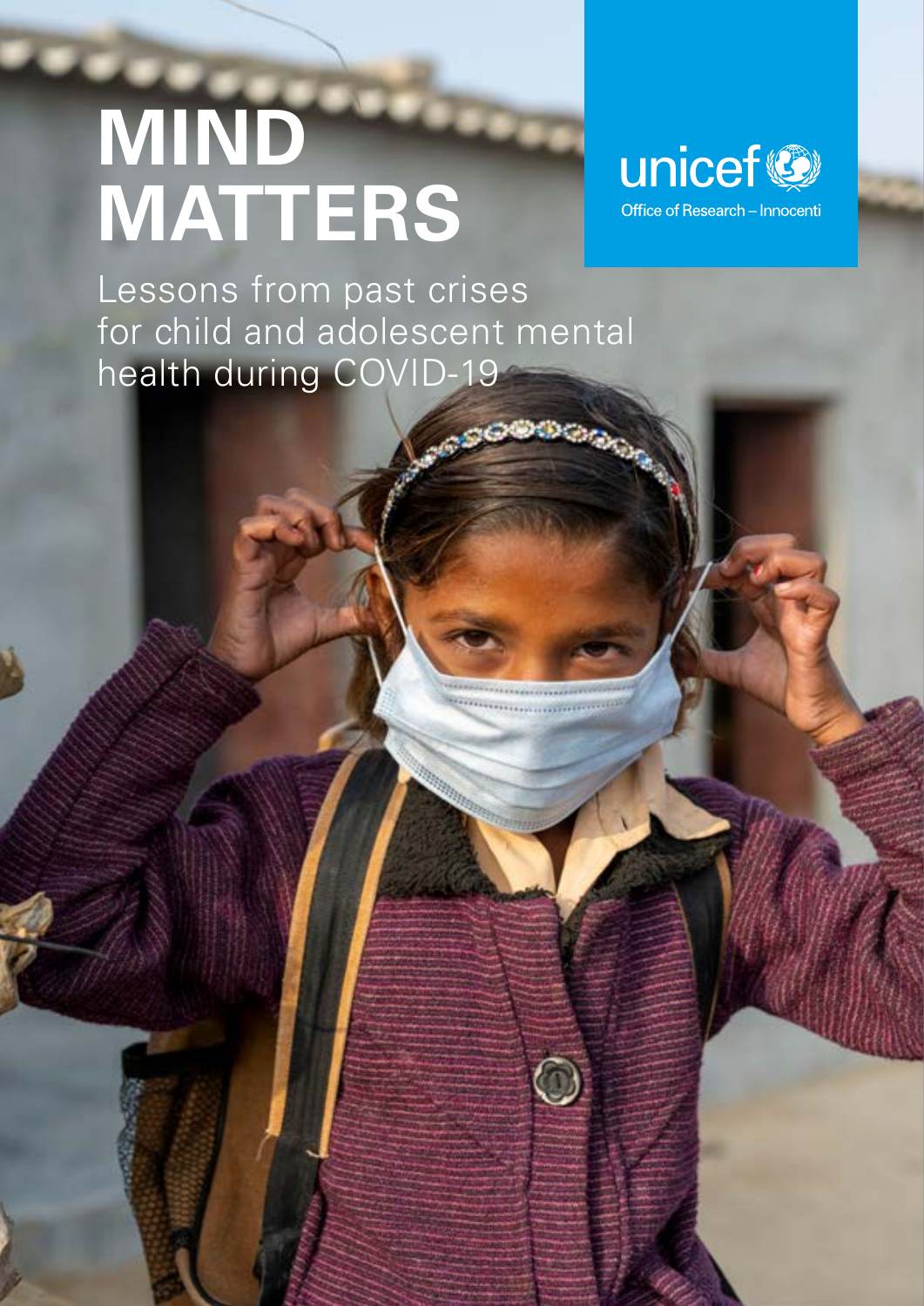# MIND MATTERS

Lessons from past crises for child and adolescent mental health during COVID-19

unicef
Office of Research – Innocenti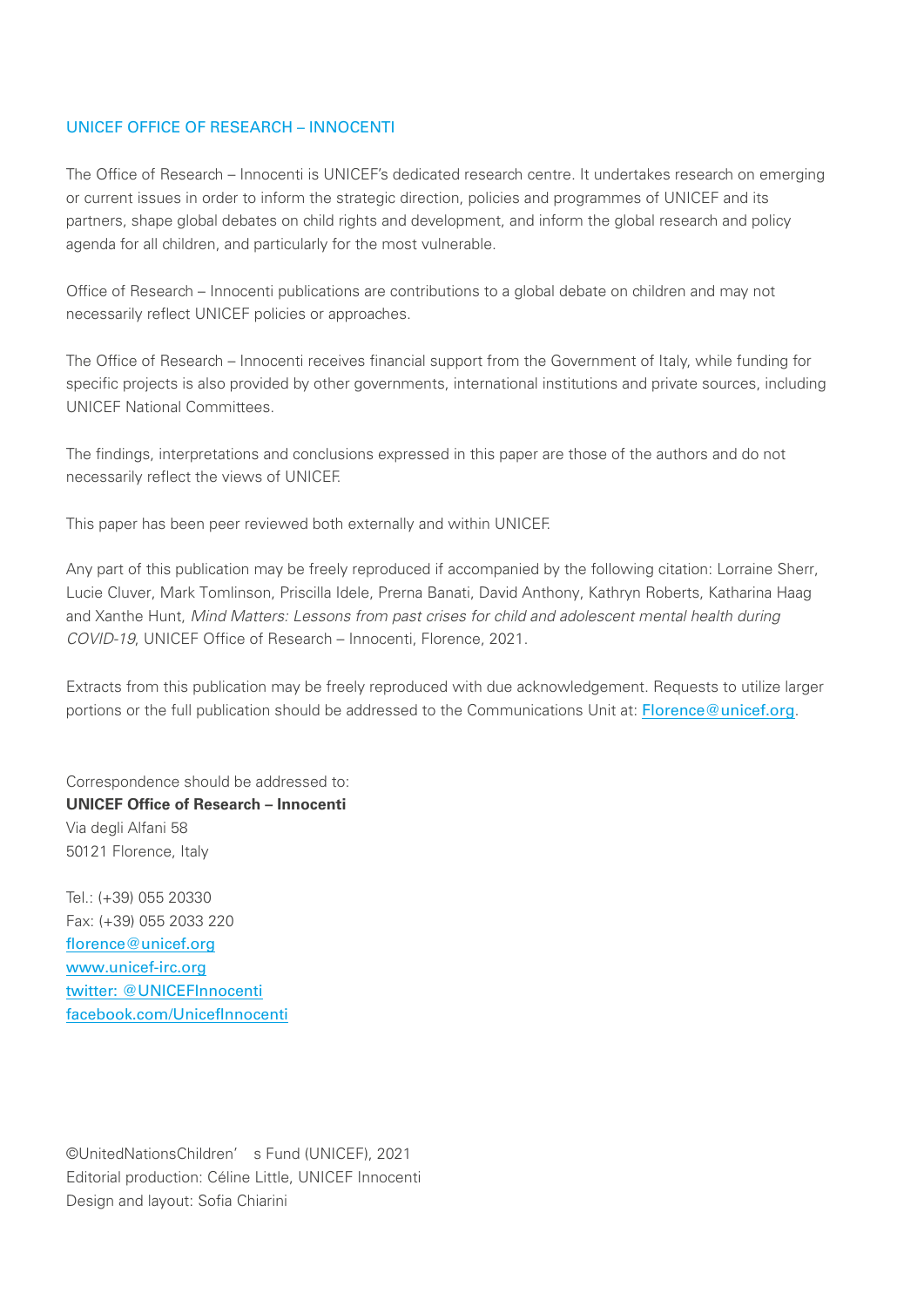UNICEF OFFICE OF RESEARCH – INNOCENTI

The Office of Research – Innocenti is UNICEF's dedicated research centre. It undertakes research on emerging or current issues in order to inform the strategic direction, policies and programmes of UNICEF and its partners, shape global debates on child rights and development, and inform the global research and policy agenda for all children, and particularly for the most vulnerable.

Office of Research – Innocenti publications are contributions to a global debate on children and may not necessarily reflect UNICEF policies or approaches.

The Office of Research – Innocenti receives financial support from the Government of Italy, while funding for specific projects is also provided by other governments, international institutions and private sources, including UNICEF National Committees.

The findings, interpretations and conclusions expressed in this paper are those of the authors and do not necessarily reflect the views of UNICEF.

This paper has been peer reviewed both externally and within UNICEF.

Any part of this publication may be freely reproduced if accompanied by the following citation: Lorraine Sherr, Lucie Cluver, Mark Tomlinson, Priscilla Idele, Prerna Banati, David Anthony, Kathryn Roberts, Katharina Haag and Xanthe Hunt, *Mind Matters: Lessons from past crises for child and adolescent mental health during COVID-19*, UNICEF Office of Research – Innocenti, Florence, 2021.

Extracts from this publication may be freely reproduced with due acknowledgement. Requests to utilize larger portions or the full publication should be addressed to the Communications Unit at: Florence@unicef.org.

Correspondence should be addressed to:
**UNICEF Office of Research – Innocenti**
Via degli Alfani 58
50121 Florence, Italy

Tel.: (+39) 055 20330
Fax: (+39) 055 2033 220
florence@unicef.org
www.unicef-irc.org
twitter: @UNICEFInnocenti
facebook.com/UnicefInnocenti

©United Nations Children's Fund (UNICEF), 2021
Editorial production: Céline Little, UNICEF Innocenti
Design and layout: Sofia Chiarini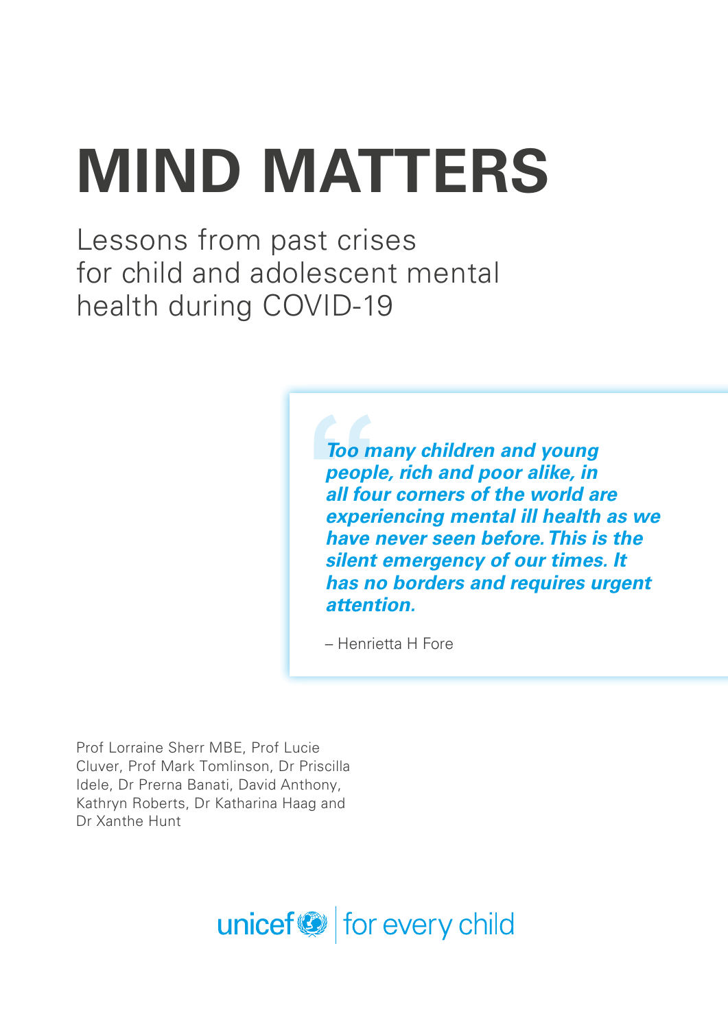# MIND MATTERS

Lessons from past crises for child and adolescent mental health during COVID-19

> ***Too many children and young people, rich and poor alike, in all four corners of the world are experiencing mental ill health as we have never seen before. This is the silent emergency of our times. It has no borders and requires urgent attention.***
>
> – Henrietta H Fore

Prof Lorraine Sherr MBE, Prof Lucie Cluver, Prof Mark Tomlinson, Dr Priscilla Idele, Dr Prerna Banati, David Anthony, Kathryn Roberts, Dr Katharina Haag and Dr Xanthe Hunt

unicef | for every child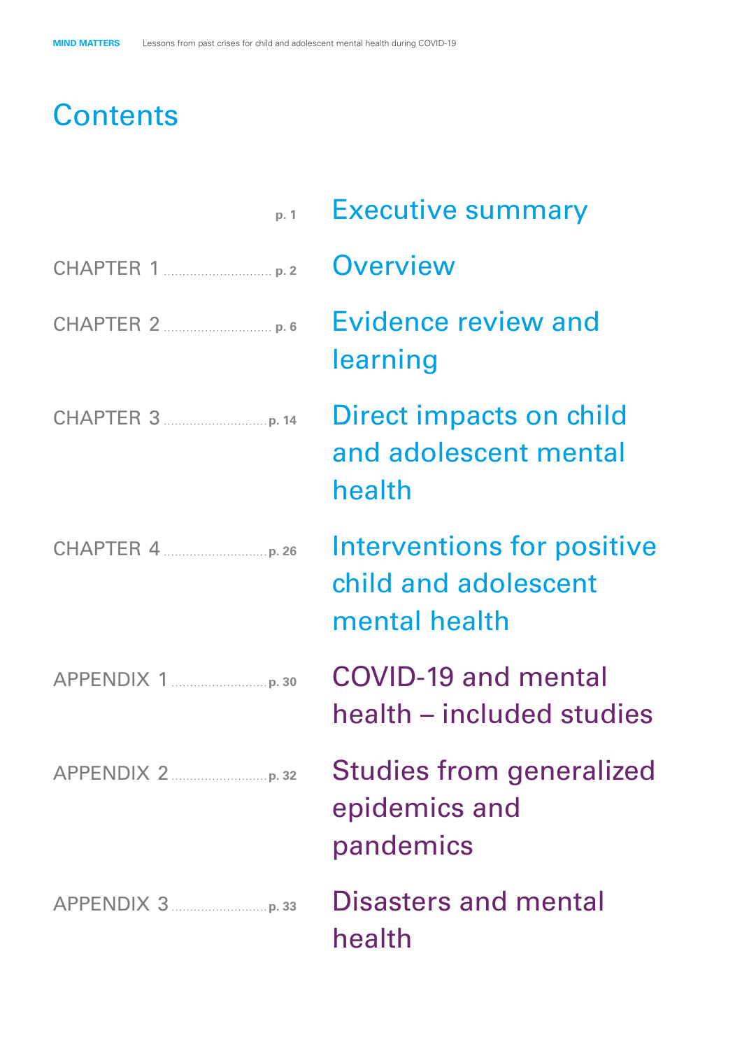# Contents

| | | |
|---|---|---|
| | p. 1 | Executive summary |
| CHAPTER 1 | p. 2 | Overview |
| CHAPTER 2 | p. 6 | Evidence review and learning |
| CHAPTER 3 | p. 14 | Direct impacts on child and adolescent mental health |
| CHAPTER 4 | p. 26 | Interventions for positive child and adolescent mental health |
| APPENDIX 1 | p. 30 | COVID-19 and mental health – included studies |
| APPENDIX 2 | p. 32 | Studies from generalized epidemics and pandemics |
| APPENDIX 3 | p. 33 | Disasters and mental health |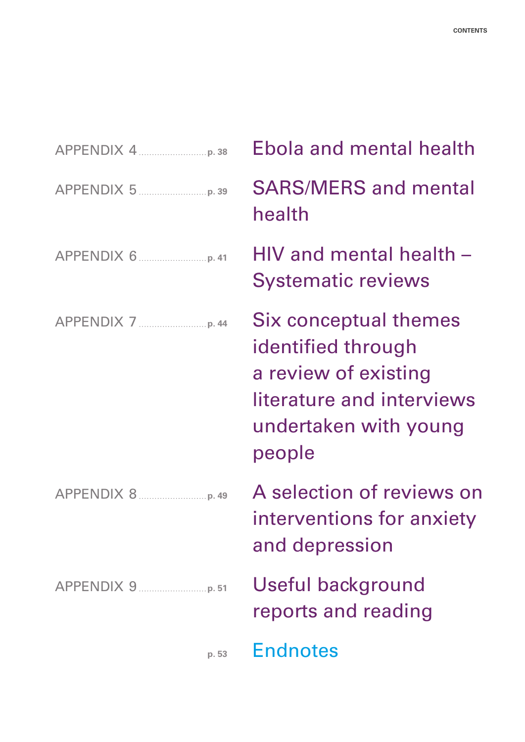APPENDIX 4 ........................ p. 38 — Ebola and mental health

APPENDIX 5 ........................ p. 39 — SARS/MERS and mental health

APPENDIX 6 ........................ p. 41 — HIV and mental health – Systematic reviews

APPENDIX 7 ........................ p. 44 — Six conceptual themes identified through a review of existing literature and interviews undertaken with young people

APPENDIX 8 ........................ p. 49 — A selection of reviews on interventions for anxiety and depression

APPENDIX 9 ........................ p. 51 — Useful background reports and reading

p. 53 — Endnotes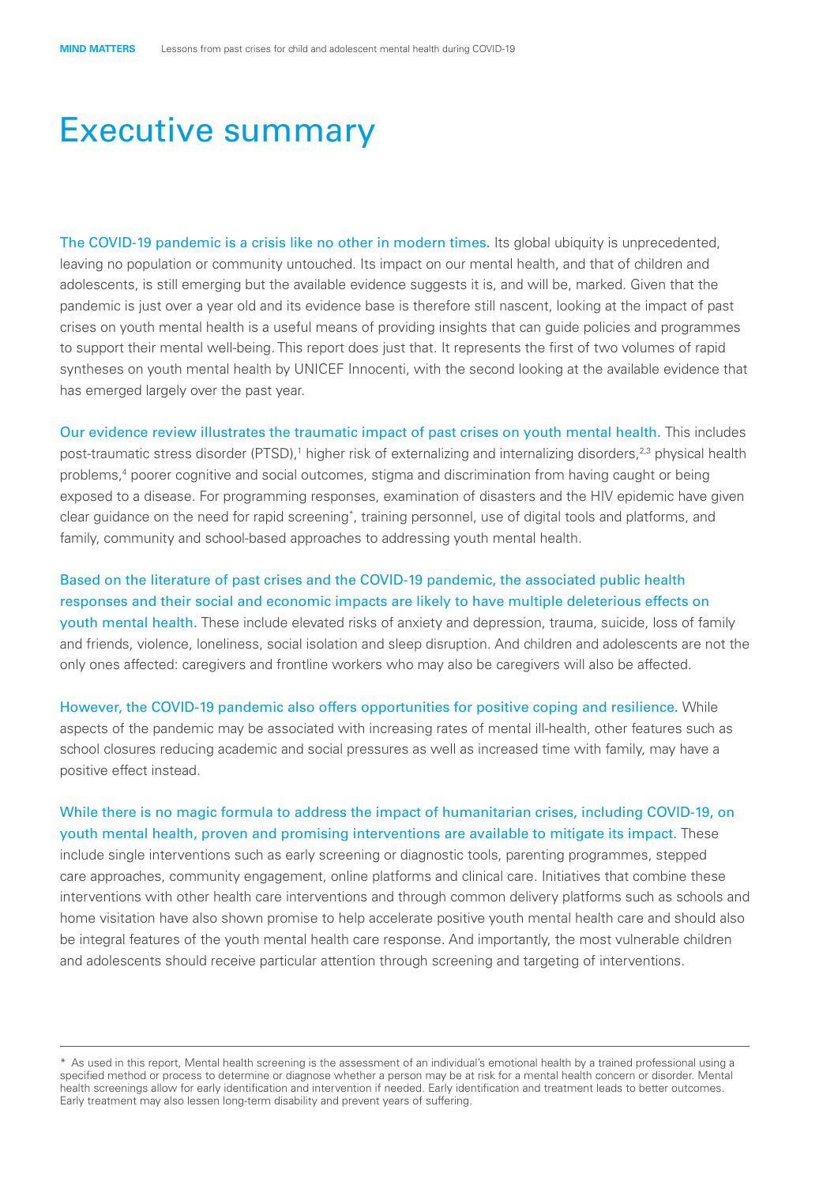# Executive summary

The COVID-19 pandemic is a crisis like no other in modern times. Its global ubiquity is unprecedented, leaving no population or community untouched. Its impact on our mental health, and that of children and adolescents, is still emerging but the available evidence suggests it is, and will be, marked. Given that the pandemic is just over a year old and its evidence base is therefore still nascent, looking at the impact of past crises on youth mental health is a useful means of providing insights that can guide policies and programmes to support their mental well-being. This report does just that. It represents the first of two volumes of rapid syntheses on youth mental health by UNICEF Innocenti, with the second looking at the available evidence that has emerged largely over the past year.

Our evidence review illustrates the traumatic impact of past crises on youth mental health. This includes post-traumatic stress disorder (PTSD),[1] higher risk of externalizing and internalizing disorders,[2,3] physical health problems,[4] poorer cognitive and social outcomes, stigma and discrimination from having caught or being exposed to a disease. For programming responses, examination of disasters and the HIV epidemic have given clear guidance on the need for rapid screening*, training personnel, use of digital tools and platforms, and family, community and school-based approaches to addressing youth mental health.

Based on the literature of past crises and the COVID-19 pandemic, the associated public health responses and their social and economic impacts are likely to have multiple deleterious effects on youth mental health. These include elevated risks of anxiety and depression, trauma, suicide, loss of family and friends, violence, loneliness, social isolation and sleep disruption. And children and adolescents are not the only ones affected: caregivers and frontline workers who may also be caregivers will also be affected.

However, the COVID-19 pandemic also offers opportunities for positive coping and resilience. While aspects of the pandemic may be associated with increasing rates of mental ill-health, other features such as school closures reducing academic and social pressures as well as increased time with family, may have a positive effect instead.

While there is no magic formula to address the impact of humanitarian crises, including COVID-19, on youth mental health, proven and promising interventions are available to mitigate its impact. These include single interventions such as early screening or diagnostic tools, parenting programmes, stepped care approaches, community engagement, online platforms and clinical care. Initiatives that combine these interventions with other health care interventions and through common delivery platforms such as schools and home visitation have also shown promise to help accelerate positive youth mental health care and should also be integral features of the youth mental health care response. And importantly, the most vulnerable children and adolescents should receive particular attention through screening and targeting of interventions.

---

* As used in this report, Mental health screening is the assessment of an individual's emotional health by a trained professional using a specified method or process to determine or diagnose whether a person may be at risk for a mental health concern or disorder. Mental health screenings allow for early identification and intervention if needed. Early identification and treatment leads to better outcomes. Early treatment may also lessen long-term disability and prevent years of suffering.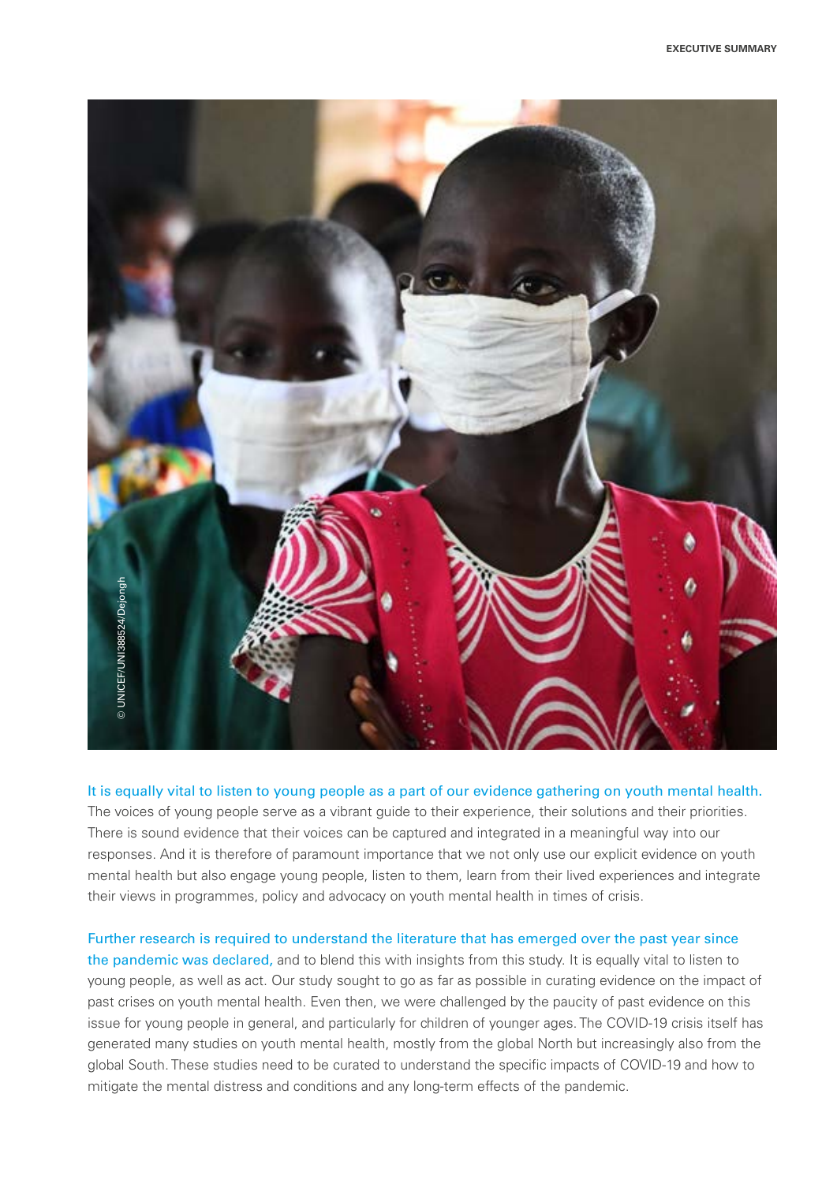It is equally vital to listen to young people as a part of our evidence gathering on youth mental health. The voices of young people serve as a vibrant guide to their experience, their solutions and their priorities. There is sound evidence that their voices can be captured and integrated in a meaningful way into our responses. And it is therefore of paramount importance that we not only use our explicit evidence on youth mental health but also engage young people, listen to them, learn from their lived experiences and integrate their views in programmes, policy and advocacy on youth mental health in times of crisis.

Further research is required to understand the literature that has emerged over the past year since the pandemic was declared, and to blend this with insights from this study. It is equally vital to listen to young people, as well as act. Our study sought to go as far as possible in curating evidence on the impact of past crises on youth mental health. Even then, we were challenged by the paucity of past evidence on this issue for young people in general, and particularly for children of younger ages. The COVID-19 crisis itself has generated many studies on youth mental health, mostly from the global North but increasingly also from the global South. These studies need to be curated to understand the specific impacts of COVID-19 and how to mitigate the mental distress and conditions and any long-term effects of the pandemic.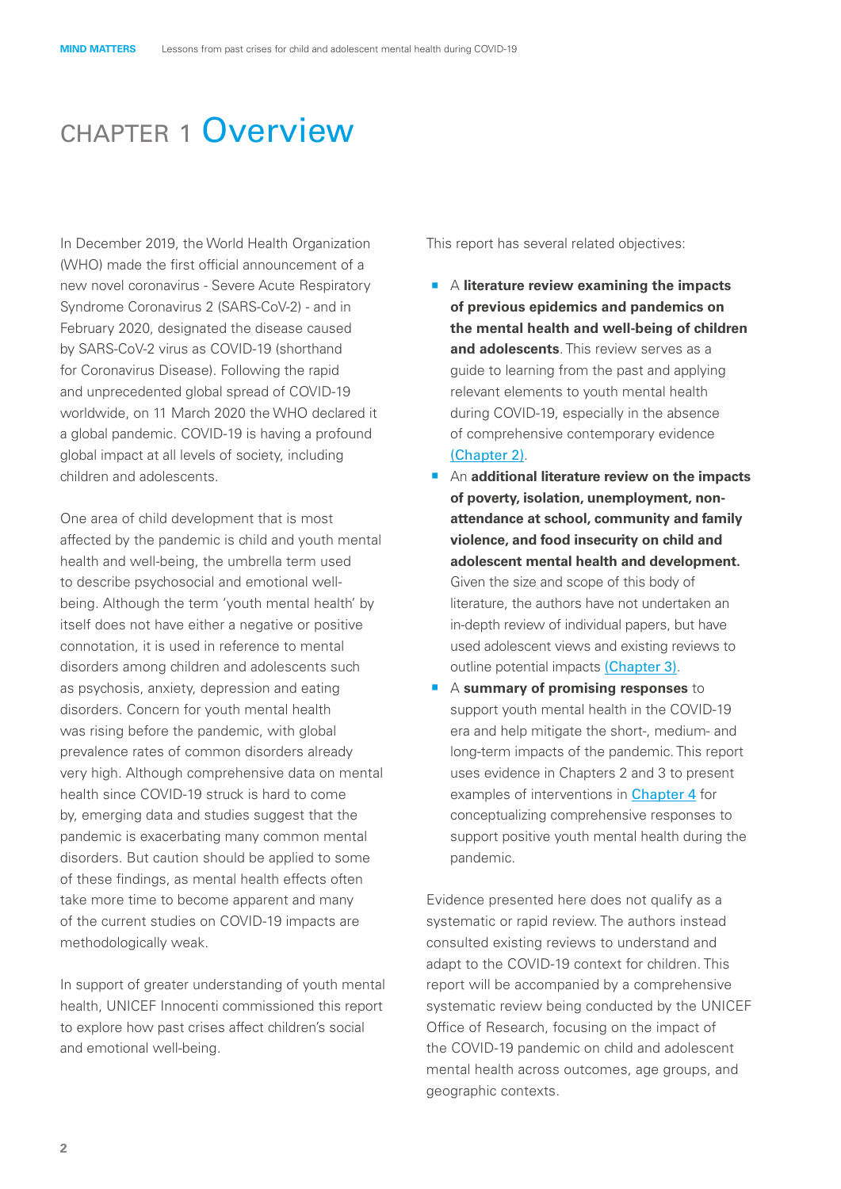# CHAPTER 1 Overview

In December 2019, the World Health Organization (WHO) made the first official announcement of a new novel coronavirus - Severe Acute Respiratory Syndrome Coronavirus 2 (SARS-CoV-2) - and in February 2020, designated the disease caused by SARS-CoV-2 virus as COVID-19 (shorthand for Coronavirus Disease). Following the rapid and unprecedented global spread of COVID-19 worldwide, on 11 March 2020 the WHO declared it a global pandemic. COVID-19 is having a profound global impact at all levels of society, including children and adolescents.

One area of child development that is most affected by the pandemic is child and youth mental health and well-being, the umbrella term used to describe psychosocial and emotional well-being. Although the term 'youth mental health' by itself does not have either a negative or positive connotation, it is used in reference to mental disorders among children and adolescents such as psychosis, anxiety, depression and eating disorders. Concern for youth mental health was rising before the pandemic, with global prevalence rates of common disorders already very high. Although comprehensive data on mental health since COVID-19 struck is hard to come by, emerging data and studies suggest that the pandemic is exacerbating many common mental disorders. But caution should be applied to some of these findings, as mental health effects often take more time to become apparent and many of the current studies on COVID-19 impacts are methodologically weak.

In support of greater understanding of youth mental health, UNICEF Innocenti commissioned this report to explore how past crises affect children's social and emotional well-being.

This report has several related objectives:

- A **literature review examining the impacts of previous epidemics and pandemics on the mental health and well-being of children and adolescents**. This review serves as a guide to learning from the past and applying relevant elements to youth mental health during COVID-19, especially in the absence of comprehensive contemporary evidence (Chapter 2).
- An **additional literature review on the impacts of poverty, isolation, unemployment, non-attendance at school, community and family violence, and food insecurity on child and adolescent mental health and development.** Given the size and scope of this body of literature, the authors have not undertaken an in-depth review of individual papers, but have used adolescent views and existing reviews to outline potential impacts (Chapter 3).
- A **summary of promising responses** to support youth mental health in the COVID-19 era and help mitigate the short-, medium- and long-term impacts of the pandemic. This report uses evidence in Chapters 2 and 3 to present examples of interventions in Chapter 4 for conceptualizing comprehensive responses to support positive youth mental health during the pandemic.

Evidence presented here does not qualify as a systematic or rapid review. The authors instead consulted existing reviews to understand and adapt to the COVID-19 context for children. This report will be accompanied by a comprehensive systematic review being conducted by the UNICEF Office of Research, focusing on the impact of the COVID-19 pandemic on child and adolescent mental health across outcomes, age groups, and geographic contexts.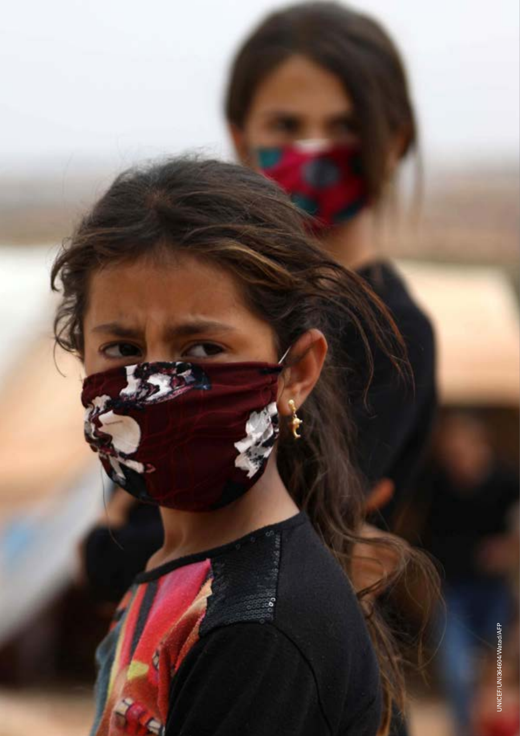UNICEF/UNI364604/Watad/AFP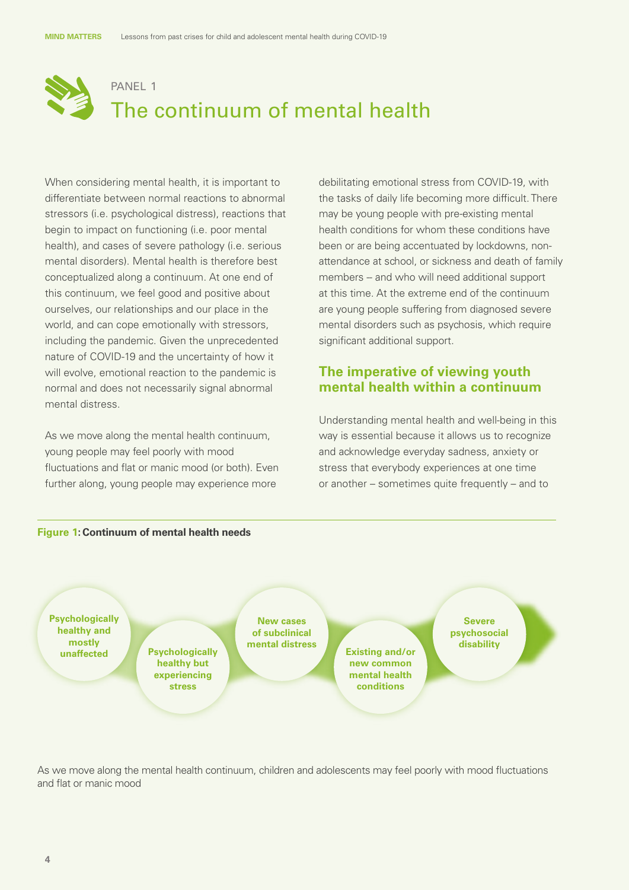PANEL 1

# The continuum of mental health

When considering mental health, it is important to differentiate between normal reactions to abnormal stressors (i.e. psychological distress), reactions that begin to impact on functioning (i.e. poor mental health), and cases of severe pathology (i.e. serious mental disorders). Mental health is therefore best conceptualized along a continuum. At one end of this continuum, we feel good and positive about ourselves, our relationships and our place in the world, and can cope emotionally with stressors, including the pandemic. Given the unprecedented nature of COVID-19 and the uncertainty of how it will evolve, emotional reaction to the pandemic is normal and does not necessarily signal abnormal mental distress.

As we move along the mental health continuum, young people may feel poorly with mood fluctuations and flat or manic mood (or both). Even further along, young people may experience more debilitating emotional stress from COVID-19, with the tasks of daily life becoming more difficult. There may be young people with pre-existing mental health conditions for whom these conditions have been or are being accentuated by lockdowns, non-attendance at school, or sickness and death of family members – and who will need additional support at this time. At the extreme end of the continuum are young people suffering from diagnosed severe mental disorders such as psychosis, which require significant additional support.

## The imperative of viewing youth mental health within a continuum

Understanding mental health and well-being in this way is essential because it allows us to recognize and acknowledge everyday sadness, anxiety or stress that everybody experiences at one time or another – sometimes quite frequently – and to

**Figure 1: Continuum of mental health needs**

Psychologically healthy and mostly unaffected → Psychologically healthy but experiencing stress → New cases of subclinical mental distress → Existing and/or new common mental health conditions → Severe psychosocial disability

As we move along the mental health continuum, children and adolescents may feel poorly with mood fluctuations and flat or manic mood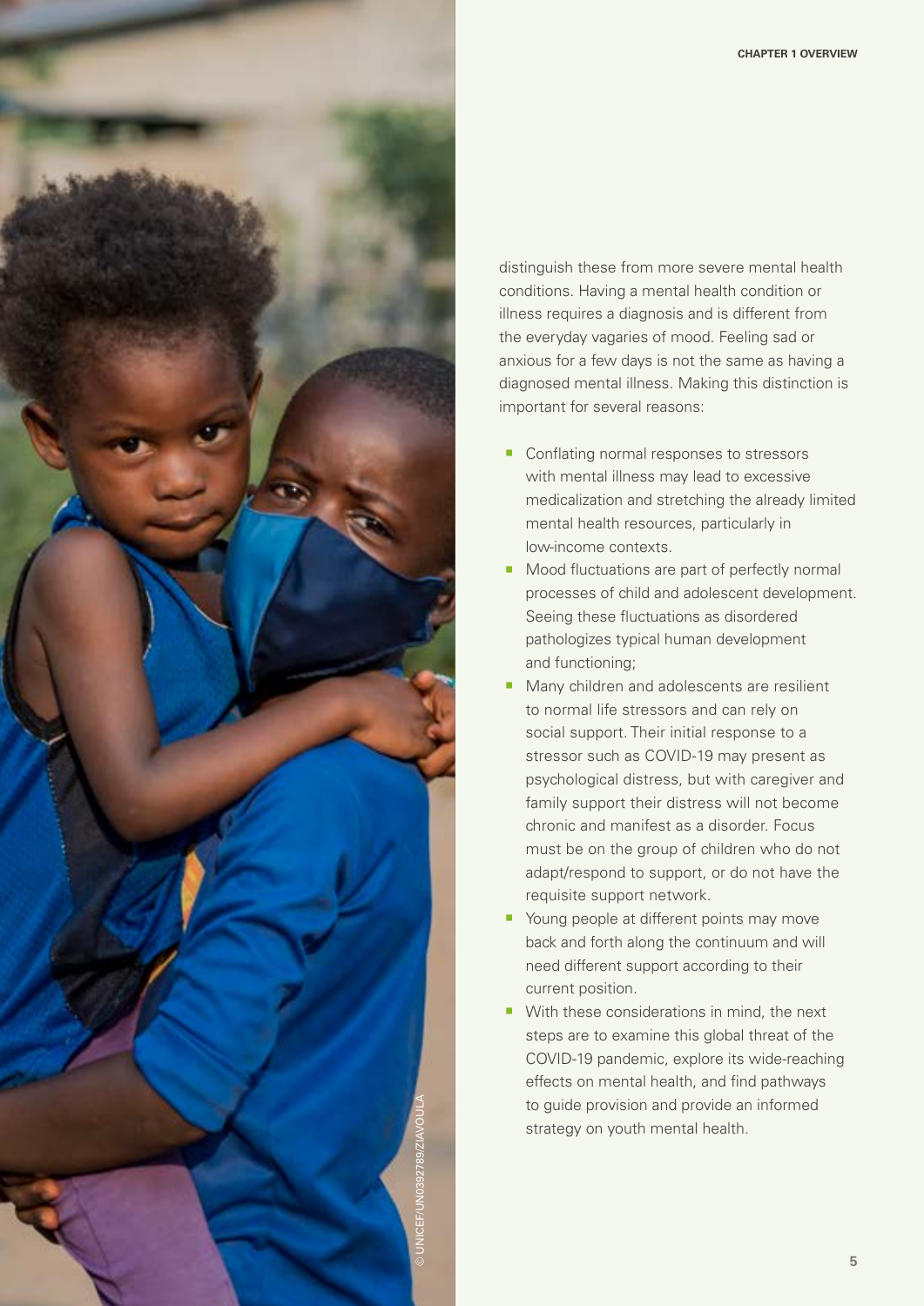distinguish these from more severe mental health conditions. Having a mental health condition or illness requires a diagnosis and is different from the everyday vagaries of mood. Feeling sad or anxious for a few days is not the same as having a diagnosed mental illness. Making this distinction is important for several reasons:

- Conflating normal responses to stressors with mental illness may lead to excessive medicalization and stretching the already limited mental health resources, particularly in low-income contexts.
- Mood fluctuations are part of perfectly normal processes of child and adolescent development. Seeing these fluctuations as disordered pathologizes typical human development and functioning;
- Many children and adolescents are resilient to normal life stressors and can rely on social support. Their initial response to a stressor such as COVID-19 may present as psychological distress, but with caregiver and family support their distress will not become chronic and manifest as a disorder. Focus must be on the group of children who do not adapt/respond to support, or do not have the requisite support network.
- Young people at different points may move back and forth along the continuum and will need different support according to their current position.
- With these considerations in mind, the next steps are to examine this global threat of the COVID-19 pandemic, explore its wide-reaching effects on mental health, and find pathways to guide provision and provide an informed strategy on youth mental health.

© UNICEF/UN0392789/ZIAVOULA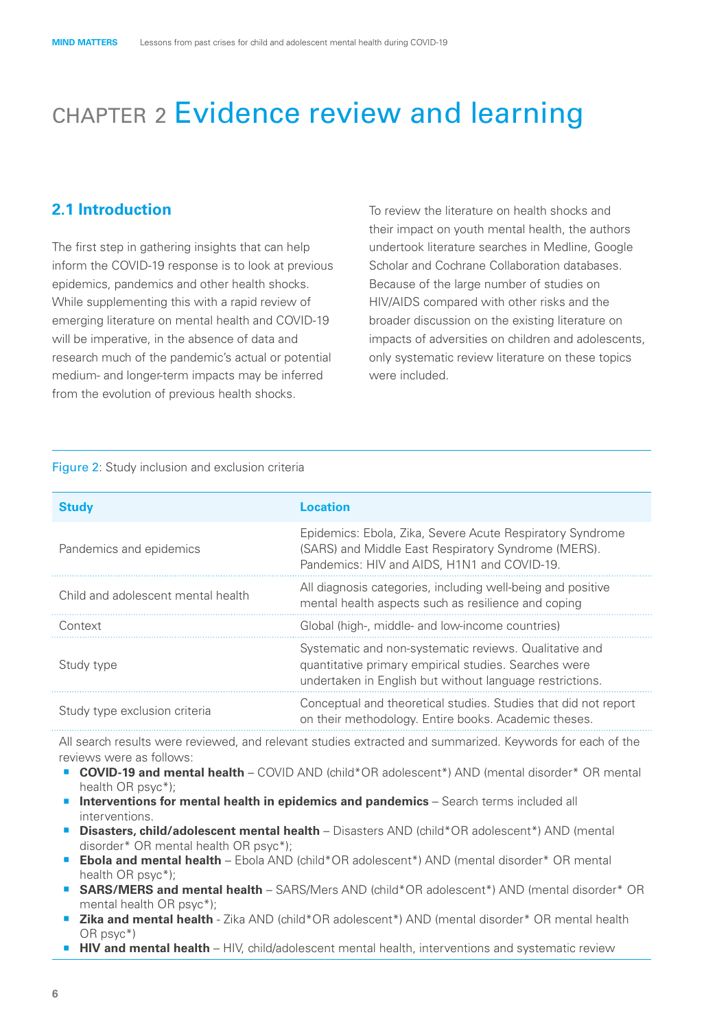# CHAPTER 2 Evidence review and learning

## 2.1 Introduction

The first step in gathering insights that can help inform the COVID-19 response is to look at previous epidemics, pandemics and other health shocks. While supplementing this with a rapid review of emerging literature on mental health and COVID-19 will be imperative, in the absence of data and research much of the pandemic's actual or potential medium- and longer-term impacts may be inferred from the evolution of previous health shocks.

To review the literature on health shocks and their impact on youth mental health, the authors undertook literature searches in Medline, Google Scholar and Cochrane Collaboration databases. Because of the large number of studies on HIV/AIDS compared with other risks and the broader discussion on the existing literature on impacts of adversities on children and adolescents, only systematic review literature on these topics were included.

Figure 2: Study inclusion and exclusion criteria

| Study | Location |
|---|---|
| Pandemics and epidemics | Epidemics: Ebola, Zika, Severe Acute Respiratory Syndrome (SARS) and Middle East Respiratory Syndrome (MERS). Pandemics: HIV and AIDS, H1N1 and COVID-19. |
| Child and adolescent mental health | All diagnosis categories, including well-being and positive mental health aspects such as resilience and coping |
| Context | Global (high-, middle- and low-income countries) |
| Study type | Systematic and non-systematic reviews. Qualitative and quantitative primary empirical studies. Searches were undertaken in English but without language restrictions. |
| Study type exclusion criteria | Conceptual and theoretical studies. Studies that did not report on their methodology. Entire books. Academic theses. |

All search results were reviewed, and relevant studies extracted and summarized. Keywords for each of the reviews were as follows:

- **COVID-19 and mental health** – COVID AND (child*OR adolescent*) AND (mental disorder* OR mental health OR psyc*);
- **Interventions for mental health in epidemics and pandemics** – Search terms included all interventions.
- **Disasters, child/adolescent mental health** – Disasters AND (child*OR adolescent*) AND (mental disorder* OR mental health OR psyc*);
- **Ebola and mental health** – Ebola AND (child*OR adolescent*) AND (mental disorder* OR mental health OR psyc*);
- **SARS/MERS and mental health** – SARS/Mers AND (child*OR adolescent*) AND (mental disorder* OR mental health OR psyc*);
- **Zika and mental health** - Zika AND (child*OR adolescent*) AND (mental disorder* OR mental health OR psyc*)
- **HIV and mental health** – HIV, child/adolescent mental health, interventions and systematic review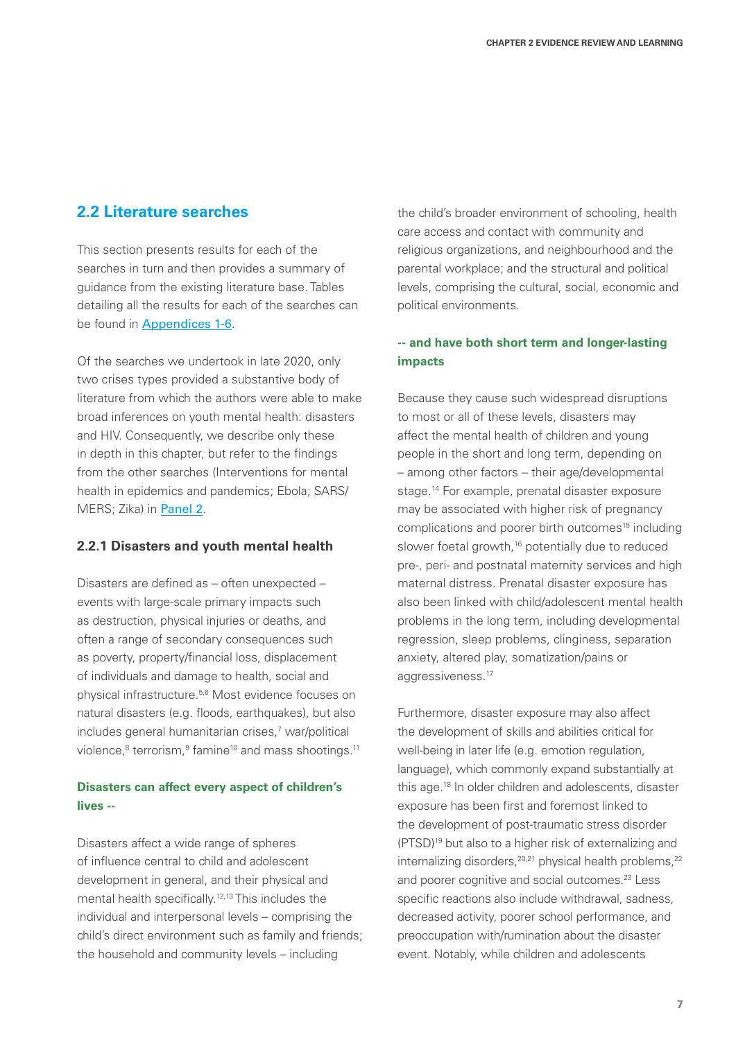## 2.2 Literature searches

This section presents results for each of the searches in turn and then provides a summary of guidance from the existing literature base. Tables detailing all the results for each of the searches can be found in Appendices 1-6.

Of the searches we undertook in late 2020, only two crises types provided a substantive body of literature from which the authors were able to make broad inferences on youth mental health: disasters and HIV. Consequently, we describe only these in depth in this chapter, but refer to the findings from the other searches (Interventions for mental health in epidemics and pandemics; Ebola; SARS/MERS; Zika) in Panel 2.

### 2.2.1 Disasters and youth mental health

Disasters are defined as – often unexpected – events with large-scale primary impacts such as destruction, physical injuries or deaths, and often a range of secondary consequences such as poverty, property/financial loss, displacement of individuals and damage to health, social and physical infrastructure.[5,6] Most evidence focuses on natural disasters (e.g. floods, earthquakes), but also includes general humanitarian crises,[7] war/political violence,[8] terrorism,[9] famine[10] and mass shootings.[11]

#### Disasters can affect every aspect of children's lives --

Disasters affect a wide range of spheres of influence central to child and adolescent development in general, and their physical and mental health specifically.[12,13] This includes the individual and interpersonal levels – comprising the child's direct environment such as family and friends; the household and community levels – including the child's broader environment of schooling, health care access and contact with community and religious organizations, and neighbourhood and the parental workplace; and the structural and political levels, comprising the cultural, social, economic and political environments.

#### -- and have both short term and longer-lasting impacts

Because they cause such widespread disruptions to most or all of these levels, disasters may affect the mental health of children and young people in the short and long term, depending on – among other factors – their age/developmental stage.[14] For example, prenatal disaster exposure may be associated with higher risk of pregnancy complications and poorer birth outcomes[15] including slower foetal growth,[16] potentially due to reduced pre-, peri- and postnatal maternity services and high maternal distress. Prenatal disaster exposure has also been linked with child/adolescent mental health problems in the long term, including developmental regression, sleep problems, clinginess, separation anxiety, altered play, somatization/pains or aggressiveness.[17]

Furthermore, disaster exposure may also affect the development of skills and abilities critical for well-being in later life (e.g. emotion regulation, language), which commonly expand substantially at this age.[18] In older children and adolescents, disaster exposure has been first and foremost linked to the development of post-traumatic stress disorder (PTSD)[19] but also to a higher risk of externalizing and internalizing disorders,[20,21] physical health problems,[22] and poorer cognitive and social outcomes.[23] Less specific reactions also include withdrawal, sadness, decreased activity, poorer school performance, and preoccupation with/rumination about the disaster event. Notably, while children and adolescents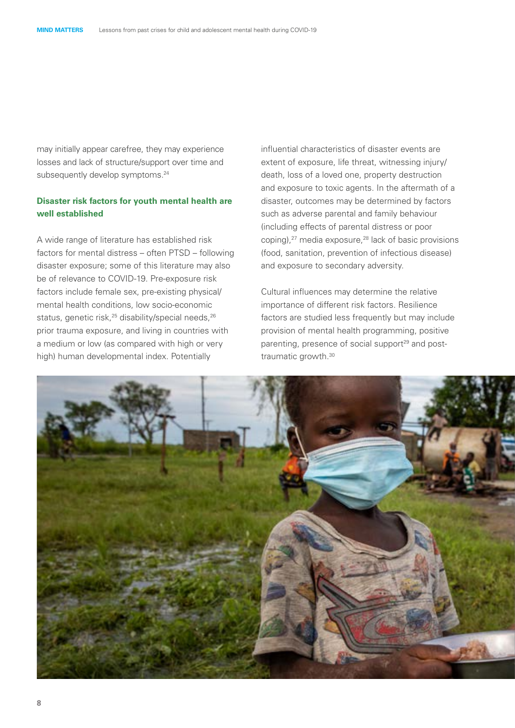may initially appear carefree, they may experience losses and lack of structure/support over time and subsequently develop symptoms.[24]

### Disaster risk factors for youth mental health are well established

A wide range of literature has established risk factors for mental distress – often PTSD – following disaster exposure; some of this literature may also be of relevance to COVID-19. Pre-exposure risk factors include female sex, pre-existing physical/mental health conditions, low socio-economic status, genetic risk,[25] disability/special needs,[26] prior trauma exposure, and living in countries with a medium or low (as compared with high or very high) human developmental index. Potentially influential characteristics of disaster events are extent of exposure, life threat, witnessing injury/death, loss of a loved one, property destruction and exposure to toxic agents. In the aftermath of a disaster, outcomes may be determined by factors such as adverse parental and family behaviour (including effects of parental distress or poor coping),[27] media exposure,[28] lack of basic provisions (food, sanitation, prevention of infectious disease) and exposure to secondary adversity.

Cultural influences may determine the relative importance of different risk factors. Resilience factors are studied less frequently but may include provision of mental health programming, positive parenting, presence of social support[29] and post-traumatic growth.[30]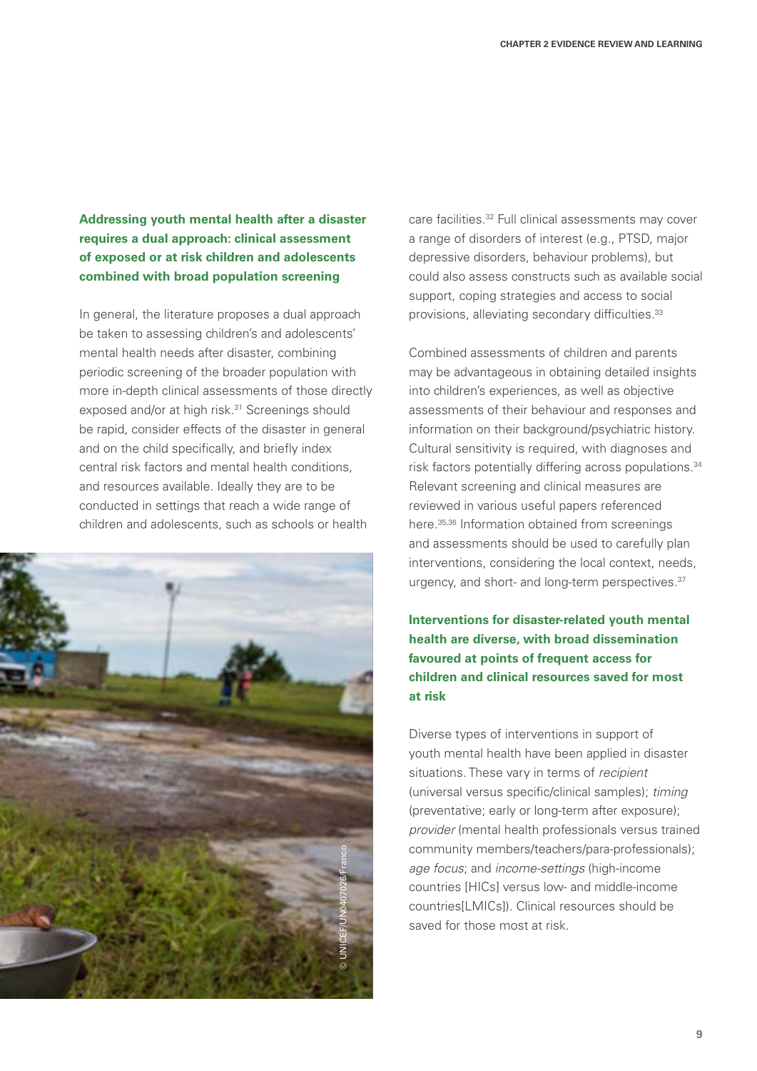**Addressing youth mental health after a disaster requires a dual approach: clinical assessment of exposed or at risk children and adolescents combined with broad population screening**

In general, the literature proposes a dual approach be taken to assessing children's and adolescents' mental health needs after disaster, combining periodic screening of the broader population with more in-depth clinical assessments of those directly exposed and/or at high risk.[31] Screenings should be rapid, consider effects of the disaster in general and on the child specifically, and briefly index central risk factors and mental health conditions, and resources available. Ideally they are to be conducted in settings that reach a wide range of children and adolescents, such as schools or health care facilities.[32] Full clinical assessments may cover a range of disorders of interest (e.g., PTSD, major depressive disorders, behaviour problems), but could also assess constructs such as available social support, coping strategies and access to social provisions, alleviating secondary difficulties.[33]

© UNICEF/UN0407026/Franco

Combined assessments of children and parents may be advantageous in obtaining detailed insights into children's experiences, as well as objective assessments of their behaviour and responses and information on their background/psychiatric history. Cultural sensitivity is required, with diagnoses and risk factors potentially differing across populations.[34] Relevant screening and clinical measures are reviewed in various useful papers referenced here.[35,36] Information obtained from screenings and assessments should be used to carefully plan interventions, considering the local context, needs, urgency, and short- and long-term perspectives.[37]

**Interventions for disaster-related youth mental health are diverse, with broad dissemination favoured at points of frequent access for children and clinical resources saved for most at risk**

Diverse types of interventions in support of youth mental health have been applied in disaster situations. These vary in terms of *recipient* (universal versus specific/clinical samples); *timing* (preventative; early or long-term after exposure); *provider* (mental health professionals versus trained community members/teachers/para-professionals); *age focus*; and *income-settings* (high-income countries [HICs] versus low- and middle-income countries[LMICs]). Clinical resources should be saved for those most at risk.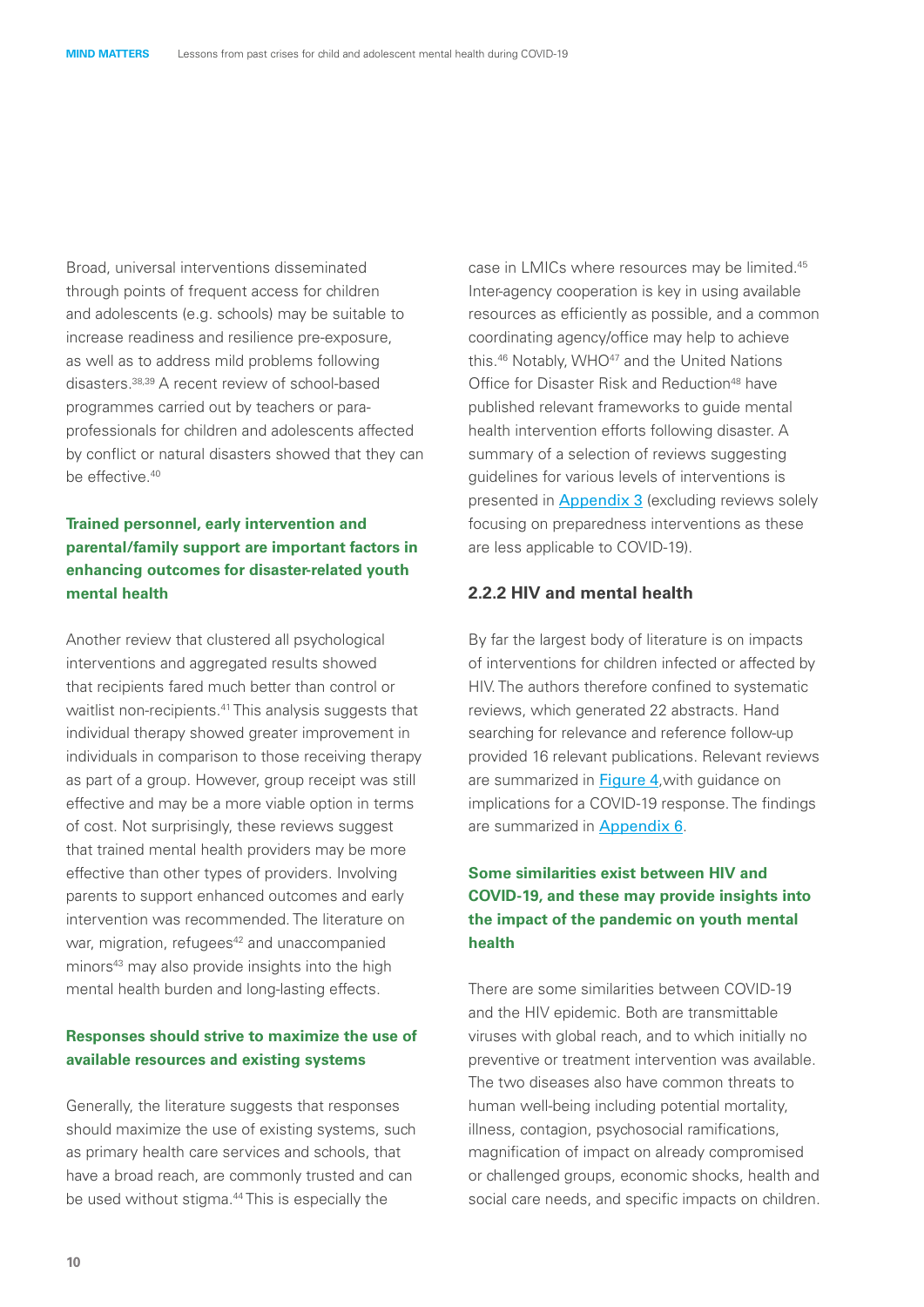Broad, universal interventions disseminated through points of frequent access for children and adolescents (e.g. schools) may be suitable to increase readiness and resilience pre-exposure, as well as to address mild problems following disasters.[38,39] A recent review of school-based programmes carried out by teachers or para-professionals for children and adolescents affected by conflict or natural disasters showed that they can be effective.[40]

**Trained personnel, early intervention and parental/family support are important factors in enhancing outcomes for disaster-related youth mental health**

Another review that clustered all psychological interventions and aggregated results showed that recipients fared much better than control or waitlist non-recipients.[41] This analysis suggests that individual therapy showed greater improvement in individuals in comparison to those receiving therapy as part of a group. However, group receipt was still effective and may be a more viable option in terms of cost. Not surprisingly, these reviews suggest that trained mental health providers may be more effective than other types of providers. Involving parents to support enhanced outcomes and early intervention was recommended. The literature on war, migration, refugees[42] and unaccompanied minors[43] may also provide insights into the high mental health burden and long-lasting effects.

**Responses should strive to maximize the use of available resources and existing systems**

Generally, the literature suggests that responses should maximize the use of existing systems, such as primary health care services and schools, that have a broad reach, are commonly trusted and can be used without stigma.[44] This is especially the case in LMICs where resources may be limited.[45] Inter-agency cooperation is key in using available resources as efficiently as possible, and a common coordinating agency/office may help to achieve this.[46] Notably, WHO[47] and the United Nations Office for Disaster Risk and Reduction[48] have published relevant frameworks to guide mental health intervention efforts following disaster. A summary of a selection of reviews suggesting guidelines for various levels of interventions is presented in Appendix 3 (excluding reviews solely focusing on preparedness interventions as these are less applicable to COVID-19).

### 2.2.2 HIV and mental health

By far the largest body of literature is on impacts of interventions for children infected or affected by HIV. The authors therefore confined to systematic reviews, which generated 22 abstracts. Hand searching for relevance and reference follow-up provided 16 relevant publications. Relevant reviews are summarized in Figure 4,with guidance on implications for a COVID-19 response. The findings are summarized in Appendix 6.

**Some similarities exist between HIV and COVID-19, and these may provide insights into the impact of the pandemic on youth mental health**

There are some similarities between COVID-19 and the HIV epidemic. Both are transmittable viruses with global reach, and to which initially no preventive or treatment intervention was available. The two diseases also have common threats to human well-being including potential mortality, illness, contagion, psychosocial ramifications, magnification of impact on already compromised or challenged groups, economic shocks, health and social care needs, and specific impacts on children.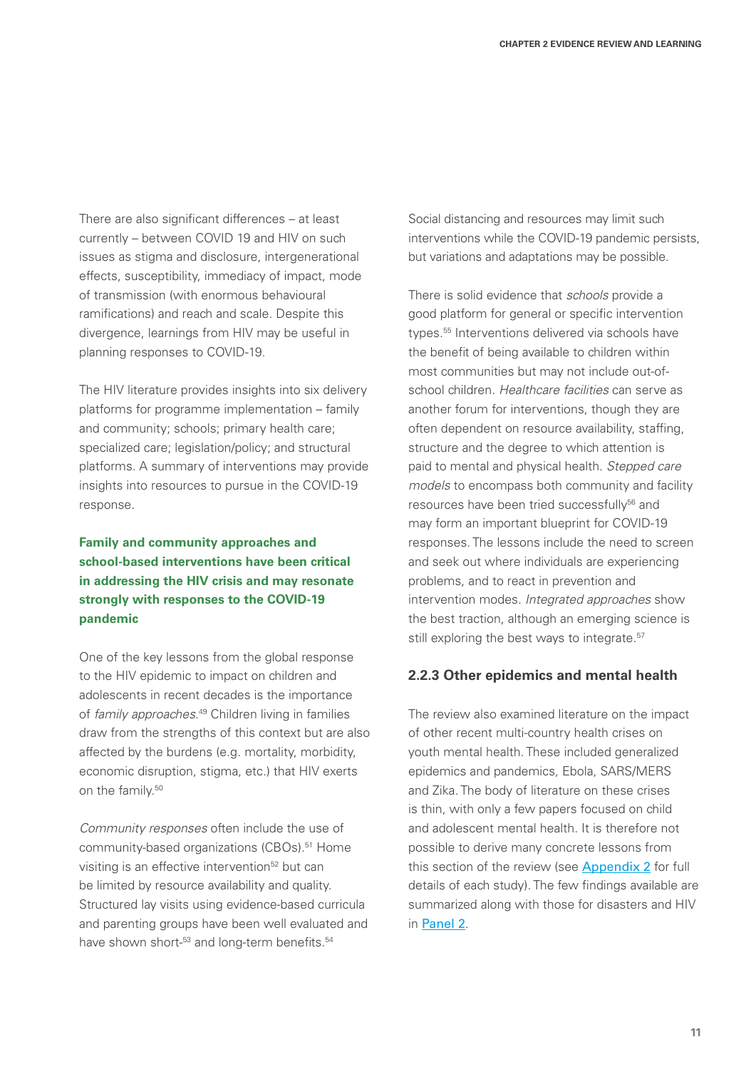There are also significant differences – at least currently – between COVID 19 and HIV on such issues as stigma and disclosure, intergenerational effects, susceptibility, immediacy of impact, mode of transmission (with enormous behavioural ramifications) and reach and scale. Despite this divergence, learnings from HIV may be useful in planning responses to COVID-19.

The HIV literature provides insights into six delivery platforms for programme implementation – family and community; schools; primary health care; specialized care; legislation/policy; and structural platforms. A summary of interventions may provide insights into resources to pursue in the COVID-19 response.

**Family and community approaches and school-based interventions have been critical in addressing the HIV crisis and may resonate strongly with responses to the COVID-19 pandemic**

One of the key lessons from the global response to the HIV epidemic to impact on children and adolescents in recent decades is the importance of *family approaches*.[49] Children living in families draw from the strengths of this context but are also affected by the burdens (e.g. mortality, morbidity, economic disruption, stigma, etc.) that HIV exerts on the family.[50]

*Community responses* often include the use of community-based organizations (CBOs).[51] Home visiting is an effective intervention[52] but can be limited by resource availability and quality. Structured lay visits using evidence-based curricula and parenting groups have been well evaluated and have shown short-[53] and long-term benefits.[54] Social distancing and resources may limit such interventions while the COVID-19 pandemic persists, but variations and adaptations may be possible.

There is solid evidence that *schools* provide a good platform for general or specific intervention types.[55] Interventions delivered via schools have the benefit of being available to children within most communities but may not include out-of-school children. *Healthcare facilities* can serve as another forum for interventions, though they are often dependent on resource availability, staffing, structure and the degree to which attention is paid to mental and physical health. *Stepped care models* to encompass both community and facility resources have been tried successfully[56] and may form an important blueprint for COVID-19 responses. The lessons include the need to screen and seek out where individuals are experiencing problems, and to react in prevention and intervention modes. *Integrated approaches* show the best traction, although an emerging science is still exploring the best ways to integrate.[57]

### 2.2.3 Other epidemics and mental health

The review also examined literature on the impact of other recent multi-country health crises on youth mental health. These included generalized epidemics and pandemics, Ebola, SARS/MERS and Zika. The body of literature on these crises is thin, with only a few papers focused on child and adolescent mental health. It is therefore not possible to derive many concrete lessons from this section of the review (see Appendix 2 for full details of each study). The few findings available are summarized along with those for disasters and HIV in Panel 2.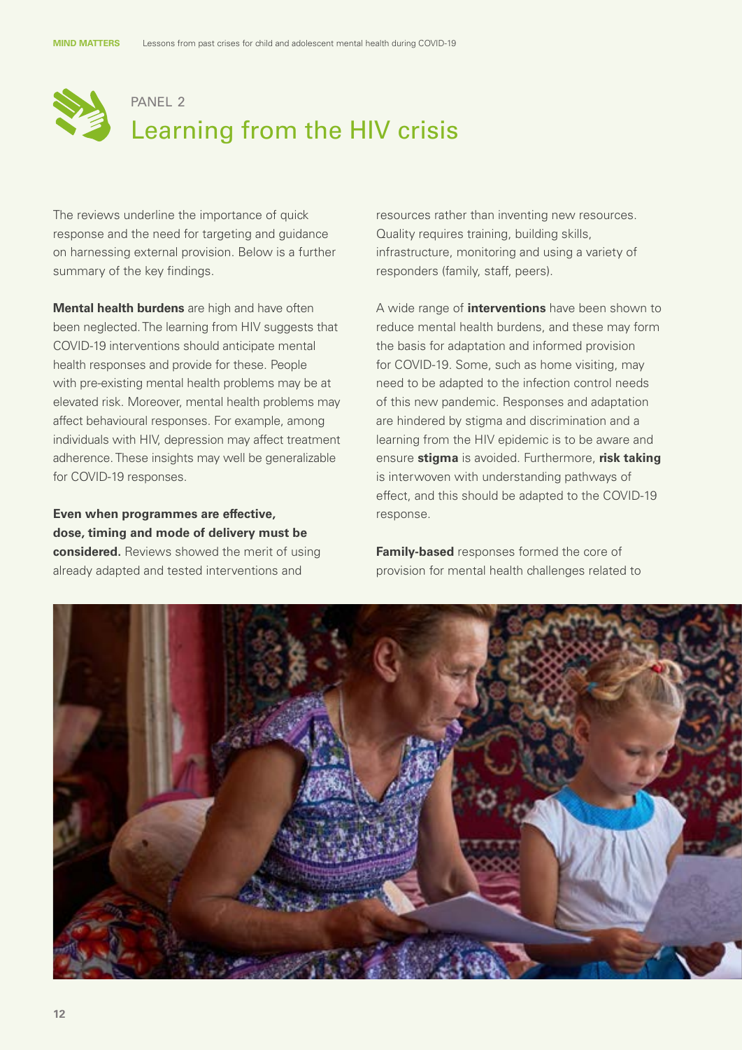PANEL 2

# Learning from the HIV crisis

The reviews underline the importance of quick response and the need for targeting and guidance on harnessing external provision. Below is a further summary of the key findings.

**Mental health burdens** are high and have often been neglected. The learning from HIV suggests that COVID-19 interventions should anticipate mental health responses and provide for these. People with pre-existing mental health problems may be at elevated risk. Moreover, mental health problems may affect behavioural responses. For example, among individuals with HIV, depression may affect treatment adherence. These insights may well be generalizable for COVID-19 responses.

**Even when programmes are effective, dose, timing and mode of delivery must be considered.** Reviews showed the merit of using already adapted and tested interventions and resources rather than inventing new resources. Quality requires training, building skills, infrastructure, monitoring and using a variety of responders (family, staff, peers).

A wide range of **interventions** have been shown to reduce mental health burdens, and these may form the basis for adaptation and informed provision for COVID-19. Some, such as home visiting, may need to be adapted to the infection control needs of this new pandemic. Responses and adaptation are hindered by stigma and discrimination and a learning from the HIV epidemic is to be aware and ensure **stigma** is avoided. Furthermore, **risk taking** is interwoven with understanding pathways of effect, and this should be adapted to the COVID-19 response.

**Family-based** responses formed the core of provision for mental health challenges related to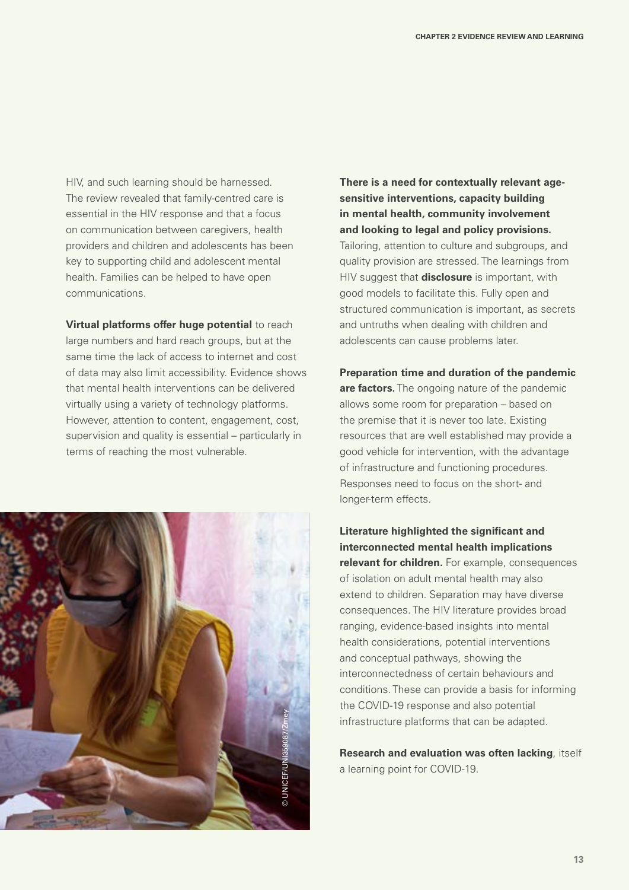HIV, and such learning should be harnessed. The review revealed that family-centred care is essential in the HIV response and that a focus on communication between caregivers, health providers and children and adolescents has been key to supporting child and adolescent mental health. Families can be helped to have open communications.

**Virtual platforms offer huge potential** to reach large numbers and hard reach groups, but at the same time the lack of access to internet and cost of data may also limit accessibility. Evidence shows that mental health interventions can be delivered virtually using a variety of technology platforms. However, attention to content, engagement, cost, supervision and quality is essential – particularly in terms of reaching the most vulnerable.

© UNICEF/UNI359087/Zmey

**There is a need for contextually relevant age-sensitive interventions, capacity building in mental health, community involvement and looking to legal and policy provisions.** Tailoring, attention to culture and subgroups, and quality provision are stressed. The learnings from HIV suggest that **disclosure** is important, with good models to facilitate this. Fully open and structured communication is important, as secrets and untruths when dealing with children and adolescents can cause problems later.

**Preparation time and duration of the pandemic are factors.** The ongoing nature of the pandemic allows some room for preparation – based on the premise that it is never too late. Existing resources that are well established may provide a good vehicle for intervention, with the advantage of infrastructure and functioning procedures. Responses need to focus on the short- and longer-term effects.

**Literature highlighted the significant and interconnected mental health implications relevant for children.** For example, consequences of isolation on adult mental health may also extend to children. Separation may have diverse consequences. The HIV literature provides broad ranging, evidence-based insights into mental health considerations, potential interventions and conceptual pathways, showing the interconnectedness of certain behaviours and conditions. These can provide a basis for informing the COVID-19 response and also potential infrastructure platforms that can be adapted.

**Research and evaluation was often lacking**, itself a learning point for COVID-19.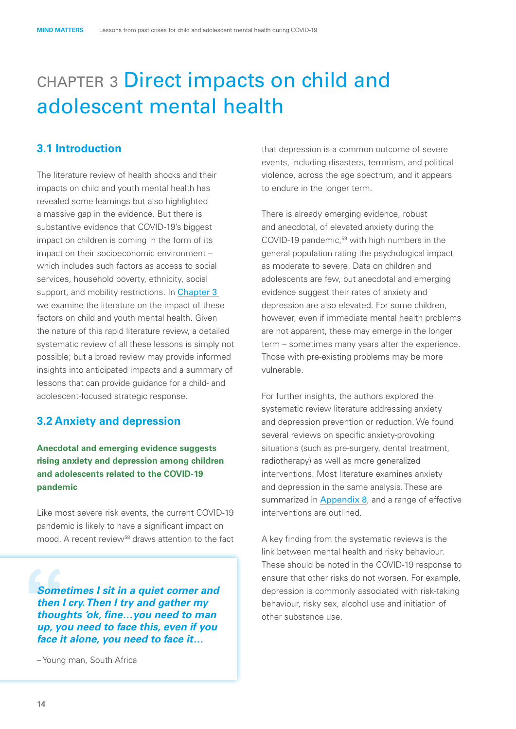# CHAPTER 3 Direct impacts on child and adolescent mental health

## 3.1 Introduction

The literature review of health shocks and their impacts on child and youth mental health has revealed some learnings but also highlighted a massive gap in the evidence. But there is substantive evidence that COVID-19's biggest impact on children is coming in the form of its impact on their socioeconomic environment – which includes such factors as access to social services, household poverty, ethnicity, social support, and mobility restrictions. In Chapter 3 we examine the literature on the impact of these factors on child and youth mental health. Given the nature of this rapid literature review, a detailed systematic review of all these lessons is simply not possible; but a broad review may provide informed insights into anticipated impacts and a summary of lessons that can provide guidance for a child- and adolescent-focused strategic response.

## 3.2 Anxiety and depression

**Anecdotal and emerging evidence suggests rising anxiety and depression among children and adolescents related to the COVID-19 pandemic**

Like most severe risk events, the current COVID-19 pandemic is likely to have a significant impact on mood. A recent review[58] draws attention to the fact that depression is a common outcome of severe events, including disasters, terrorism, and political violence, across the age spectrum, and it appears to endure in the longer term.

> ***Sometimes I sit in a quiet corner and then I cry. Then I try and gather my thoughts 'ok, fine…you need to man up, you need to face this, even if you face it alone, you need to face it…***
>
> – Young man, South Africa

There is already emerging evidence, robust and anecdotal, of elevated anxiety during the COVID-19 pandemic,[59] with high numbers in the general population rating the psychological impact as moderate to severe. Data on children and adolescents are few, but anecdotal and emerging evidence suggest their rates of anxiety and depression are also elevated. For some children, however, even if immediate mental health problems are not apparent, these may emerge in the longer term – sometimes many years after the experience. Those with pre-existing problems may be more vulnerable.

For further insights, the authors explored the systematic review literature addressing anxiety and depression prevention or reduction. We found several reviews on specific anxiety-provoking situations (such as pre-surgery, dental treatment, radiotherapy) as well as more generalized interventions. Most literature examines anxiety and depression in the same analysis. These are summarized in Appendix 8, and a range of effective interventions are outlined.

A key finding from the systematic reviews is the link between mental health and risky behaviour. These should be noted in the COVID-19 response to ensure that other risks do not worsen. For example, depression is commonly associated with risk-taking behaviour, risky sex, alcohol use and initiation of other substance use.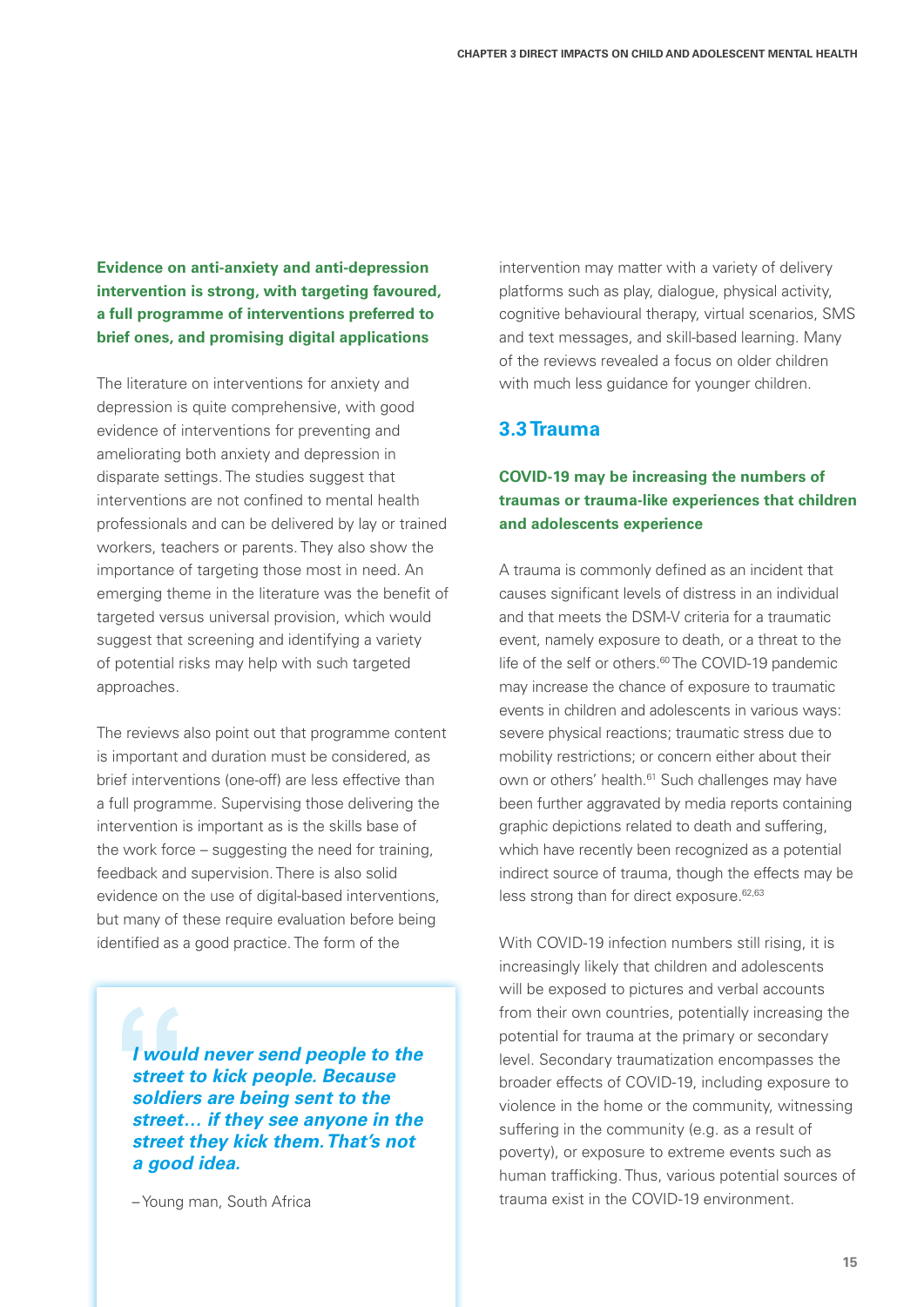**Evidence on anti-anxiety and anti-depression intervention is strong, with targeting favoured, a full programme of interventions preferred to brief ones, and promising digital applications**

The literature on interventions for anxiety and depression is quite comprehensive, with good evidence of interventions for preventing and ameliorating both anxiety and depression in disparate settings. The studies suggest that interventions are not confined to mental health professionals and can be delivered by lay or trained workers, teachers or parents. They also show the importance of targeting those most in need. An emerging theme in the literature was the benefit of targeted versus universal provision, which would suggest that screening and identifying a variety of potential risks may help with such targeted approaches.

The reviews also point out that programme content is important and duration must be considered, as brief interventions (one-off) are less effective than a full programme. Supervising those delivering the intervention is important as is the skills base of the work force – suggesting the need for training, feedback and supervision. There is also solid evidence on the use of digital-based interventions, but many of these require evaluation before being identified as a good practice. The form of the intervention may matter with a variety of delivery platforms such as play, dialogue, physical activity, cognitive behavioural therapy, virtual scenarios, SMS and text messages, and skill-based learning. Many of the reviews revealed a focus on older children with much less guidance for younger children.

> ***I would never send people to the street to kick people. Because soldiers are being sent to the street… if they see anyone in the street they kick them. That's not a good idea.***
>
> – Young man, South Africa

## 3.3 Trauma

**COVID-19 may be increasing the numbers of traumas or trauma-like experiences that children and adolescents experience**

A trauma is commonly defined as an incident that causes significant levels of distress in an individual and that meets the DSM-V criteria for a traumatic event, namely exposure to death, or a threat to the life of the self or others.[60] The COVID-19 pandemic may increase the chance of exposure to traumatic events in children and adolescents in various ways: severe physical reactions; traumatic stress due to mobility restrictions; or concern either about their own or others' health.[61] Such challenges may have been further aggravated by media reports containing graphic depictions related to death and suffering, which have recently been recognized as a potential indirect source of trauma, though the effects may be less strong than for direct exposure.[62,63]

With COVID-19 infection numbers still rising, it is increasingly likely that children and adolescents will be exposed to pictures and verbal accounts from their own countries, potentially increasing the potential for trauma at the primary or secondary level. Secondary traumatization encompasses the broader effects of COVID-19, including exposure to violence in the home or the community, witnessing suffering in the community (e.g. as a result of poverty), or exposure to extreme events such as human trafficking. Thus, various potential sources of trauma exist in the COVID-19 environment.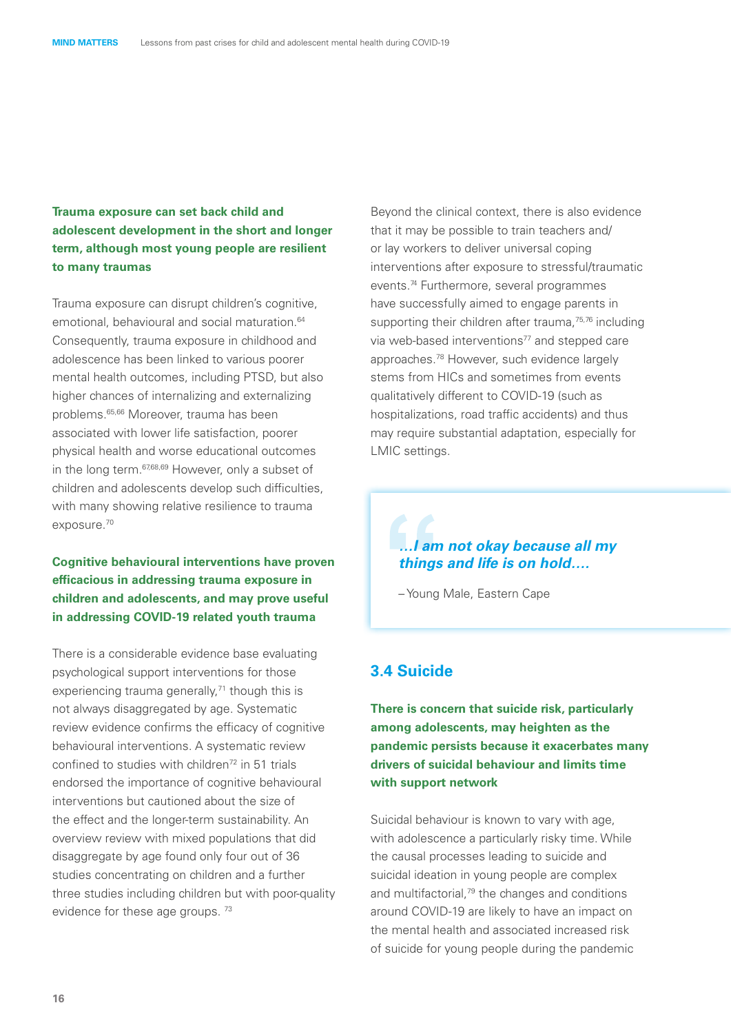**Trauma exposure can set back child and adolescent development in the short and longer term, although most young people are resilient to many traumas**

Trauma exposure can disrupt children's cognitive, emotional, behavioural and social maturation.[64] Consequently, trauma exposure in childhood and adolescence has been linked to various poorer mental health outcomes, including PTSD, but also higher chances of internalizing and externalizing problems.[65,66] Moreover, trauma has been associated with lower life satisfaction, poorer physical health and worse educational outcomes in the long term.[67,68,69] However, only a subset of children and adolescents develop such difficulties, with many showing relative resilience to trauma exposure.[70]

**Cognitive behavioural interventions have proven efficacious in addressing trauma exposure in children and adolescents, and may prove useful in addressing COVID-19 related youth trauma**

There is a considerable evidence base evaluating psychological support interventions for those experiencing trauma generally,[71] though this is not always disaggregated by age. Systematic review evidence confirms the efficacy of cognitive behavioural interventions. A systematic review confined to studies with children[72] in 51 trials endorsed the importance of cognitive behavioural interventions but cautioned about the size of the effect and the longer-term sustainability. An overview review with mixed populations that did disaggregate by age found only four out of 36 studies concentrating on children and a further three studies including children but with poor-quality evidence for these age groups.[73]

Beyond the clinical context, there is also evidence that it may be possible to train teachers and/or lay workers to deliver universal coping interventions after exposure to stressful/traumatic events.[74] Furthermore, several programmes have successfully aimed to engage parents in supporting their children after trauma,[75,76] including via web-based interventions[77] and stepped care approaches.[78] However, such evidence largely stems from HICs and sometimes from events qualitatively different to COVID-19 (such as hospitalizations, road traffic accidents) and thus may require substantial adaptation, especially for LMIC settings.

> ***…I am not okay because all my things and life is on hold….***
>
> – Young Male, Eastern Cape

## 3.4 Suicide

**There is concern that suicide risk, particularly among adolescents, may heighten as the pandemic persists because it exacerbates many drivers of suicidal behaviour and limits time with support network**

Suicidal behaviour is known to vary with age, with adolescence a particularly risky time. While the causal processes leading to suicide and suicidal ideation in young people are complex and multifactorial,[79] the changes and conditions around COVID-19 are likely to have an impact on the mental health and associated increased risk of suicide for young people during the pandemic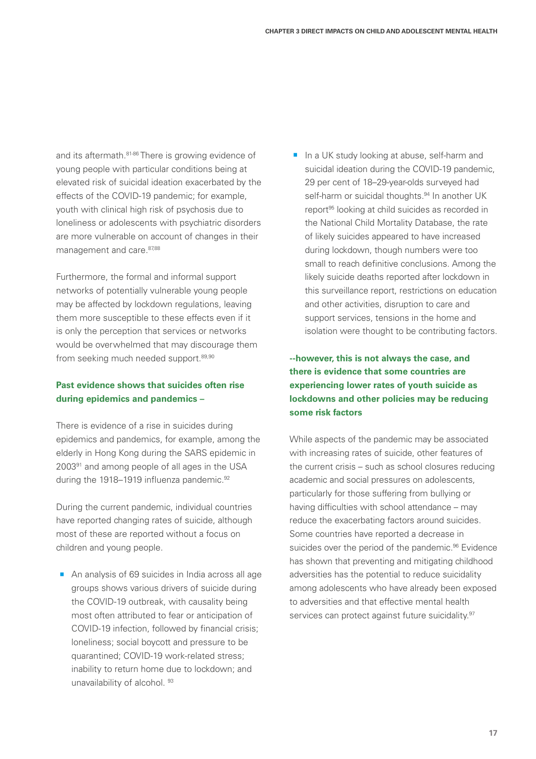and its aftermath.[81-86] There is growing evidence of young people with particular conditions being at elevated risk of suicidal ideation exacerbated by the effects of the COVID-19 pandemic; for example, youth with clinical high risk of psychosis due to loneliness or adolescents with psychiatric disorders are more vulnerable on account of changes in their management and care.[87,88]

Furthermore, the formal and informal support networks of potentially vulnerable young people may be affected by lockdown regulations, leaving them more susceptible to these effects even if it is only the perception that services or networks would be overwhelmed that may discourage them from seeking much needed support.[89,90]

### Past evidence shows that suicides often rise during epidemics and pandemics –

There is evidence of a rise in suicides during epidemics and pandemics, for example, among the elderly in Hong Kong during the SARS epidemic in 2003[91] and among people of all ages in the USA during the 1918–1919 influenza pandemic.[92]

During the current pandemic, individual countries have reported changing rates of suicide, although most of these are reported without a focus on children and young people.

- An analysis of 69 suicides in India across all age groups shows various drivers of suicide during the COVID-19 outbreak, with causality being most often attributed to fear or anticipation of COVID-19 infection, followed by financial crisis; loneliness; social boycott and pressure to be quarantined; COVID-19 work-related stress; inability to return home due to lockdown; and unavailability of alcohol.[93]
- In a UK study looking at abuse, self-harm and suicidal ideation during the COVID-19 pandemic, 29 per cent of 18–29-year-olds surveyed had self-harm or suicidal thoughts.[94] In another UK report[95] looking at child suicides as recorded in the National Child Mortality Database, the rate of likely suicides appeared to have increased during lockdown, though numbers were too small to reach definitive conclusions. Among the likely suicide deaths reported after lockdown in this surveillance report, restrictions on education and other activities, disruption to care and support services, tensions in the home and isolation were thought to be contributing factors.

### --however, this is not always the case, and there is evidence that some countries are experiencing lower rates of youth suicide as lockdowns and other policies may be reducing some risk factors

While aspects of the pandemic may be associated with increasing rates of suicide, other features of the current crisis – such as school closures reducing academic and social pressures on adolescents, particularly for those suffering from bullying or having difficulties with school attendance – may reduce the exacerbating factors around suicides. Some countries have reported a decrease in suicides over the period of the pandemic.[96] Evidence has shown that preventing and mitigating childhood adversities has the potential to reduce suicidality among adolescents who have already been exposed to adversities and that effective mental health services can protect against future suicidality.[97]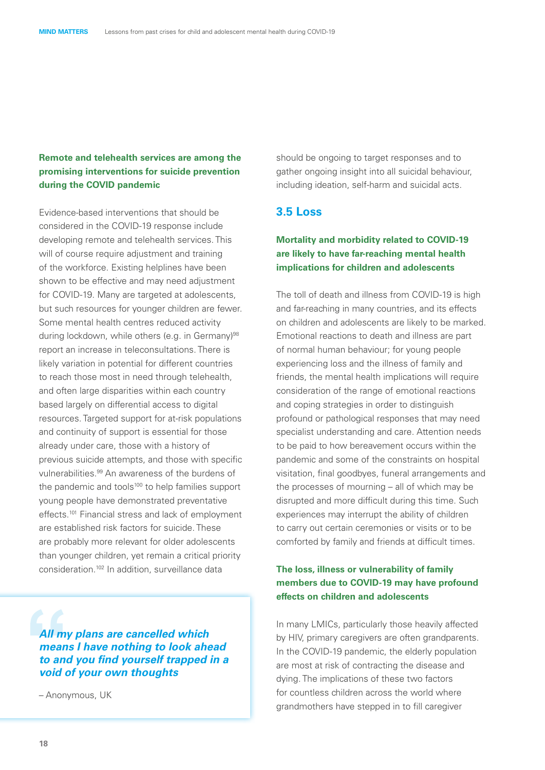**Remote and telehealth services are among the promising interventions for suicide prevention during the COVID pandemic**

Evidence-based interventions that should be considered in the COVID-19 response include developing remote and telehealth services. This will of course require adjustment and training of the workforce. Existing helplines have been shown to be effective and may need adjustment for COVID-19. Many are targeted at adolescents, but such resources for younger children are fewer. Some mental health centres reduced activity during lockdown, while others (e.g. in Germany)[98] report an increase in teleconsultations. There is likely variation in potential for different countries to reach those most in need through telehealth, and often large disparities within each country based largely on differential access to digital resources. Targeted support for at-risk populations and continuity of support is essential for those already under care, those with a history of previous suicide attempts, and those with specific vulnerabilities.[99] An awareness of the burdens of the pandemic and tools[100] to help families support young people have demonstrated preventative effects.[101] Financial stress and lack of employment are established risk factors for suicide. These are probably more relevant for older adolescents than younger children, yet remain a critical priority consideration.[102] In addition, surveillance data should be ongoing to target responses and to gather ongoing insight into all suicidal behaviour, including ideation, self-harm and suicidal acts.

> ***All my plans are cancelled which means I have nothing to look ahead to and you find yourself trapped in a void of your own thoughts***
>
> – Anonymous, UK

## 3.5 Loss

**Mortality and morbidity related to COVID-19 are likely to have far-reaching mental health implications for children and adolescents**

The toll of death and illness from COVID-19 is high and far-reaching in many countries, and its effects on children and adolescents are likely to be marked. Emotional reactions to death and illness are part of normal human behaviour; for young people experiencing loss and the illness of family and friends, the mental health implications will require consideration of the range of emotional reactions and coping strategies in order to distinguish profound or pathological responses that may need specialist understanding and care. Attention needs to be paid to how bereavement occurs within the pandemic and some of the constraints on hospital visitation, final goodbyes, funeral arrangements and the processes of mourning – all of which may be disrupted and more difficult during this time. Such experiences may interrupt the ability of children to carry out certain ceremonies or visits or to be comforted by family and friends at difficult times.

**The loss, illness or vulnerability of family members due to COVID-19 may have profound effects on children and adolescents**

In many LMICs, particularly those heavily affected by HIV, primary caregivers are often grandparents. In the COVID-19 pandemic, the elderly population are most at risk of contracting the disease and dying. The implications of these two factors for countless children across the world where grandmothers have stepped in to fill caregiver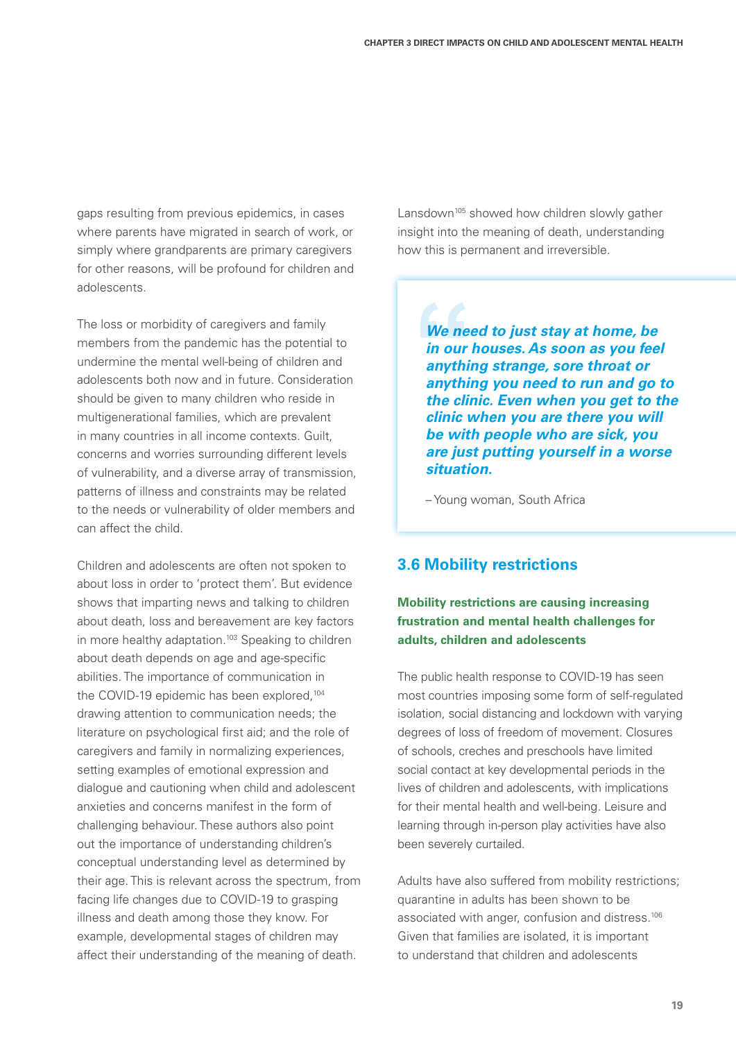gaps resulting from previous epidemics, in cases where parents have migrated in search of work, or simply where grandparents are primary caregivers for other reasons, will be profound for children and adolescents.

The loss or morbidity of caregivers and family members from the pandemic has the potential to undermine the mental well-being of children and adolescents both now and in future. Consideration should be given to many children who reside in multigenerational families, which are prevalent in many countries in all income contexts. Guilt, concerns and worries surrounding different levels of vulnerability, and a diverse array of transmission, patterns of illness and constraints may be related to the needs or vulnerability of older members and can affect the child.

Children and adolescents are often not spoken to about loss in order to 'protect them'. But evidence shows that imparting news and talking to children about death, loss and bereavement are key factors in more healthy adaptation.[103] Speaking to children about death depends on age and age-specific abilities. The importance of communication in the COVID-19 epidemic has been explored,[104] drawing attention to communication needs; the literature on psychological first aid; and the role of caregivers and family in normalizing experiences, setting examples of emotional expression and dialogue and cautioning when child and adolescent anxieties and concerns manifest in the form of challenging behaviour. These authors also point out the importance of understanding children's conceptual understanding level as determined by their age. This is relevant across the spectrum, from facing life changes due to COVID-19 to grasping illness and death among those they know. For example, developmental stages of children may affect their understanding of the meaning of death. Lansdown[105] showed how children slowly gather insight into the meaning of death, understanding how this is permanent and irreversible.

> ***We need to just stay at home, be in our houses. As soon as you feel anything strange, sore throat or anything you need to run and go to the clinic. Even when you get to the clinic when you are there you will be with people who are sick, you are just putting yourself in a worse situation.***
>
> – Young woman, South Africa

## 3.6 Mobility restrictions

**Mobility restrictions are causing increasing frustration and mental health challenges for adults, children and adolescents**

The public health response to COVID-19 has seen most countries imposing some form of self-regulated isolation, social distancing and lockdown with varying degrees of loss of freedom of movement. Closures of schools, creches and preschools have limited social contact at key developmental periods in the lives of children and adolescents, with implications for their mental health and well-being. Leisure and learning through in-person play activities have also been severely curtailed.

Adults have also suffered from mobility restrictions; quarantine in adults has been shown to be associated with anger, confusion and distress.[106] Given that families are isolated, it is important to understand that children and adolescents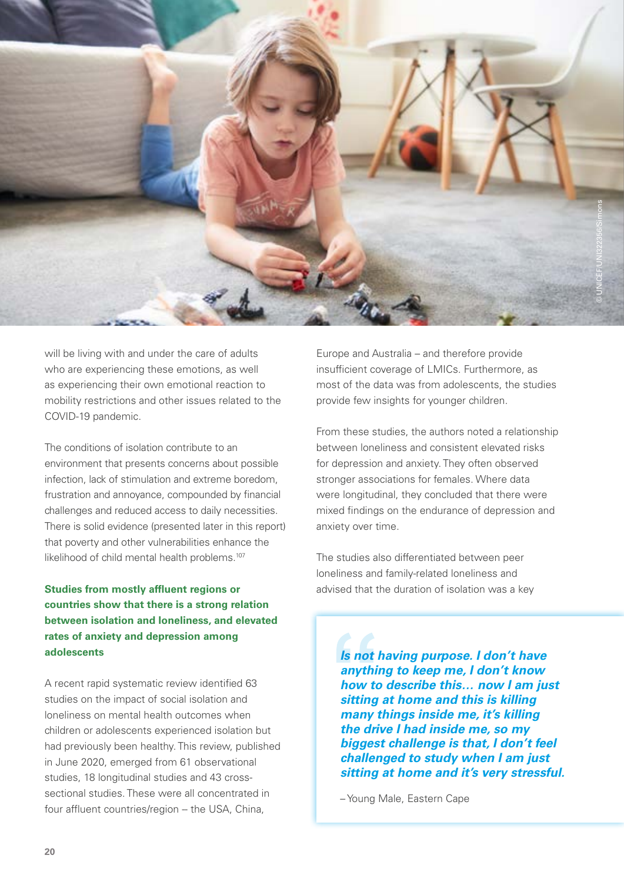will be living with and under the care of adults who are experiencing these emotions, as well as experiencing their own emotional reaction to mobility restrictions and other issues related to the COVID-19 pandemic.

The conditions of isolation contribute to an environment that presents concerns about possible infection, lack of stimulation and extreme boredom, frustration and annoyance, compounded by financial challenges and reduced access to daily necessities. There is solid evidence (presented later in this report) that poverty and other vulnerabilities enhance the likelihood of child mental health problems.[107]

### Studies from mostly affluent regions or countries show that there is a strong relation between isolation and loneliness, and elevated rates of anxiety and depression among adolescents

A recent rapid systematic review identified 63 studies on the impact of social isolation and loneliness on mental health outcomes when children or adolescents experienced isolation but had previously been healthy. This review, published in June 2020, emerged from 61 observational studies, 18 longitudinal studies and 43 cross-sectional studies. These were all concentrated in four affluent countries/region – the USA, China, Europe and Australia – and therefore provide insufficient coverage of LMICs. Furthermore, as most of the data was from adolescents, the studies provide few insights for younger children.

From these studies, the authors noted a relationship between loneliness and consistent elevated risks for depression and anxiety. They often observed stronger associations for females. Where data were longitudinal, they concluded that there were mixed findings on the endurance of depression and anxiety over time.

The studies also differentiated between peer loneliness and family-related loneliness and advised that the duration of isolation was a key

> ***Is not having purpose. I don't have anything to keep me, I don't know how to describe this… now I am just sitting at home and this is killing many things inside me, it's killing the drive I had inside me, so my biggest challenge is that, I don't feel challenged to study when I am just sitting at home and it's very stressful.***
>
> – Young Male, Eastern Cape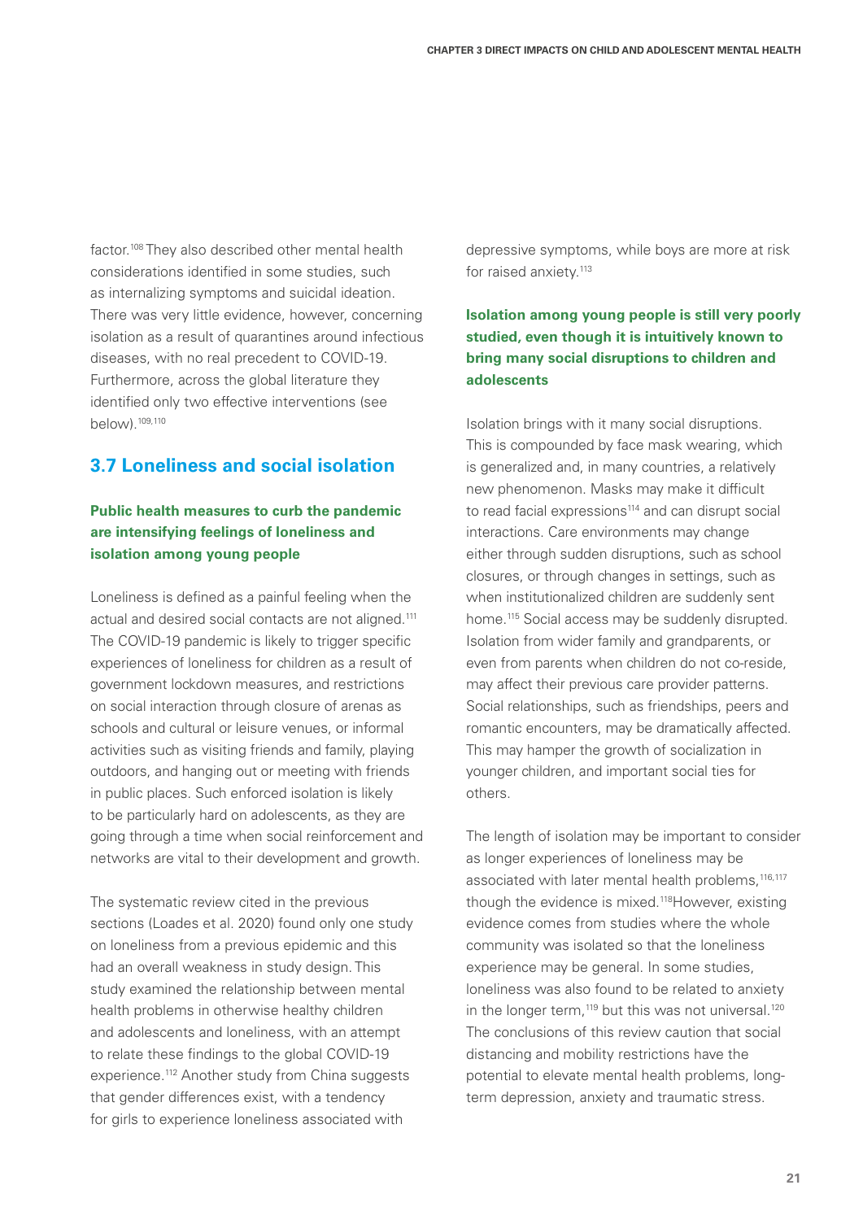factor.[108] They also described other mental health considerations identified in some studies, such as internalizing symptoms and suicidal ideation. There was very little evidence, however, concerning isolation as a result of quarantines around infectious diseases, with no real precedent to COVID-19. Furthermore, across the global literature they identified only two effective interventions (see below).[109,110]

## 3.7 Loneliness and social isolation

### Public health measures to curb the pandemic are intensifying feelings of loneliness and isolation among young people

Loneliness is defined as a painful feeling when the actual and desired social contacts are not aligned.[111] The COVID-19 pandemic is likely to trigger specific experiences of loneliness for children as a result of government lockdown measures, and restrictions on social interaction through closure of arenas as schools and cultural or leisure venues, or informal activities such as visiting friends and family, playing outdoors, and hanging out or meeting with friends in public places. Such enforced isolation is likely to be particularly hard on adolescents, as they are going through a time when social reinforcement and networks are vital to their development and growth.

The systematic review cited in the previous sections (Loades et al. 2020) found only one study on loneliness from a previous epidemic and this had an overall weakness in study design. This study examined the relationship between mental health problems in otherwise healthy children and adolescents and loneliness, with an attempt to relate these findings to the global COVID-19 experience.[112] Another study from China suggests that gender differences exist, with a tendency for girls to experience loneliness associated with depressive symptoms, while boys are more at risk for raised anxiety.[113]

### Isolation among young people is still very poorly studied, even though it is intuitively known to bring many social disruptions to children and adolescents

Isolation brings with it many social disruptions. This is compounded by face mask wearing, which is generalized and, in many countries, a relatively new phenomenon. Masks may make it difficult to read facial expressions[114] and can disrupt social interactions. Care environments may change either through sudden disruptions, such as school closures, or through changes in settings, such as when institutionalized children are suddenly sent home.[115] Social access may be suddenly disrupted. Isolation from wider family and grandparents, or even from parents when children do not co-reside, may affect their previous care provider patterns. Social relationships, such as friendships, peers and romantic encounters, may be dramatically affected. This may hamper the growth of socialization in younger children, and important social ties for others.

The length of isolation may be important to consider as longer experiences of loneliness may be associated with later mental health problems,[116,117] though the evidence is mixed.[118]However, existing evidence comes from studies where the whole community was isolated so that the loneliness experience may be general. In some studies, loneliness was also found to be related to anxiety in the longer term,[119] but this was not universal.[120] The conclusions of this review caution that social distancing and mobility restrictions have the potential to elevate mental health problems, long-term depression, anxiety and traumatic stress.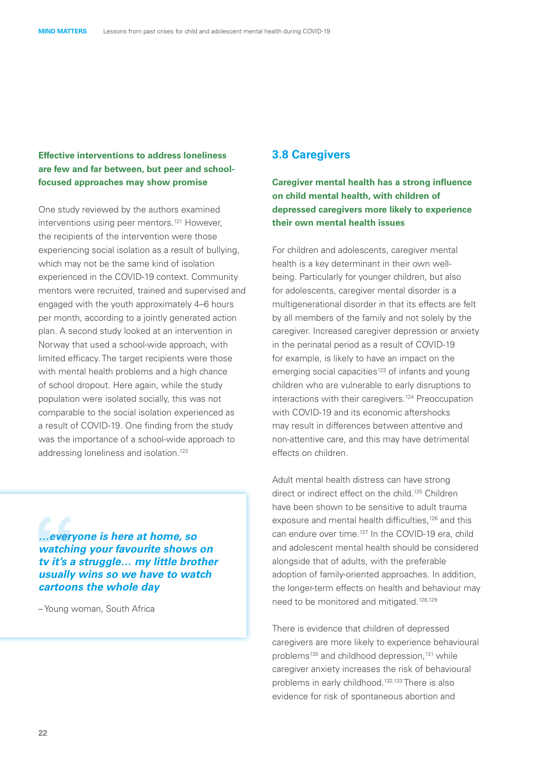**Effective interventions to address loneliness are few and far between, but peer and school-focused approaches may show promise**

One study reviewed by the authors examined interventions using peer mentors.[121] However, the recipients of the intervention were those experiencing social isolation as a result of bullying, which may not be the same kind of isolation experienced in the COVID-19 context. Community mentors were recruited, trained and supervised and engaged with the youth approximately 4–6 hours per month, according to a jointly generated action plan. A second study looked at an intervention in Norway that used a school-wide approach, with limited efficacy. The target recipients were those with mental health problems and a high chance of school dropout. Here again, while the study population were isolated socially, this was not comparable to the social isolation experienced as a result of COVID-19. One finding from the study was the importance of a school-wide approach to addressing loneliness and isolation.[122]

> ***…everyone is here at home, so watching your favourite shows on tv it's a struggle… my little brother usually wins so we have to watch cartoons the whole day***
>
> – Young woman, South Africa

## 3.8 Caregivers

**Caregiver mental health has a strong influence on child mental health, with children of depressed caregivers more likely to experience their own mental health issues**

For children and adolescents, caregiver mental health is a key determinant in their own well-being. Particularly for younger children, but also for adolescents, caregiver mental disorder is a multigenerational disorder in that its effects are felt by all members of the family and not solely by the caregiver. Increased caregiver depression or anxiety in the perinatal period as a result of COVID-19 for example, is likely to have an impact on the emerging social capacities[123] of infants and young children who are vulnerable to early disruptions to interactions with their caregivers.[124] Preoccupation with COVID-19 and its economic aftershocks may result in differences between attentive and non-attentive care, and this may have detrimental effects on children.

Adult mental health distress can have strong direct or indirect effect on the child.[125] Children have been shown to be sensitive to adult trauma exposure and mental health difficulties,[126] and this can endure over time.[127] In the COVID-19 era, child and adolescent mental health should be considered alongside that of adults, with the preferable adoption of family-oriented approaches. In addition, the longer-term effects on health and behaviour may need to be monitored and mitigated.[128,129]

There is evidence that children of depressed caregivers are more likely to experience behavioural problems[130] and childhood depression,[131] while caregiver anxiety increases the risk of behavioural problems in early childhood.[132,133] There is also evidence for risk of spontaneous abortion and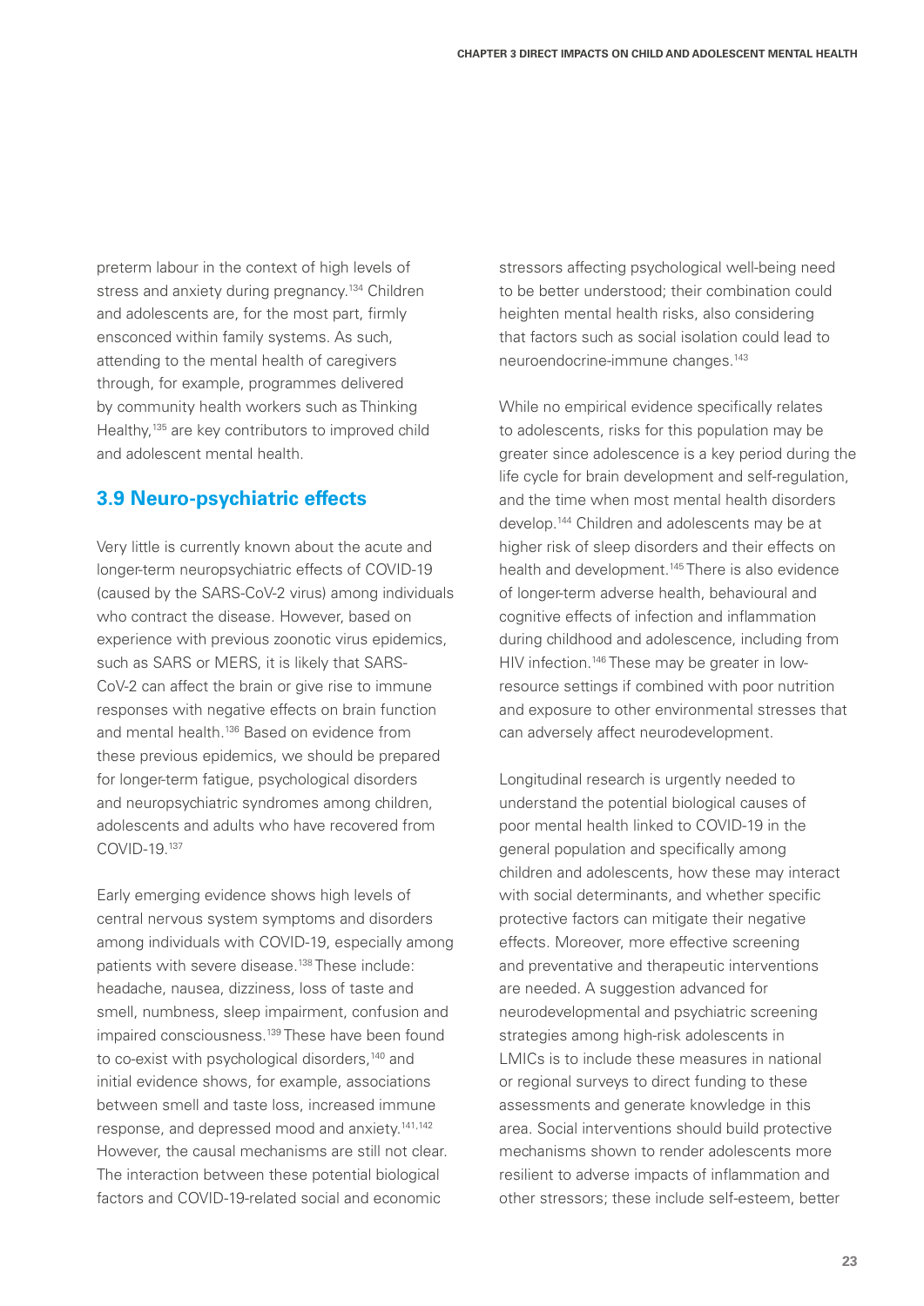preterm labour in the context of high levels of stress and anxiety during pregnancy.[134] Children and adolescents are, for the most part, firmly ensconced within family systems. As such, attending to the mental health of caregivers through, for example, programmes delivered by community health workers such as Thinking Healthy,[135] are key contributors to improved child and adolescent mental health.

## 3.9 Neuro-psychiatric effects

Very little is currently known about the acute and longer-term neuropsychiatric effects of COVID-19 (caused by the SARS-CoV-2 virus) among individuals who contract the disease. However, based on experience with previous zoonotic virus epidemics, such as SARS or MERS, it is likely that SARS-CoV-2 can affect the brain or give rise to immune responses with negative effects on brain function and mental health.[136] Based on evidence from these previous epidemics, we should be prepared for longer-term fatigue, psychological disorders and neuropsychiatric syndromes among children, adolescents and adults who have recovered from COVID-19.[137]

Early emerging evidence shows high levels of central nervous system symptoms and disorders among individuals with COVID-19, especially among patients with severe disease.[138] These include: headache, nausea, dizziness, loss of taste and smell, numbness, sleep impairment, confusion and impaired consciousness.[139] These have been found to co-exist with psychological disorders,[140] and initial evidence shows, for example, associations between smell and taste loss, increased immune response, and depressed mood and anxiety.[141,142] However, the causal mechanisms are still not clear. The interaction between these potential biological factors and COVID-19-related social and economic stressors affecting psychological well-being need to be better understood; their combination could heighten mental health risks, also considering that factors such as social isolation could lead to neuroendocrine-immune changes.[143]

While no empirical evidence specifically relates to adolescents, risks for this population may be greater since adolescence is a key period during the life cycle for brain development and self-regulation, and the time when most mental health disorders develop.[144] Children and adolescents may be at higher risk of sleep disorders and their effects on health and development.[145] There is also evidence of longer-term adverse health, behavioural and cognitive effects of infection and inflammation during childhood and adolescence, including from HIV infection.[146] These may be greater in low-resource settings if combined with poor nutrition and exposure to other environmental stresses that can adversely affect neurodevelopment.

Longitudinal research is urgently needed to understand the potential biological causes of poor mental health linked to COVID-19 in the general population and specifically among children and adolescents, how these may interact with social determinants, and whether specific protective factors can mitigate their negative effects. Moreover, more effective screening and preventative and therapeutic interventions are needed. A suggestion advanced for neurodevelopmental and psychiatric screening strategies among high-risk adolescents in LMICs is to include these measures in national or regional surveys to direct funding to these assessments and generate knowledge in this area. Social interventions should build protective mechanisms shown to render adolescents more resilient to adverse impacts of inflammation and other stressors; these include self-esteem, better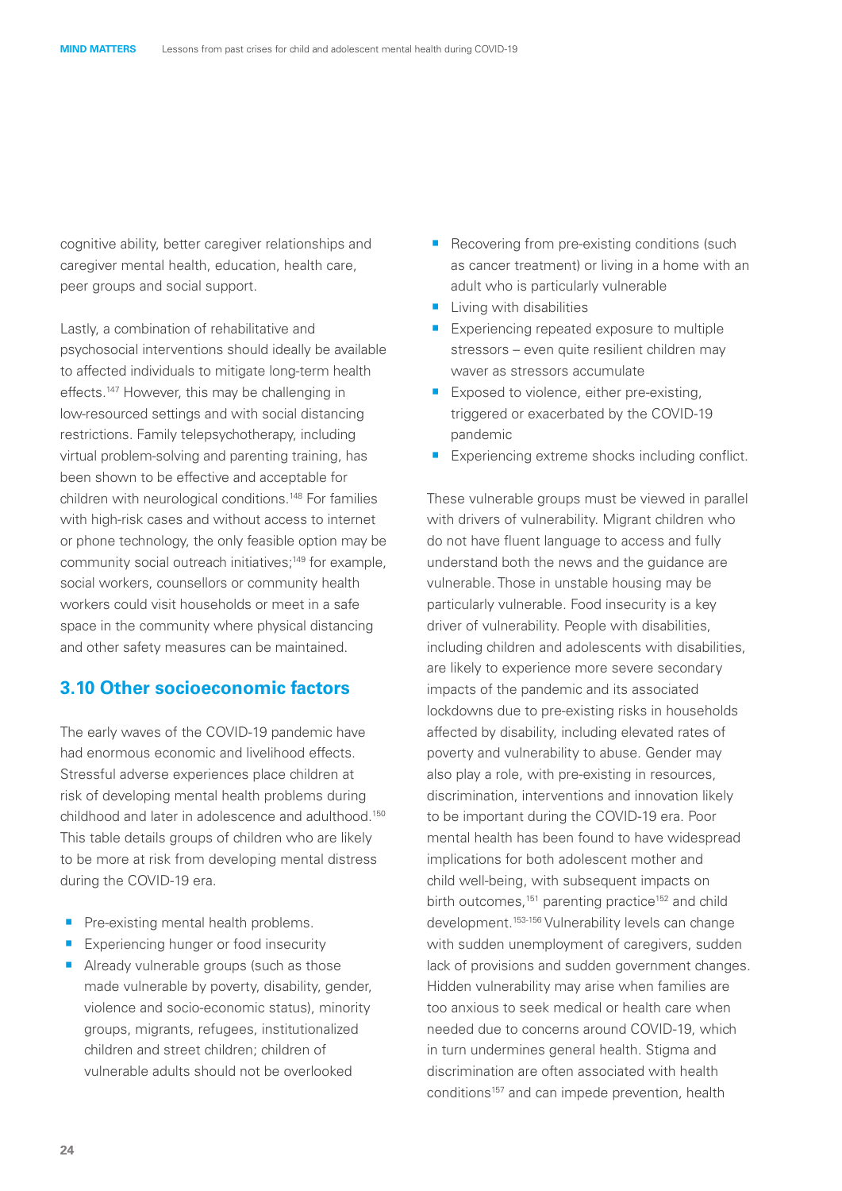cognitive ability, better caregiver relationships and caregiver mental health, education, health care, peer groups and social support.

Lastly, a combination of rehabilitative and psychosocial interventions should ideally be available to affected individuals to mitigate long-term health effects.[147] However, this may be challenging in low-resourced settings and with social distancing restrictions. Family telepsychotherapy, including virtual problem-solving and parenting training, has been shown to be effective and acceptable for children with neurological conditions.[148] For families with high-risk cases and without access to internet or phone technology, the only feasible option may be community social outreach initiatives;[149] for example, social workers, counsellors or community health workers could visit households or meet in a safe space in the community where physical distancing and other safety measures can be maintained.

## 3.10 Other socioeconomic factors

The early waves of the COVID-19 pandemic have had enormous economic and livelihood effects. Stressful adverse experiences place children at risk of developing mental health problems during childhood and later in adolescence and adulthood.[150] This table details groups of children who are likely to be more at risk from developing mental distress during the COVID-19 era.

- Pre-existing mental health problems.
- Experiencing hunger or food insecurity
- Already vulnerable groups (such as those made vulnerable by poverty, disability, gender, violence and socio-economic status), minority groups, migrants, refugees, institutionalized children and street children; children of vulnerable adults should not be overlooked
- Recovering from pre-existing conditions (such as cancer treatment) or living in a home with an adult who is particularly vulnerable
- Living with disabilities
- Experiencing repeated exposure to multiple stressors – even quite resilient children may waver as stressors accumulate
- Exposed to violence, either pre-existing, triggered or exacerbated by the COVID-19 pandemic
- Experiencing extreme shocks including conflict.

These vulnerable groups must be viewed in parallel with drivers of vulnerability. Migrant children who do not have fluent language to access and fully understand both the news and the guidance are vulnerable. Those in unstable housing may be particularly vulnerable. Food insecurity is a key driver of vulnerability. People with disabilities, including children and adolescents with disabilities, are likely to experience more severe secondary impacts of the pandemic and its associated lockdowns due to pre-existing risks in households affected by disability, including elevated rates of poverty and vulnerability to abuse. Gender may also play a role, with pre-existing in resources, discrimination, interventions and innovation likely to be important during the COVID-19 era. Poor mental health has been found to have widespread implications for both adolescent mother and child well-being, with subsequent impacts on birth outcomes,[151] parenting practice[152] and child development.[153-156] Vulnerability levels can change with sudden unemployment of caregivers, sudden lack of provisions and sudden government changes. Hidden vulnerability may arise when families are too anxious to seek medical or health care when needed due to concerns around COVID-19, which in turn undermines general health. Stigma and discrimination are often associated with health conditions[157] and can impede prevention, health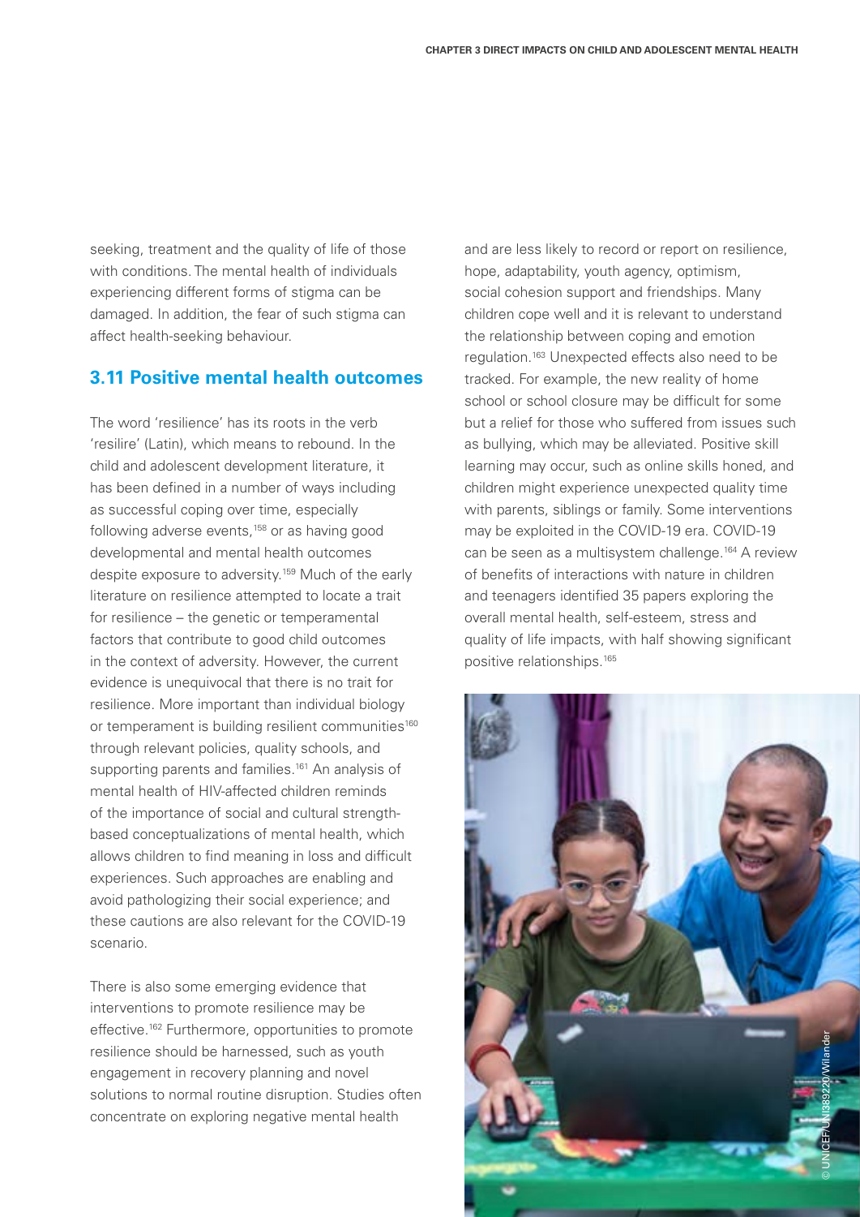seeking, treatment and the quality of life of those with conditions. The mental health of individuals experiencing different forms of stigma can be damaged. In addition, the fear of such stigma can affect health-seeking behaviour.

## 3.11 Positive mental health outcomes

The word 'resilience' has its roots in the verb 'resilire' (Latin), which means to rebound. In the child and adolescent development literature, it has been defined in a number of ways including as successful coping over time, especially following adverse events,[158] or as having good developmental and mental health outcomes despite exposure to adversity.[159] Much of the early literature on resilience attempted to locate a trait for resilience – the genetic or temperamental factors that contribute to good child outcomes in the context of adversity. However, the current evidence is unequivocal that there is no trait for resilience. More important than individual biology or temperament is building resilient communities[160] through relevant policies, quality schools, and supporting parents and families.[161] An analysis of mental health of HIV-affected children reminds of the importance of social and cultural strength-based conceptualizations of mental health, which allows children to find meaning in loss and difficult experiences. Such approaches are enabling and avoid pathologizing their social experience; and these cautions are also relevant for the COVID-19 scenario.

There is also some emerging evidence that interventions to promote resilience may be effective.[162] Furthermore, opportunities to promote resilience should be harnessed, such as youth engagement in recovery planning and novel solutions to normal routine disruption. Studies often concentrate on exploring negative mental health and are less likely to record or report on resilience, hope, adaptability, youth agency, optimism, social cohesion support and friendships. Many children cope well and it is relevant to understand the relationship between coping and emotion regulation.[163] Unexpected effects also need to be tracked. For example, the new reality of home school or school closure may be difficult for some but a relief for those who suffered from issues such as bullying, which may be alleviated. Positive skill learning may occur, such as online skills honed, and children might experience unexpected quality time with parents, siblings or family. Some interventions may be exploited in the COVID-19 era. COVID-19 can be seen as a multisystem challenge.[164] A review of benefits of interactions with nature in children and teenagers identified 35 papers exploring the overall mental health, self-esteem, stress and quality of life impacts, with half showing significant positive relationships.[165]

© UNICEF/UN389220/Wilander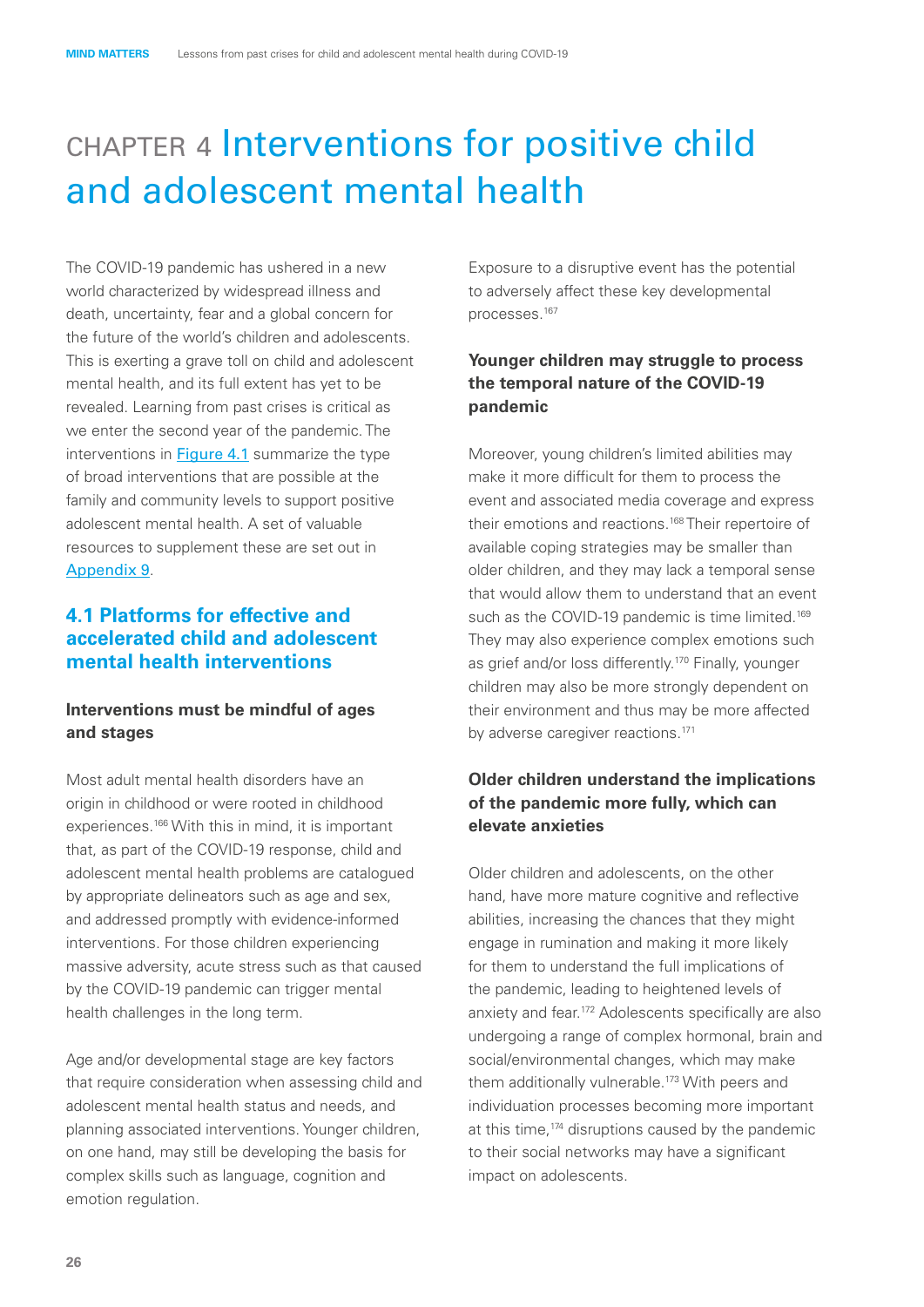# CHAPTER 4 Interventions for positive child and adolescent mental health

The COVID-19 pandemic has ushered in a new world characterized by widespread illness and death, uncertainty, fear and a global concern for the future of the world's children and adolescents. This is exerting a grave toll on child and adolescent mental health, and its full extent has yet to be revealed. Learning from past crises is critical as we enter the second year of the pandemic. The interventions in Figure 4.1 summarize the type of broad interventions that are possible at the family and community levels to support positive adolescent mental health. A set of valuable resources to supplement these are set out in Appendix 9.

## 4.1 Platforms for effective and accelerated child and adolescent mental health interventions

### Interventions must be mindful of ages and stages

Most adult mental health disorders have an origin in childhood or were rooted in childhood experiences.[166] With this in mind, it is important that, as part of the COVID-19 response, child and adolescent mental health problems are catalogued by appropriate delineators such as age and sex, and addressed promptly with evidence-informed interventions. For those children experiencing massive adversity, acute stress such as that caused by the COVID-19 pandemic can trigger mental health challenges in the long term.

Age and/or developmental stage are key factors that require consideration when assessing child and adolescent mental health status and needs, and planning associated interventions. Younger children, on one hand, may still be developing the basis for complex skills such as language, cognition and emotion regulation. Exposure to a disruptive event has the potential to adversely affect these key developmental processes.[167]

### Younger children may struggle to process the temporal nature of the COVID-19 pandemic

Moreover, young children's limited abilities may make it more difficult for them to process the event and associated media coverage and express their emotions and reactions.[168] Their repertoire of available coping strategies may be smaller than older children, and they may lack a temporal sense that would allow them to understand that an event such as the COVID-19 pandemic is time limited.[169] They may also experience complex emotions such as grief and/or loss differently.[170] Finally, younger children may also be more strongly dependent on their environment and thus may be more affected by adverse caregiver reactions.[171]

### Older children understand the implications of the pandemic more fully, which can elevate anxieties

Older children and adolescents, on the other hand, have more mature cognitive and reflective abilities, increasing the chances that they might engage in rumination and making it more likely for them to understand the full implications of the pandemic, leading to heightened levels of anxiety and fear.[172] Adolescents specifically are also undergoing a range of complex hormonal, brain and social/environmental changes, which may make them additionally vulnerable.[173] With peers and individuation processes becoming more important at this time,[174] disruptions caused by the pandemic to their social networks may have a significant impact on adolescents.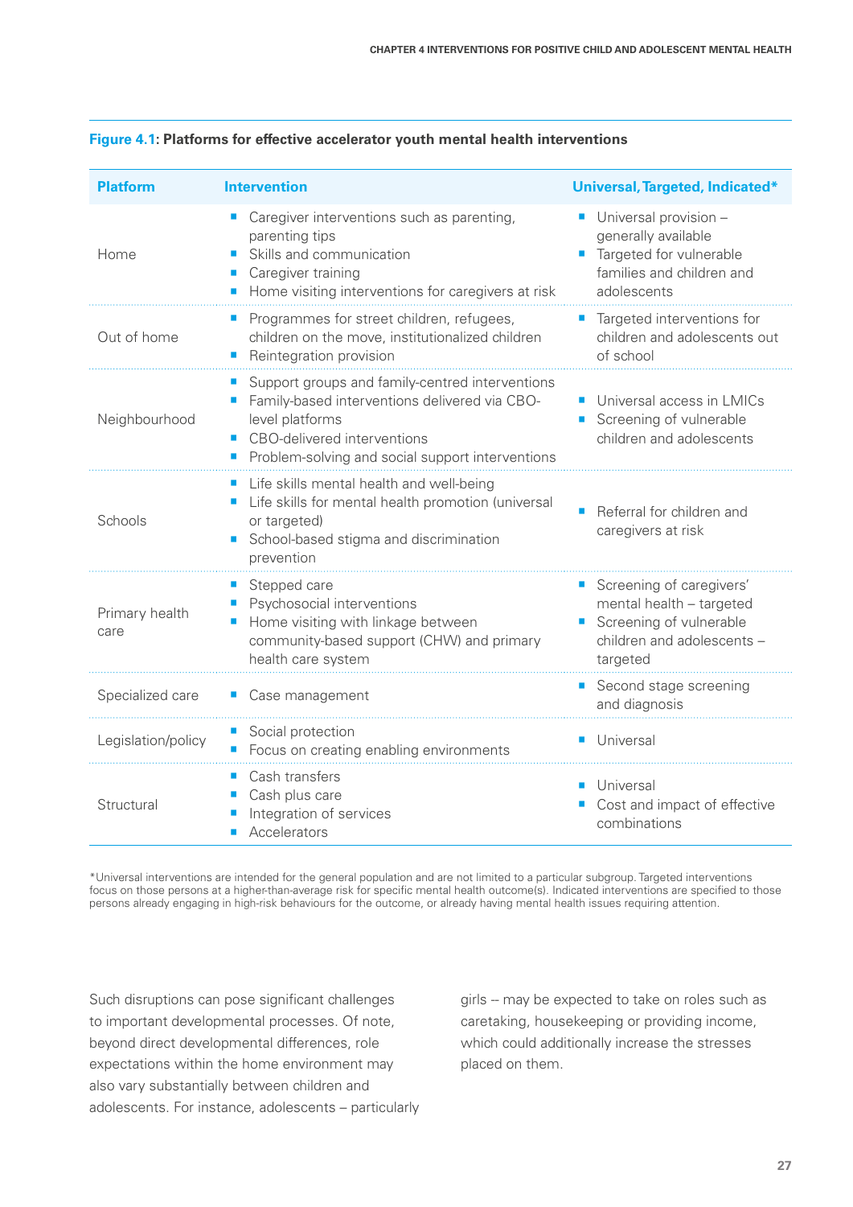**Figure 4.1: Platforms for effective accelerator youth mental health interventions**

| Platform | Intervention | Universal, Targeted, Indicated* |
|---|---|---|
| Home | ■ Caregiver interventions such as parenting, parenting tips<br>■ Skills and communication<br>■ Caregiver training<br>■ Home visiting interventions for caregivers at risk | ■ Universal provision – generally available<br>■ Targeted for vulnerable families and children and adolescents |
| Out of home | ■ Programmes for street children, refugees, children on the move, institutionalized children<br>■ Reintegration provision | ■ Targeted interventions for children and adolescents out of school |
| Neighbourhood | ■ Support groups and family-centred interventions<br>■ Family-based interventions delivered via CBO-level platforms<br>■ CBO-delivered interventions<br>■ Problem-solving and social support interventions | ■ Universal access in LMICs<br>■ Screening of vulnerable children and adolescents |
| Schools | ■ Life skills mental health and well-being<br>■ Life skills for mental health promotion (universal or targeted)<br>■ School-based stigma and discrimination prevention | ■ Referral for children and caregivers at risk |
| Primary health care | ■ Stepped care<br>■ Psychosocial interventions<br>■ Home visiting with linkage between community-based support (CHW) and primary health care system | ■ Screening of caregivers' mental health – targeted<br>■ Screening of vulnerable children and adolescents – targeted |
| Specialized care | ■ Case management | ■ Second stage screening and diagnosis |
| Legislation/policy | ■ Social protection<br>■ Focus on creating enabling environments | ■ Universal |
| Structural | ■ Cash transfers<br>■ Cash plus care<br>■ Integration of services<br>■ Accelerators | ■ Universal<br>■ Cost and impact of effective combinations |

*Universal interventions are intended for the general population and are not limited to a particular subgroup. Targeted interventions focus on those persons at a higher-than-average risk for specific mental health outcome(s). Indicated interventions are specified to those persons already engaging in high-risk behaviours for the outcome, or already having mental health issues requiring attention.

Such disruptions can pose significant challenges to important developmental processes. Of note, beyond direct developmental differences, role expectations within the home environment may also vary substantially between children and adolescents. For instance, adolescents – particularly girls – may be expected to take on roles such as caretaking, housekeeping or providing income, which could additionally increase the stresses placed on them.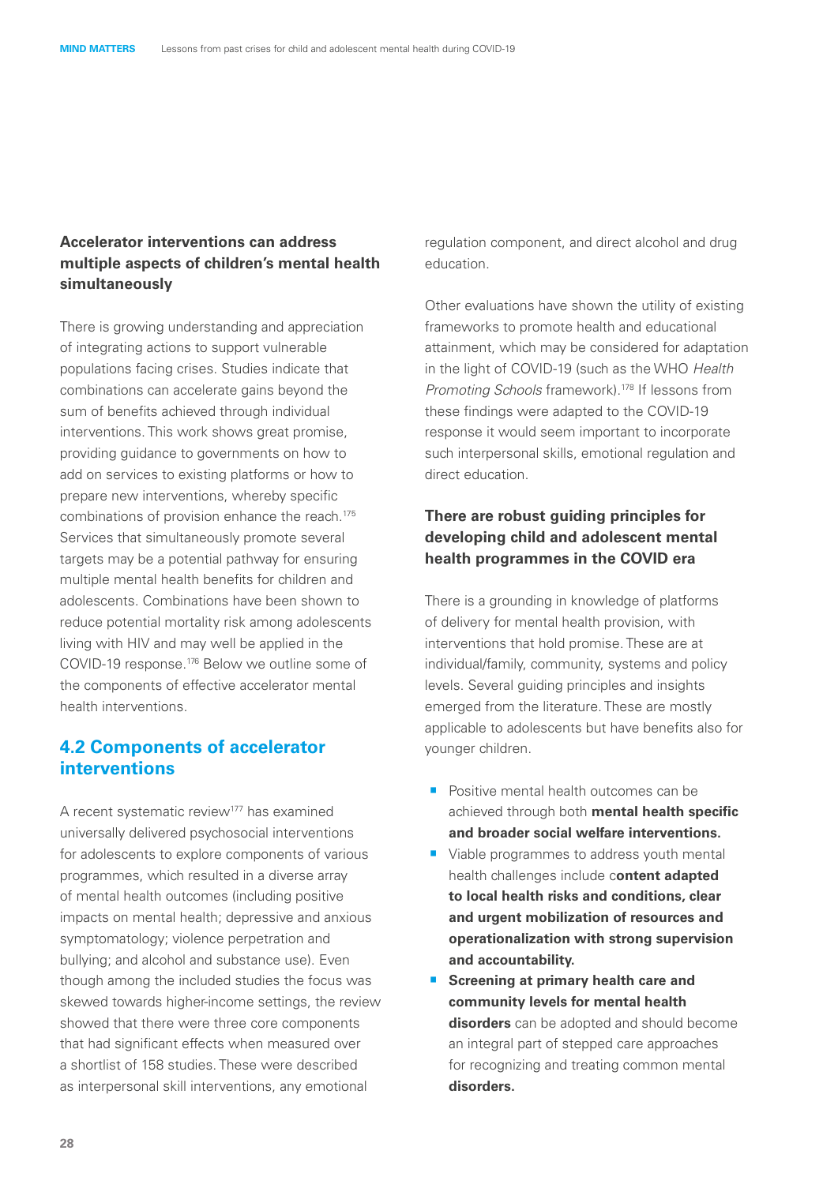**Accelerator interventions can address multiple aspects of children's mental health simultaneously**

There is growing understanding and appreciation of integrating actions to support vulnerable populations facing crises. Studies indicate that combinations can accelerate gains beyond the sum of benefits achieved through individual interventions. This work shows great promise, providing guidance to governments on how to add on services to existing platforms or how to prepare new interventions, whereby specific combinations of provision enhance the reach.[175] Services that simultaneously promote several targets may be a potential pathway for ensuring multiple mental health benefits for children and adolescents. Combinations have been shown to reduce potential mortality risk among adolescents living with HIV and may well be applied in the COVID-19 response.[176] Below we outline some of the components of effective accelerator mental health interventions.

## 4.2 Components of accelerator interventions

A recent systematic review[177] has examined universally delivered psychosocial interventions for adolescents to explore components of various programmes, which resulted in a diverse array of mental health outcomes (including positive impacts on mental health; depressive and anxious symptomatology; violence perpetration and bullying; and alcohol and substance use). Even though among the included studies the focus was skewed towards higher-income settings, the review showed that there were three core components that had significant effects when measured over a shortlist of 158 studies. These were described as interpersonal skill interventions, any emotional regulation component, and direct alcohol and drug education.

Other evaluations have shown the utility of existing frameworks to promote health and educational attainment, which may be considered for adaptation in the light of COVID-19 (such as the WHO *Health Promoting Schools* framework).[178] If lessons from these findings were adapted to the COVID-19 response it would seem important to incorporate such interpersonal skills, emotional regulation and direct education.

**There are robust guiding principles for developing child and adolescent mental health programmes in the COVID era**

There is a grounding in knowledge of platforms of delivery for mental health provision, with interventions that hold promise. These are at individual/family, community, systems and policy levels. Several guiding principles and insights emerged from the literature. These are mostly applicable to adolescents but have benefits also for younger children.

- Positive mental health outcomes can be achieved through both **mental health specific and broader social welfare interventions.**
- Viable programmes to address youth mental health challenges include c**ontent adapted to local health risks and conditions, clear and urgent mobilization of resources and operationalization with strong supervision and accountability.**
- **Screening at primary health care and community levels for mental health disorders** can be adopted and should become an integral part of stepped care approaches for recognizing and treating common mental **disorders.**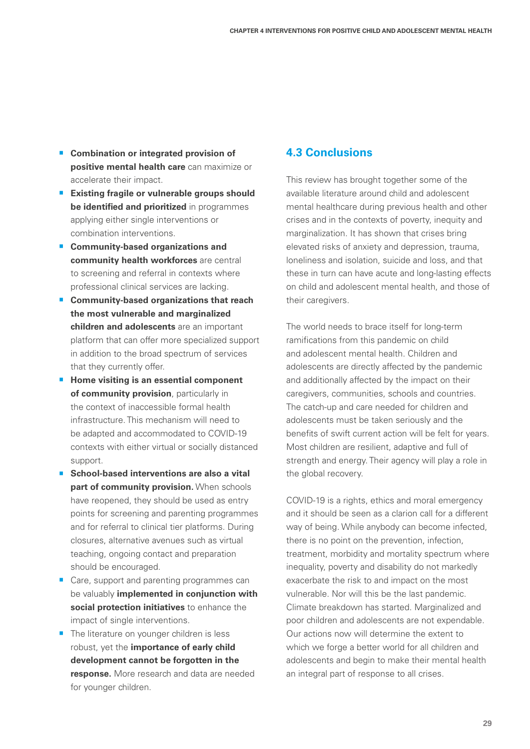- **Combination or integrated provision of positive mental health care** can maximize or accelerate their impact.
- **Existing fragile or vulnerable groups should be identified and prioritized** in programmes applying either single interventions or combination interventions.
- **Community-based organizations and community health workforces** are central to screening and referral in contexts where professional clinical services are lacking.
- **Community-based organizations that reach the most vulnerable and marginalized children and adolescents** are an important platform that can offer more specialized support in addition to the broad spectrum of services that they currently offer.
- **Home visiting is an essential component of community provision**, particularly in the context of inaccessible formal health infrastructure. This mechanism will need to be adapted and accommodated to COVID-19 contexts with either virtual or socially distanced support.
- **School-based interventions are also a vital part of community provision.** When schools have reopened, they should be used as entry points for screening and parenting programmes and for referral to clinical tier platforms. During closures, alternative avenues such as virtual teaching, ongoing contact and preparation should be encouraged.
- Care, support and parenting programmes can be valuably **implemented in conjunction with social protection initiatives** to enhance the impact of single interventions.
- The literature on younger children is less robust, yet the **importance of early child development cannot be forgotten in the response.** More research and data are needed for younger children.

## 4.3 Conclusions

This review has brought together some of the available literature around child and adolescent mental healthcare during previous health and other crises and in the contexts of poverty, inequity and marginalization. It has shown that crises bring elevated risks of anxiety and depression, trauma, loneliness and isolation, suicide and loss, and that these in turn can have acute and long-lasting effects on child and adolescent mental health, and those of their caregivers.

The world needs to brace itself for long-term ramifications from this pandemic on child and adolescent mental health. Children and adolescents are directly affected by the pandemic and additionally affected by the impact on their caregivers, communities, schools and countries. The catch-up and care needed for children and adolescents must be taken seriously and the benefits of swift current action will be felt for years. Most children are resilient, adaptive and full of strength and energy. Their agency will play a role in the global recovery.

COVID-19 is a rights, ethics and moral emergency and it should be seen as a clarion call for a different way of being. While anybody can become infected, there is no point on the prevention, infection, treatment, morbidity and mortality spectrum where inequality, poverty and disability do not markedly exacerbate the risk to and impact on the most vulnerable. Nor will this be the last pandemic. Climate breakdown has started. Marginalized and poor children and adolescents are not expendable. Our actions now will determine the extent to which we forge a better world for all children and adolescents and begin to make their mental health an integral part of response to all crises.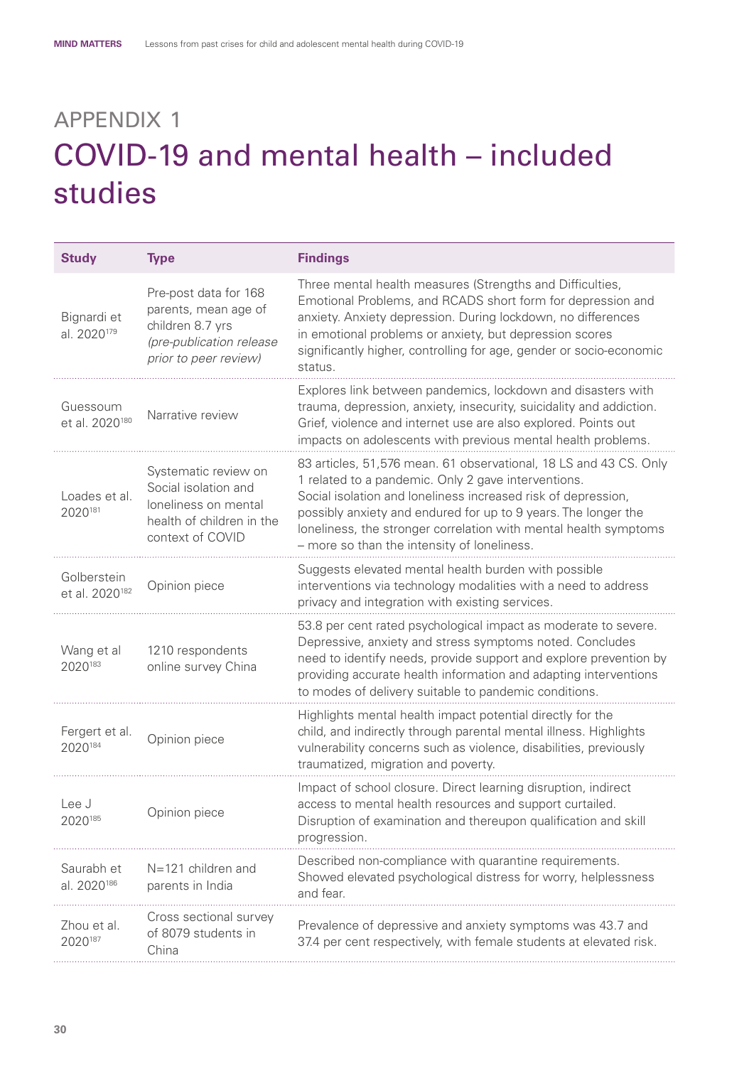# APPENDIX 1

## COVID-19 and mental health – included studies

| Study | Type | Findings |
|---|---|---|
| Bignardi et al. 2020[179] | Pre-post data for 168 parents, mean age of children 8.7 yrs *(pre-publication release prior to peer review)* | Three mental health measures (Strengths and Difficulties, Emotional Problems, and RCADS short form for depression and anxiety. Anxiety depression. During lockdown, no differences in emotional problems or anxiety, but depression scores significantly higher, controlling for age, gender or socio-economic status. |
| Guessoum et al. 2020[180] | Narrative review | Explores link between pandemics, lockdown and disasters with trauma, depression, anxiety, insecurity, suicidality and addiction. Grief, violence and internet use are also explored. Points out impacts on adolescents with previous mental health problems. |
| Loades et al. 2020[181] | Systematic review on Social isolation and loneliness on mental health of children in the context of COVID | 83 articles, 51,576 mean. 61 observational, 18 LS and 43 CS. Only 1 related to a pandemic. Only 2 gave interventions. Social isolation and loneliness increased risk of depression, possibly anxiety and endured for up to 9 years. The longer the loneliness, the stronger correlation with mental health symptoms – more so than the intensity of loneliness. |
| Golberstein et al. 2020[182] | Opinion piece | Suggests elevated mental health burden with possible interventions via technology modalities with a need to address privacy and integration with existing services. |
| Wang et al 2020[183] | 1210 respondents online survey China | 53.8 per cent rated psychological impact as moderate to severe. Depressive, anxiety and stress symptoms noted. Concludes need to identify needs, provide support and explore prevention by providing accurate health information and adapting interventions to modes of delivery suitable to pandemic conditions. |
| Fergert et al. 2020[184] | Opinion piece | Highlights mental health impact potential directly for the child, and indirectly through parental mental illness. Highlights vulnerability concerns such as violence, disabilities, previously traumatized, migration and poverty. |
| Lee J 2020[185] | Opinion piece | Impact of school closure. Direct learning disruption, indirect access to mental health resources and support curtailed. Disruption of examination and thereupon qualification and skill progression. |
| Saurabh et al. 2020[186] | N=121 children and parents in India | Described non-compliance with quarantine requirements. Showed elevated psychological distress for worry, helplessness and fear. |
| Zhou et al. 2020[187] | Cross sectional survey of 8079 students in China | Prevalence of depressive and anxiety symptoms was 43.7 and 37.4 per cent respectively, with female students at elevated risk. |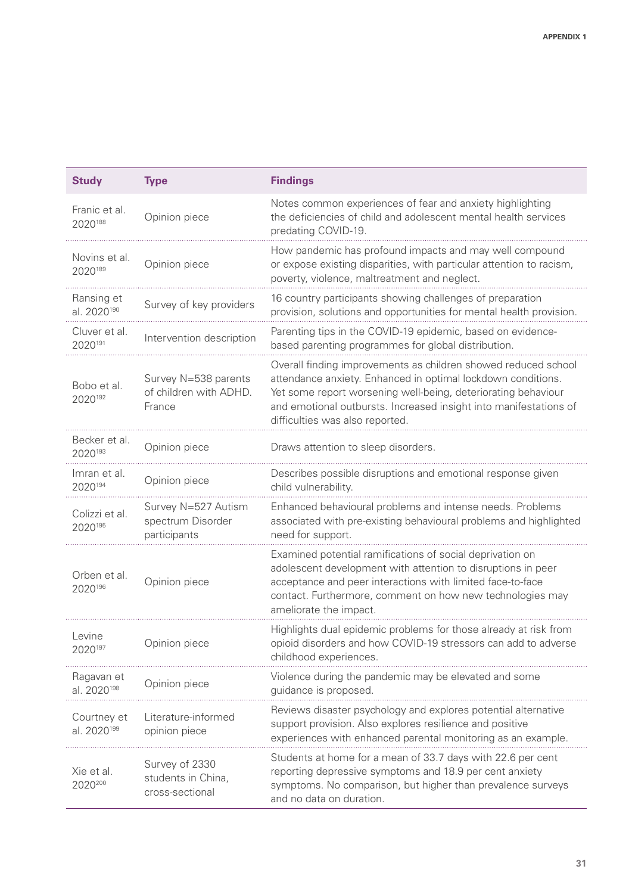| Study | Type | Findings |
|---|---|---|
| Franic et al. 2020[188] | Opinion piece | Notes common experiences of fear and anxiety highlighting the deficiencies of child and adolescent mental health services predating COVID-19. |
| Novins et al. 2020[189] | Opinion piece | How pandemic has profound impacts and may well compound or expose existing disparities, with particular attention to racism, poverty, violence, maltreatment and neglect. |
| Ransing et al. 2020[190] | Survey of key providers | 16 country participants showing challenges of preparation provision, solutions and opportunities for mental health provision. |
| Cluver et al. 2020[191] | Intervention description | Parenting tips in the COVID-19 epidemic, based on evidence-based parenting programmes for global distribution. |
| Bobo et al. 2020[192] | Survey N=538 parents of children with ADHD. France | Overall finding improvements as children showed reduced school attendance anxiety. Enhanced in optimal lockdown conditions. Yet some report worsening well-being, deteriorating behaviour and emotional outbursts. Increased insight into manifestations of difficulties was also reported. |
| Becker et al. 2020[193] | Opinion piece | Draws attention to sleep disorders. |
| Imran et al. 2020[194] | Opinion piece | Describes possible disruptions and emotional response given child vulnerability. |
| Colizzi et al. 2020[195] | Survey N=527 Autism spectrum Disorder participants | Enhanced behavioural problems and intense needs. Problems associated with pre-existing behavioural problems and highlighted need for support. |
| Orben et al. 2020[196] | Opinion piece | Examined potential ramifications of social deprivation on adolescent development with attention to disruptions in peer acceptance and peer interactions with limited face-to-face contact. Furthermore, comment on how new technologies may ameliorate the impact. |
| Levine 2020[197] | Opinion piece | Highlights dual epidemic problems for those already at risk from opioid disorders and how COVID-19 stressors can add to adverse childhood experiences. |
| Ragavan et al. 2020[198] | Opinion piece | Violence during the pandemic may be elevated and some guidance is proposed. |
| Courtney et al. 2020[199] | Literature-informed opinion piece | Reviews disaster psychology and explores potential alternative support provision. Also explores resilience and positive experiences with enhanced parental monitoring as an example. |
| Xie et al. 2020[200] | Survey of 2330 students in China, cross-sectional | Students at home for a mean of 33.7 days with 22.6 per cent reporting depressive symptoms and 18.9 per cent anxiety symptoms. No comparison, but higher than prevalence surveys and no data on duration. |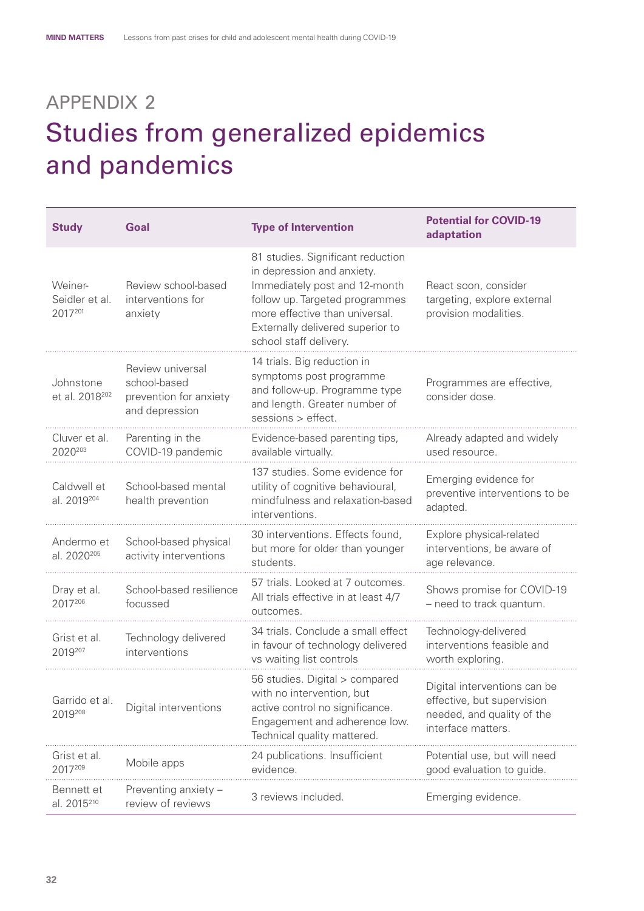# APPENDIX 2

## Studies from generalized epidemics and pandemics

| Study | Goal | Type of Intervention | Potential for COVID-19 adaptation |
|---|---|---|---|
| Weiner-Seidler et al. 2017[201] | Review school-based interventions for anxiety | 81 studies. Significant reduction in depression and anxiety. Immediately post and 12-month follow up. Targeted programmes more effective than universal. Externally delivered superior to school staff delivery. | React soon, consider targeting, explore external provision modalities. |
| Johnstone et al. 2018[202] | Review universal school-based prevention for anxiety and depression | 14 trials. Big reduction in symptoms post programme and follow-up. Programme type and length. Greater number of sessions > effect. | Programmes are effective, consider dose. |
| Cluver et al. 2020[203] | Parenting in the COVID-19 pandemic | Evidence-based parenting tips, available virtually. | Already adapted and widely used resource. |
| Caldwell et al. 2019[204] | School-based mental health prevention | 137 studies. Some evidence for utility of cognitive behavioural, mindfulness and relaxation-based interventions. | Emerging evidence for preventive interventions to be adapted. |
| Andermo et al. 2020[205] | School-based physical activity interventions | 30 interventions. Effects found, but more for older than younger students. | Explore physical-related interventions, be aware of age relevance. |
| Dray et al. 2017[206] | School-based resilience focussed | 57 trials. Looked at 7 outcomes. All trials effective in at least 4/7 outcomes. | Shows promise for COVID-19 – need to track quantum. |
| Grist et al. 2019[207] | Technology delivered interventions | 34 trials. Conclude a small effect in favour of technology delivered vs waiting list controls | Technology-delivered interventions feasible and worth exploring. |
| Garrido et al. 2019[208] | Digital interventions | 56 studies. Digital > compared with no intervention, but active control no significance. Engagement and adherence low. Technical quality mattered. | Digital interventions can be effective, but supervision needed, and quality of the interface matters. |
| Grist et al. 2017[209] | Mobile apps | 24 publications. Insufficient evidence. | Potential use, but will need good evaluation to guide. |
| Bennett et al. 2015[210] | Preventing anxiety – review of reviews | 3 reviews included. | Emerging evidence. |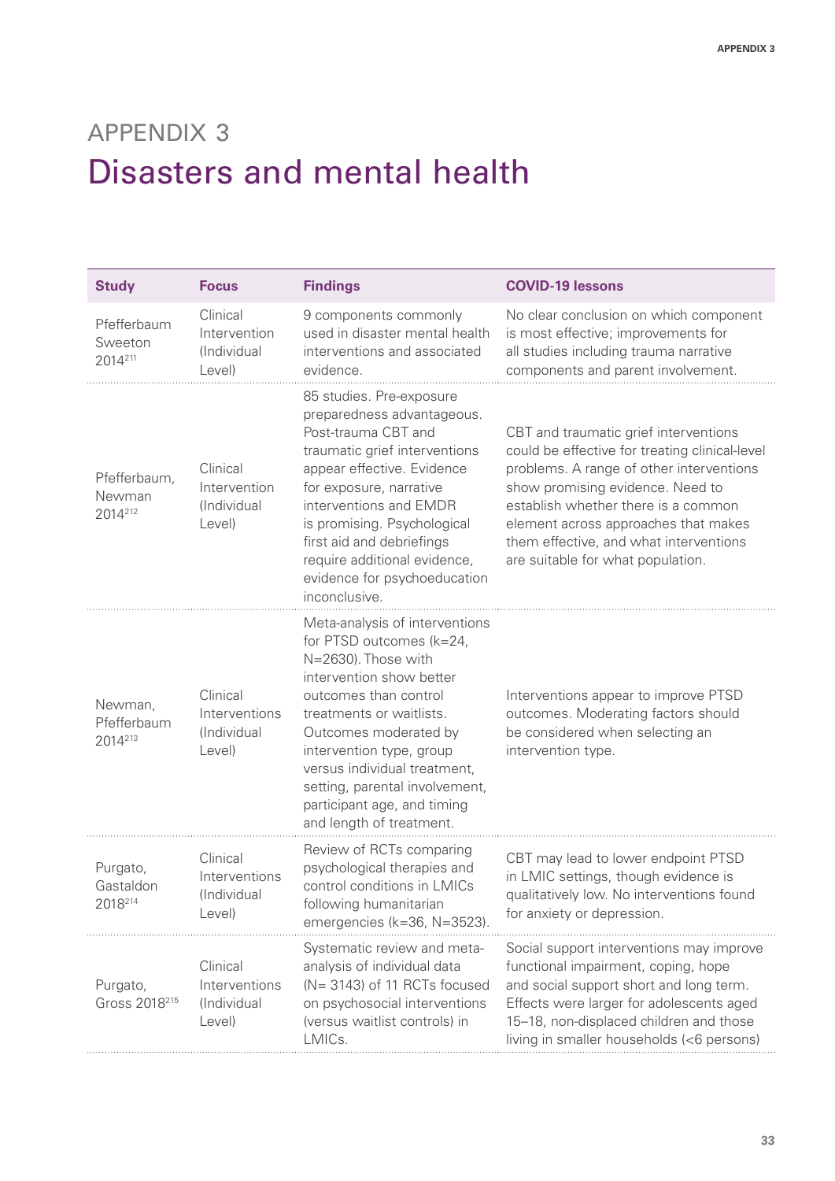# APPENDIX 3

# Disasters and mental health

| Study | Focus | Findings | COVID-19 lessons |
|---|---|---|---|
| Pfefferbaum Sweeton 2014[211] | Clinical Intervention (Individual Level) | 9 components commonly used in disaster mental health interventions and associated evidence. | No clear conclusion on which component is most effective; improvements for all studies including trauma narrative components and parent involvement. |
| Pfefferbaum, Newman 2014[212] | Clinical Intervention (Individual Level) | 85 studies. Pre-exposure preparedness advantageous. Post-trauma CBT and traumatic grief interventions appear effective. Evidence for exposure, narrative interventions and EMDR is promising. Psychological first aid and debriefings require additional evidence, evidence for psychoeducation inconclusive. | CBT and traumatic grief interventions could be effective for treating clinical-level problems. A range of other interventions show promising evidence. Need to establish whether there is a common element across approaches that makes them effective, and what interventions are suitable for what population. |
| Newman, Pfefferbaum 2014[213] | Clinical Interventions (Individual Level) | Meta-analysis of interventions for PTSD outcomes (k=24, N=2630). Those with intervention show better outcomes than control treatments or waitlists. Outcomes moderated by intervention type, group versus individual treatment, setting, parental involvement, participant age, and timing and length of treatment. | Interventions appear to improve PTSD outcomes. Moderating factors should be considered when selecting an intervention type. |
| Purgato, Gastaldon 2018[214] | Clinical Interventions (Individual Level) | Review of RCTs comparing psychological therapies and control conditions in LMICs following humanitarian emergencies (k=36, N=3523). | CBT may lead to lower endpoint PTSD in LMIC settings, though evidence is qualitatively low. No interventions found for anxiety or depression. |
| Purgato, Gross 2018[215] | Clinical Interventions (Individual Level) | Systematic review and meta-analysis of individual data (N= 3143) of 11 RCTs focused on psychosocial interventions (versus waitlist controls) in LMICs. | Social support interventions may improve functional impairment, coping, hope and social support short and long term. Effects were larger for adolescents aged 15–18, non-displaced children and those living in smaller households (<6 persons) |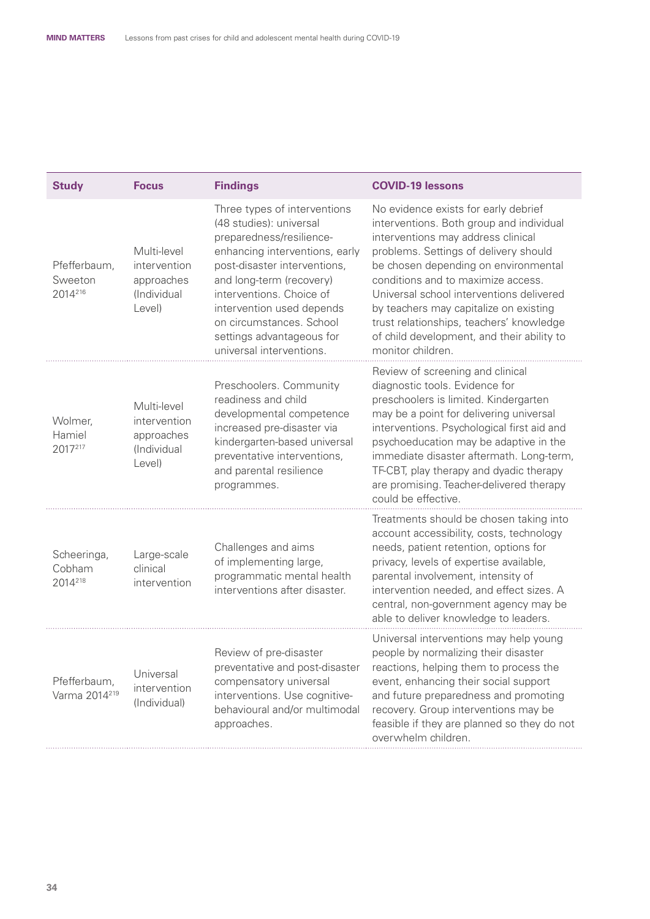| Study | Focus | Findings | COVID-19 lessons |
| --- | --- | --- | --- |
| Pfefferbaum, Sweeton 2014[216] | Multi-level intervention approaches (Individual Level) | Three types of interventions (48 studies): universal preparedness/resilience-enhancing interventions, early post-disaster interventions, and long-term (recovery) interventions. Choice of intervention used depends on circumstances. School settings advantageous for universal interventions. | No evidence exists for early debrief interventions. Both group and individual interventions may address clinical problems. Settings of delivery should be chosen depending on environmental conditions and to maximize access. Universal school interventions delivered by teachers may capitalize on existing trust relationships, teachers' knowledge of child development, and their ability to monitor children. |
| Wolmer, Hamiel 2017[217] | Multi-level intervention approaches (Individual Level) | Preschoolers. Community readiness and child developmental competence increased pre-disaster via kindergarten-based universal preventative interventions, and parental resilience programmes. | Review of screening and clinical diagnostic tools. Evidence for preschoolers is limited. Kindergarten may be a point for delivering universal interventions. Psychological first aid and psychoeducation may be adaptive in the immediate disaster aftermath. Long-term, TF-CBT, play therapy and dyadic therapy are promising. Teacher-delivered therapy could be effective. |
| Scheeringa, Cobham 2014[218] | Large-scale clinical intervention | Challenges and aims of implementing large, programmatic mental health interventions after disaster. | Treatments should be chosen taking into account accessibility, costs, technology needs, patient retention, options for privacy, levels of expertise available, parental involvement, intensity of intervention needed, and effect sizes. A central, non-government agency may be able to deliver knowledge to leaders. |
| Pfefferbaum, Varma 2014[219] | Universal intervention (Individual) | Review of pre-disaster preventative and post-disaster compensatory universal interventions. Use cognitive-behavioural and/or multimodal approaches. | Universal interventions may help young people by normalizing their disaster reactions, helping them to process the event, enhancing their social support and future preparedness and promoting recovery. Group interventions may be feasible if they are planned so they do not overwhelm children. |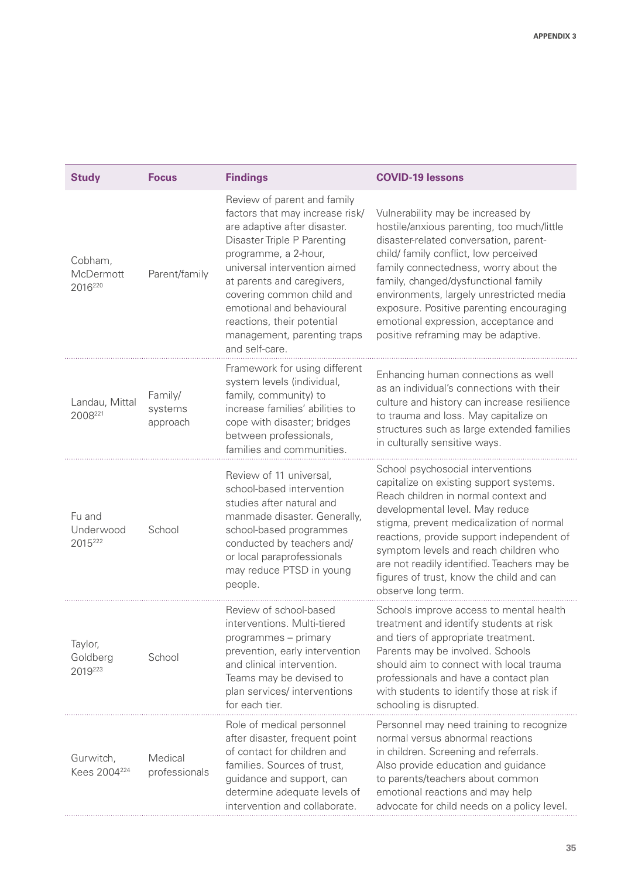| Study | Focus | Findings | COVID-19 lessons |
|---|---|---|---|
| Cobham, McDermott 2016[220] | Parent/family | Review of parent and family factors that may increase risk/ are adaptive after disaster. Disaster Triple P Parenting programme, a 2-hour, universal intervention aimed at parents and caregivers, covering common child and emotional and behavioural reactions, their potential management, parenting traps and self-care. | Vulnerability may be increased by hostile/anxious parenting, too much/little disaster-related conversation, parent-child/ family conflict, low perceived family connectedness, worry about the family, changed/dysfunctional family environments, largely unrestricted media exposure. Positive parenting encouraging emotional expression, acceptance and positive reframing may be adaptive. |
| Landau, Mittal 2008[221] | Family/ systems approach | Framework for using different system levels (individual, family, community) to increase families' abilities to cope with disaster; bridges between professionals, families and communities. | Enhancing human connections as well as an individual's connections with their culture and history can increase resilience to trauma and loss. May capitalize on structures such as large extended families in culturally sensitive ways. |
| Fu and Underwood 2015[222] | School | Review of 11 universal, school-based intervention studies after natural and manmade disaster. Generally, school-based programmes conducted by teachers and/ or local paraprofessionals may reduce PTSD in young people. | School psychosocial interventions capitalize on existing support systems. Reach children in normal context and developmental level. May reduce stigma, prevent medicalization of normal reactions, provide support independent of symptom levels and reach children who are not readily identified. Teachers may be figures of trust, know the child and can observe long term. |
| Taylor, Goldberg 2019[223] | School | Review of school-based interventions. Multi-tiered programmes – primary prevention, early intervention and clinical intervention. Teams may be devised to plan services/ interventions for each tier. | Schools improve access to mental health treatment and identify students at risk and tiers of appropriate treatment. Parents may be involved. Schools should aim to connect with local trauma professionals and have a contact plan with students to identify those at risk if schooling is disrupted. |
| Gurwitch, Kees 2004[224] | Medical professionals | Role of medical personnel after disaster, frequent point of contact for children and families. Sources of trust, guidance and support, can determine adequate levels of intervention and collaborate. | Personnel may need training to recognize normal versus abnormal reactions in children. Screening and referrals. Also provide education and guidance to parents/teachers about common emotional reactions and may help advocate for child needs on a policy level. |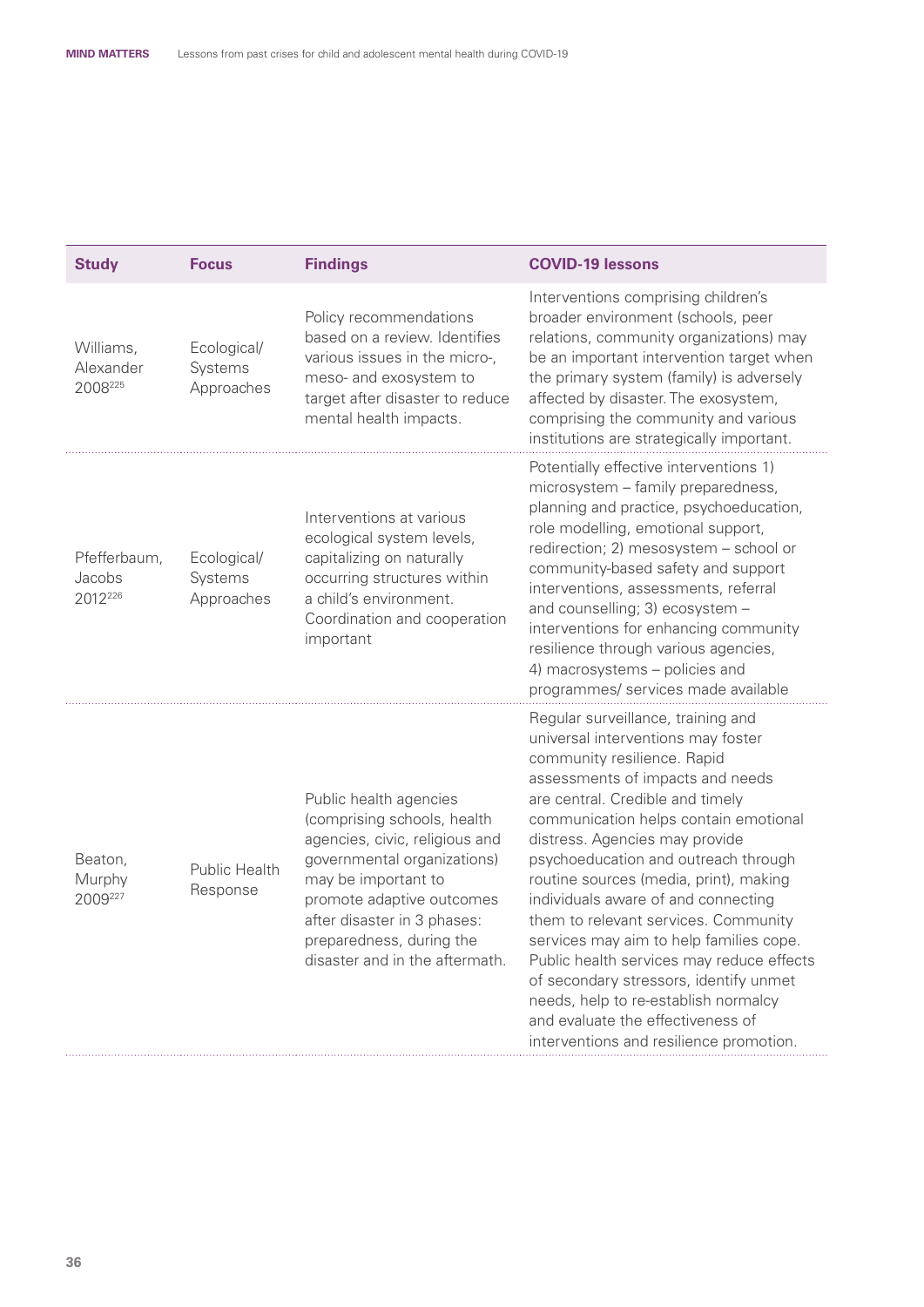| Study | Focus | Findings | COVID-19 lessons |
|---|---|---|---|
| Williams, Alexander 2008[225] | Ecological/ Systems Approaches | Policy recommendations based on a review. Identifies various issues in the micro-, meso- and exosystem to target after disaster to reduce mental health impacts. | Interventions comprising children's broader environment (schools, peer relations, community organizations) may be an important intervention target when the primary system (family) is adversely affected by disaster. The exosystem, comprising the community and various institutions are strategically important. |
| Pfefferbaum, Jacobs 2012[226] | Ecological/ Systems Approaches | Interventions at various ecological system levels, capitalizing on naturally occurring structures within a child's environment. Coordination and cooperation important | Potentially effective interventions 1) microsystem – family preparedness, planning and practice, psychoeducation, role modelling, emotional support, redirection; 2) mesosystem – school or community-based safety and support interventions, assessments, referral and counselling; 3) ecosystem – interventions for enhancing community resilience through various agencies, 4) macrosystems – policies and programmes/ services made available |
| Beaton, Murphy 2009[227] | Public Health Response | Public health agencies (comprising schools, health agencies, civic, religious and governmental organizations) may be important to promote adaptive outcomes after disaster in 3 phases: preparedness, during the disaster and in the aftermath. | Regular surveillance, training and universal interventions may foster community resilience. Rapid assessments of impacts and needs are central. Credible and timely communication helps contain emotional distress. Agencies may provide psychoeducation and outreach through routine sources (media, print), making individuals aware of and connecting them to relevant services. Community services may aim to help families cope. Public health services may reduce effects of secondary stressors, identify unmet needs, help to re-establish normalcy and evaluate the effectiveness of interventions and resilience promotion. |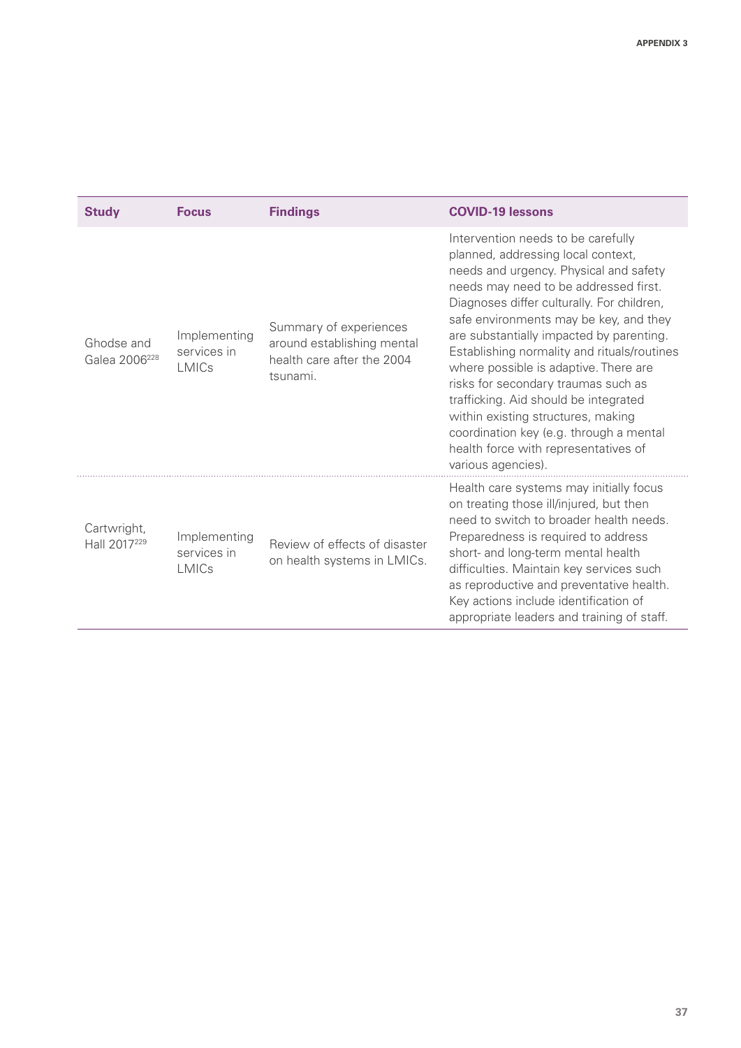| Study | Focus | Findings | COVID-19 lessons |
|---|---|---|---|
| Ghodse and Galea 2006[228] | Implementing services in LMICs | Summary of experiences around establishing mental health care after the 2004 tsunami. | Intervention needs to be carefully planned, addressing local context, needs and urgency. Physical and safety needs may need to be addressed first. Diagnoses differ culturally. For children, safe environments may be key, and they are substantially impacted by parenting. Establishing normality and rituals/routines where possible is adaptive. There are risks for secondary traumas such as trafficking. Aid should be integrated within existing structures, making coordination key (e.g. through a mental health force with representatives of various agencies). |
| Cartwright, Hall 2017[229] | Implementing services in LMICs | Review of effects of disaster on health systems in LMICs. | Health care systems may initially focus on treating those ill/injured, but then need to switch to broader health needs. Preparedness is required to address short- and long-term mental health difficulties. Maintain key services such as reproductive and preventative health. Key actions include identification of appropriate leaders and training of staff. |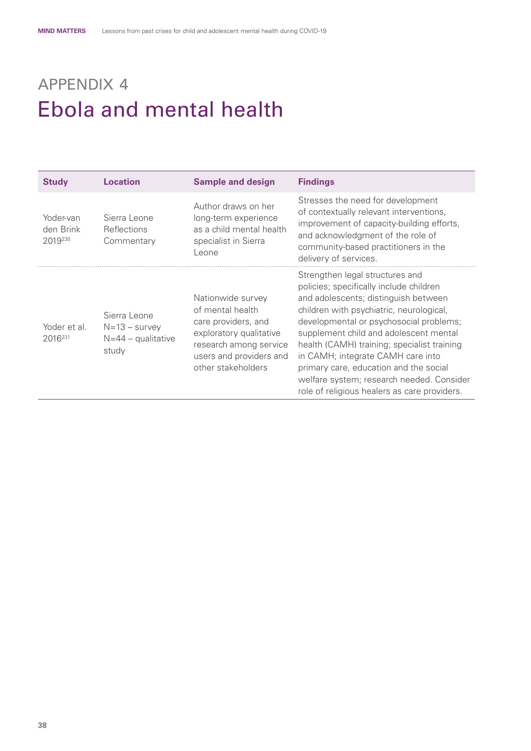# APPENDIX 4

# Ebola and mental health

| Study | Location | Sample and design | Findings |
|---|---|---|---|
| Yoder-van den Brink 2019[230] | Sierra Leone Reflections Commentary | Author draws on her long-term experience as a child mental health specialist in Sierra Leone | Stresses the need for development of contextually relevant interventions, improvement of capacity-building efforts, and acknowledgment of the role of community-based practitioners in the delivery of services. |
| Yoder et al. 2016[231] | Sierra Leone N=13 – survey N=44 – qualitative study | Nationwide survey of mental health care providers, and exploratory qualitative research among service users and providers and other stakeholders | Strengthen legal structures and policies; specifically include children and adolescents; distinguish between children with psychiatric, neurological, developmental or psychosocial problems; supplement child and adolescent mental health (CAMH) training; specialist training in CAMH; integrate CAMH care into primary care, education and the social welfare system; research needed. Consider role of religious healers as care providers. |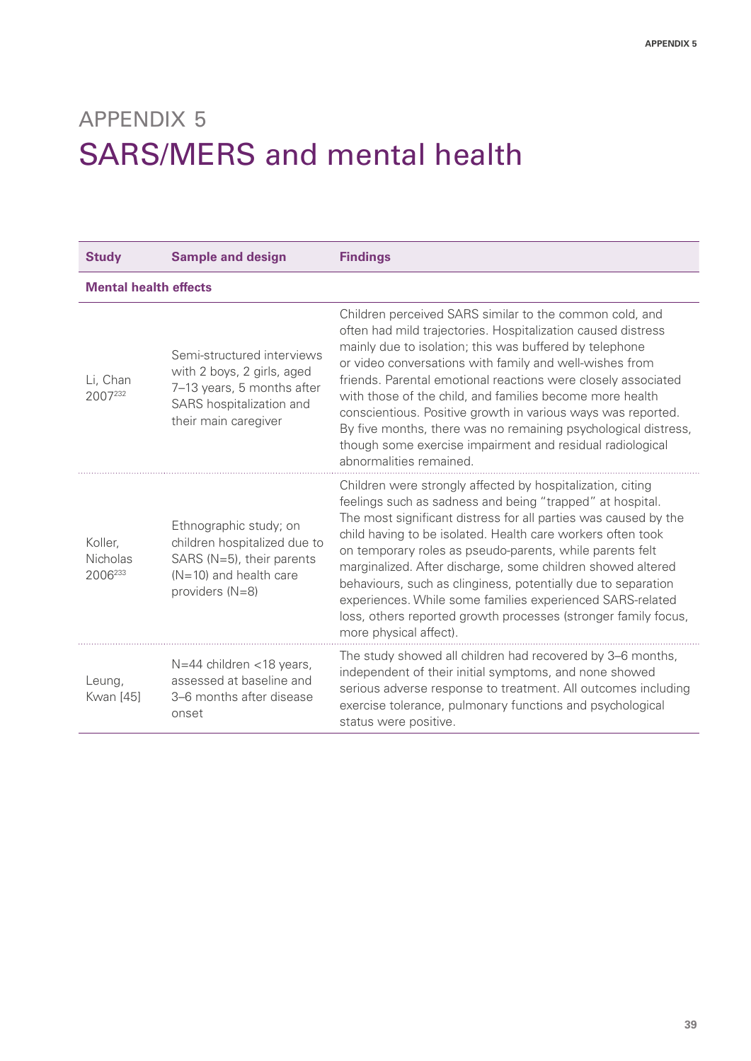# APPENDIX 5
# SARS/MERS and mental health

| Study | Sample and design | Findings |
| --- | --- | --- |
| **Mental health effects** | | |
| Li, Chan 2007[232] | Semi-structured interviews with 2 boys, 2 girls, aged 7–13 years, 5 months after SARS hospitalization and their main caregiver | Children perceived SARS similar to the common cold, and often had mild trajectories. Hospitalization caused distress mainly due to isolation; this was buffered by telephone or video conversations with family and well-wishes from friends. Parental emotional reactions were closely associated with those of the child, and families become more health conscientious. Positive growth in various ways was reported. By five months, there was no remaining psychological distress, though some exercise impairment and residual radiological abnormalities remained. |
| Koller, Nicholas 2006[233] | Ethnographic study; on children hospitalized due to SARS (N=5), their parents (N=10) and health care providers (N=8) | Children were strongly affected by hospitalization, citing feelings such as sadness and being "trapped" at hospital. The most significant distress for all parties was caused by the child having to be isolated. Health care workers often took on temporary roles as pseudo-parents, while parents felt marginalized. After discharge, some children showed altered behaviours, such as clinginess, potentially due to separation experiences. While some families experienced SARS-related loss, others reported growth processes (stronger family focus, more physical affect). |
| Leung, Kwan [45] | N=44 children <18 years, assessed at baseline and 3–6 months after disease onset | The study showed all children had recovered by 3–6 months, independent of their initial symptoms, and none showed serious adverse response to treatment. All outcomes including exercise tolerance, pulmonary functions and psychological status were positive. |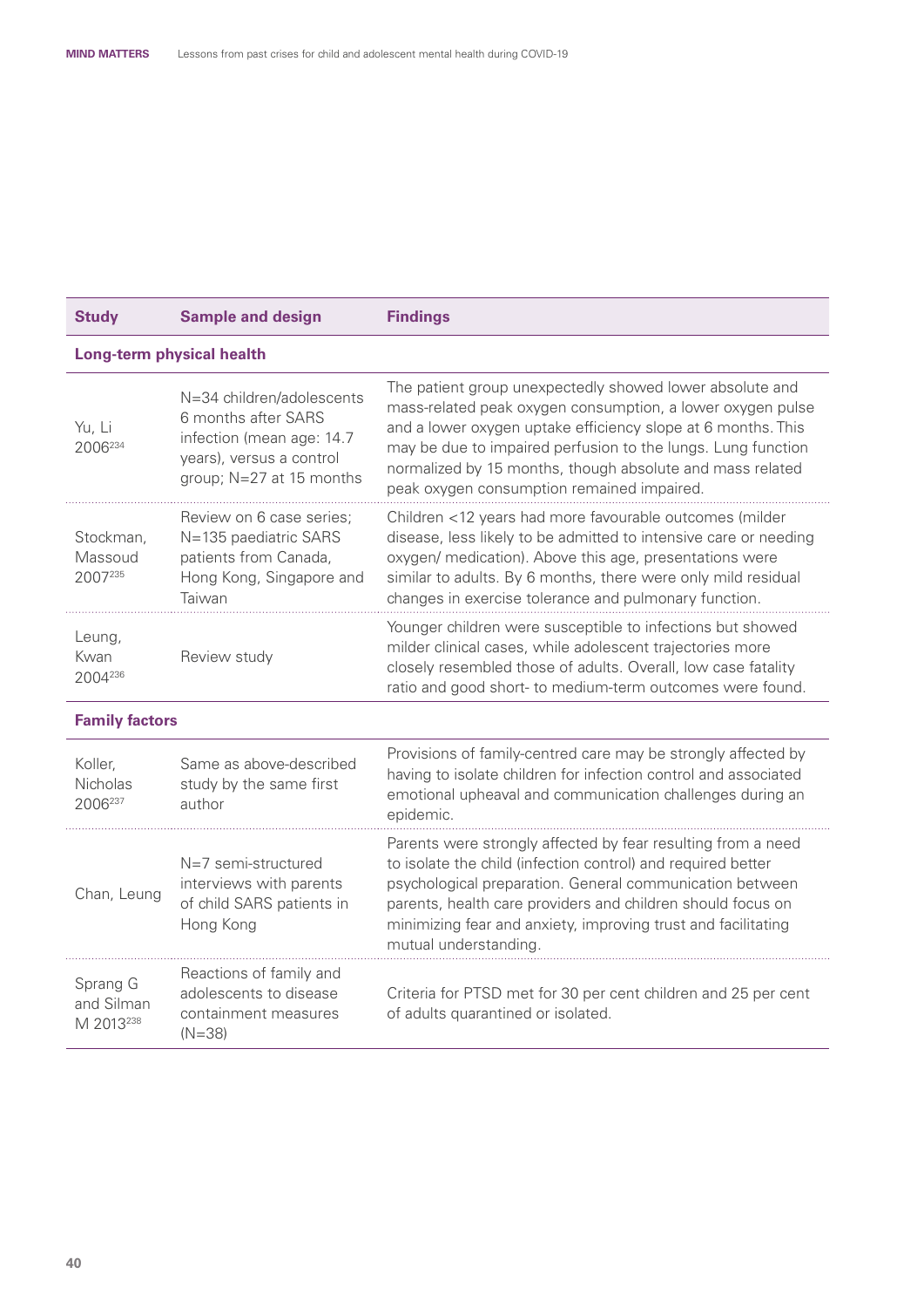| Study | Sample and design | Findings |
|---|---|---|
| **Long-term physical health** | | |
| Yu, Li 2006[234] | N=34 children/adolescents 6 months after SARS infection (mean age: 14.7 years), versus a control group; N=27 at 15 months | The patient group unexpectedly showed lower absolute and mass-related peak oxygen consumption, a lower oxygen pulse and a lower oxygen uptake efficiency slope at 6 months. This may be due to impaired perfusion to the lungs. Lung function normalized by 15 months, though absolute and mass related peak oxygen consumption remained impaired. |
| Stockman, Massoud 2007[235] | Review on 6 case series; N=135 paediatric SARS patients from Canada, Hong Kong, Singapore and Taiwan | Children <12 years had more favourable outcomes (milder disease, less likely to be admitted to intensive care or needing oxygen/ medication). Above this age, presentations were similar to adults. By 6 months, there were only mild residual changes in exercise tolerance and pulmonary function. |
| Leung, Kwan 2004[236] | Review study | Younger children were susceptible to infections but showed milder clinical cases, while adolescent trajectories more closely resembled those of adults. Overall, low case fatality ratio and good short- to medium-term outcomes were found. |
| **Family factors** | | |
| Koller, Nicholas 2006[237] | Same as above-described study by the same first author | Provisions of family-centred care may be strongly affected by having to isolate children for infection control and associated emotional upheaval and communication challenges during an epidemic. |
| Chan, Leung | N=7 semi-structured interviews with parents of child SARS patients in Hong Kong | Parents were strongly affected by fear resulting from a need to isolate the child (infection control) and required better psychological preparation. General communication between parents, health care providers and children should focus on minimizing fear and anxiety, improving trust and facilitating mutual understanding. |
| Sprang G and Silman M 2013[238] | Reactions of family and adolescents to disease containment measures (N=38) | Criteria for PTSD met for 30 per cent children and 25 per cent of adults quarantined or isolated. |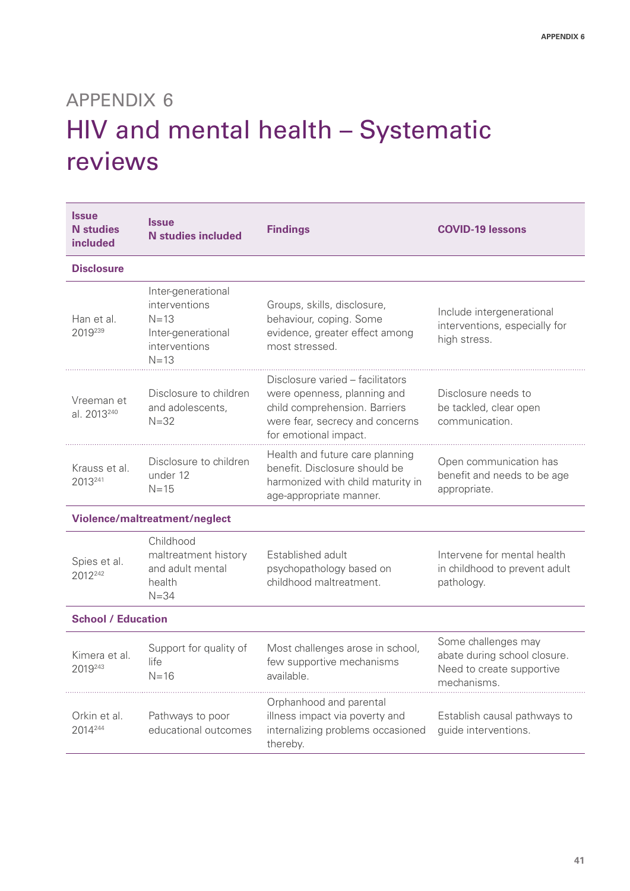# APPENDIX 6

# HIV and mental health – Systematic reviews

| Issue N studies included | Issue N studies included | Findings | COVID-19 lessons |
|---|---|---|---|
| **Disclosure** | | | |
| Han et al. 2019[239] | Inter-generational interventions N=13 Inter-generational interventions N=13 | Groups, skills, disclosure, behaviour, coping. Some evidence, greater effect among most stressed. | Include intergenerational interventions, especially for high stress. |
| Vreeman et al. 2013[240] | Disclosure to children and adolescents, N=32 | Disclosure varied – facilitators were openness, planning and child comprehension. Barriers were fear, secrecy and concerns for emotional impact. | Disclosure needs to be tackled, clear open communication. |
| Krauss et al. 2013[241] | Disclosure to children under 12 N=15 | Health and future care planning benefit. Disclosure should be harmonized with child maturity in age-appropriate manner. | Open communication has benefit and needs to be age appropriate. |
| **Violence/maltreatment/neglect** | | | |
| Spies et al. 2012[242] | Childhood maltreatment history and adult mental health N=34 | Established adult psychopathology based on childhood maltreatment. | Intervene for mental health in childhood to prevent adult pathology. |
| **School / Education** | | | |
| Kimera et al. 2019[243] | Support for quality of life N=16 | Most challenges arose in school, few supportive mechanisms available. | Some challenges may abate during school closure. Need to create supportive mechanisms. |
| Orkin et al. 2014[244] | Pathways to poor educational outcomes | Orphanhood and parental illness impact via poverty and internalizing problems occasioned thereby. | Establish causal pathways to guide interventions. |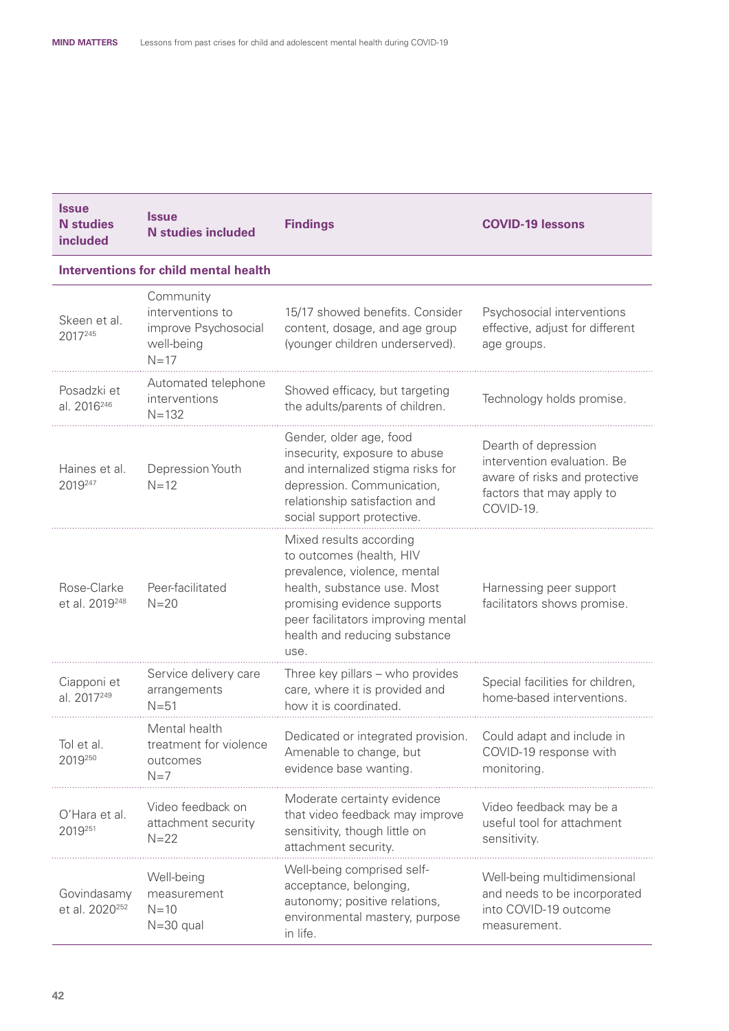| Issue N studies included | Issue N studies included | Findings | COVID-19 lessons |
|---|---|---|---|
| **Interventions for child mental health** | | | |
| Skeen et al. 2017[245] | Community interventions to improve Psychosocial well-being N=17 | 15/17 showed benefits. Consider content, dosage, and age group (younger children underserved). | Psychosocial interventions effective, adjust for different age groups. |
| Posadzki et al. 2016[246] | Automated telephone interventions N=132 | Showed efficacy, but targeting the adults/parents of children. | Technology holds promise. |
| Haines et al. 2019[247] | Depression Youth N=12 | Gender, older age, food insecurity, exposure to abuse and internalized stigma risks for depression. Communication, relationship satisfaction and social support protective. | Dearth of depression intervention evaluation. Be aware of risks and protective factors that may apply to COVID-19. |
| Rose-Clarke et al. 2019[248] | Peer-facilitated N=20 | Mixed results according to outcomes (health, HIV prevalence, violence, mental health, substance use. Most promising evidence supports peer facilitators improving mental health and reducing substance use. | Harnessing peer support facilitators shows promise. |
| Ciapponi et al. 2017[249] | Service delivery care arrangements N=51 | Three key pillars – who provides care, where it is provided and how it is coordinated. | Special facilities for children, home-based interventions. |
| Tol et al. 2019[250] | Mental health treatment for violence outcomes N=7 | Dedicated or integrated provision. Amenable to change, but evidence base wanting. | Could adapt and include in COVID-19 response with monitoring. |
| O'Hara et al. 2019[251] | Video feedback on attachment security N=22 | Moderate certainty evidence that video feedback may improve sensitivity, though little on attachment security. | Video feedback may be a useful tool for attachment sensitivity. |
| Govindasamy et al. 2020[252] | Well-being measurement N=10 N=30 qual | Well-being comprised self-acceptance, belonging, autonomy; positive relations, environmental mastery, purpose in life. | Well-being multidimensional and needs to be incorporated into COVID-19 outcome measurement. |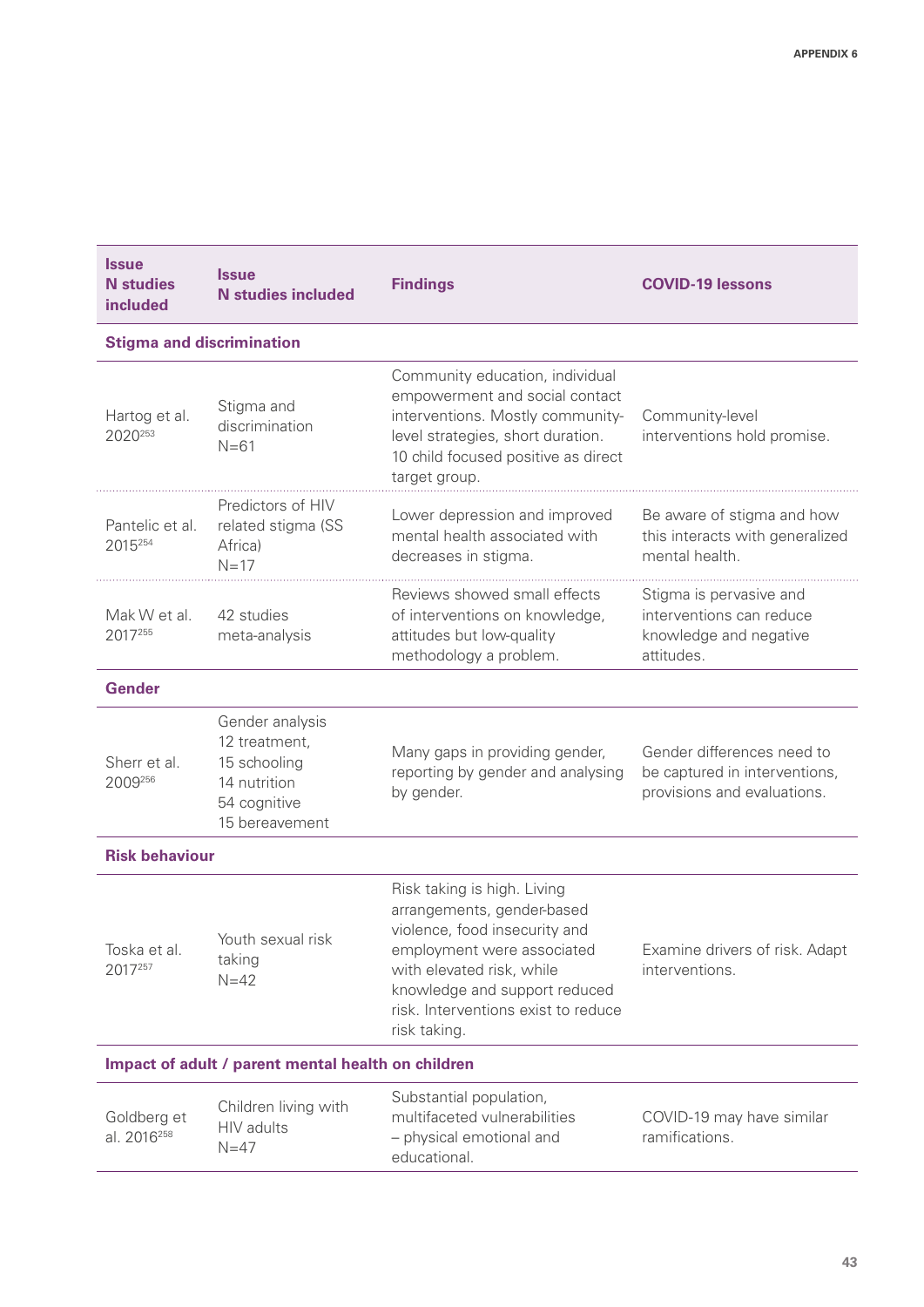| Issue N studies included | Issue N studies included | Findings | COVID-19 lessons |
|---|---|---|---|
| **Stigma and discrimination** | | | |
| Hartog et al. 2020[253] | Stigma and discrimination N=61 | Community education, individual empowerment and social contact interventions. Mostly community-level strategies, short duration. 10 child focused positive as direct target group. | Community-level interventions hold promise. |
| Pantelic et al. 2015[254] | Predictors of HIV related stigma (SS Africa) N=17 | Lower depression and improved mental health associated with decreases in stigma. | Be aware of stigma and how this interacts with generalized mental health. |
| Mak W et al. 2017[255] | 42 studies meta-analysis | Reviews showed small effects of interventions on knowledge, attitudes but low-quality methodology a problem. | Stigma is pervasive and interventions can reduce knowledge and negative attitudes. |
| **Gender** | | | |
| Sherr et al. 2009[256] | Gender analysis 12 treatment, 15 schooling 14 nutrition 54 cognitive 15 bereavement | Many gaps in providing gender, reporting by gender and analysing by gender. | Gender differences need to be captured in interventions, provisions and evaluations. |
| **Risk behaviour** | | | |
| Toska et al. 2017[257] | Youth sexual risk taking N=42 | Risk taking is high. Living arrangements, gender-based violence, food insecurity and employment were associated with elevated risk, while knowledge and support reduced risk. Interventions exist to reduce risk taking. | Examine drivers of risk. Adapt interventions. |
| **Impact of adult / parent mental health on children** | | | |
| Goldberg et al. 2016[258] | Children living with HIV adults N=47 | Substantial population, multifaceted vulnerabilities – physical emotional and educational. | COVID-19 may have similar ramifications. |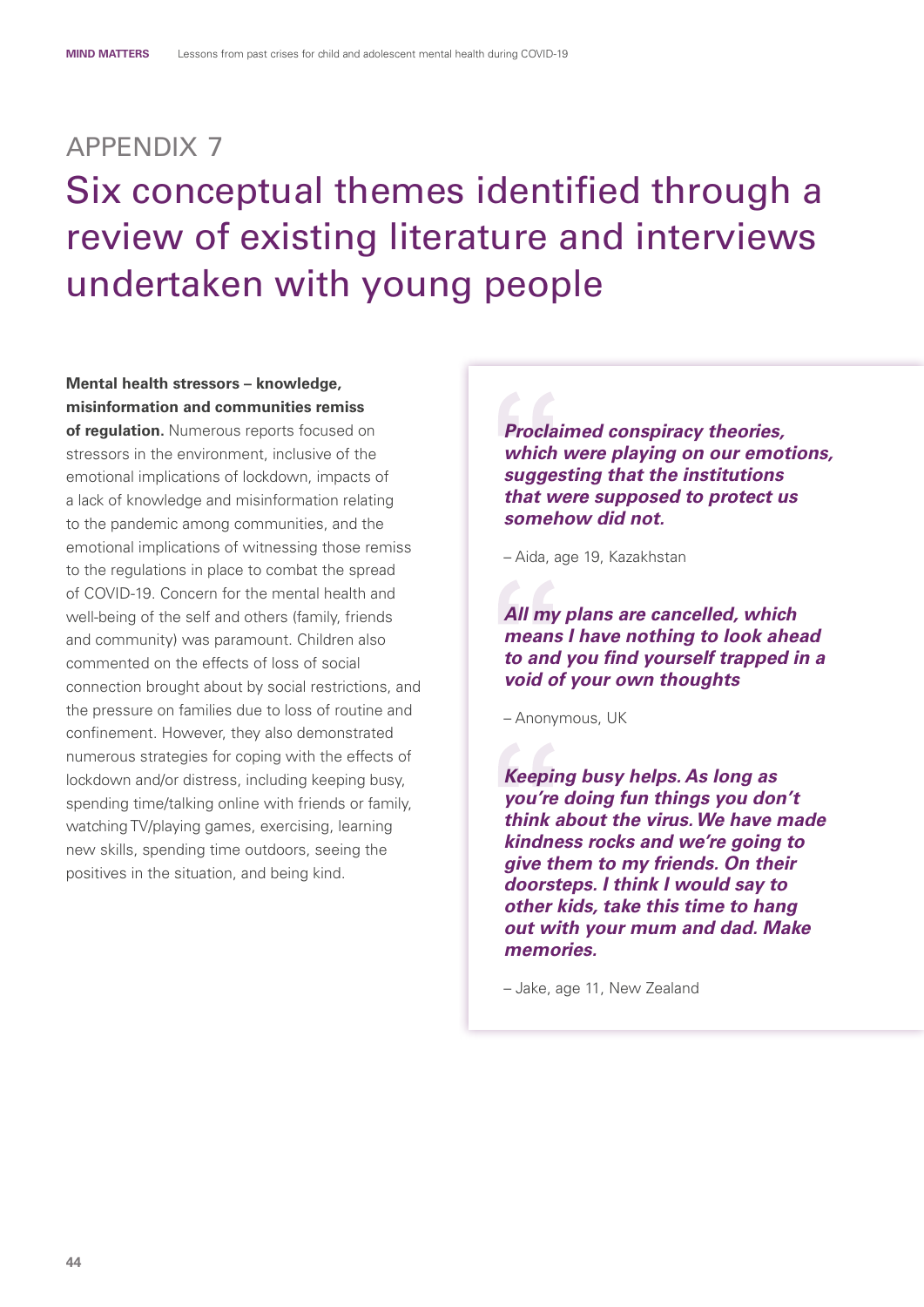# APPENDIX 7

# Six conceptual themes identified through a review of existing literature and interviews undertaken with young people

**Mental health stressors – knowledge, misinformation and communities remiss of regulation.** Numerous reports focused on stressors in the environment, inclusive of the emotional implications of lockdown, impacts of a lack of knowledge and misinformation relating to the pandemic among communities, and the emotional implications of witnessing those remiss to the regulations in place to combat the spread of COVID-19. Concern for the mental health and well-being of the self and others (family, friends and community) was paramount. Children also commented on the effects of loss of social connection brought about by social restrictions, and the pressure on families due to loss of routine and confinement. However, they also demonstrated numerous strategies for coping with the effects of lockdown and/or distress, including keeping busy, spending time/talking online with friends or family, watching TV/playing games, exercising, learning new skills, spending time outdoors, seeing the positives in the situation, and being kind.

> ***Proclaimed conspiracy theories, which were playing on our emotions, suggesting that the institutions that were supposed to protect us somehow did not.***
>
> – Aida, age 19, Kazakhstan

> ***All my plans are cancelled, which means I have nothing to look ahead to and you find yourself trapped in a void of your own thoughts***
>
> – Anonymous, UK

> ***Keeping busy helps. As long as you're doing fun things you don't think about the virus. We have made kindness rocks and we're going to give them to my friends. On their doorsteps. I think I would say to other kids, take this time to hang out with your mum and dad. Make memories.***
>
> – Jake, age 11, New Zealand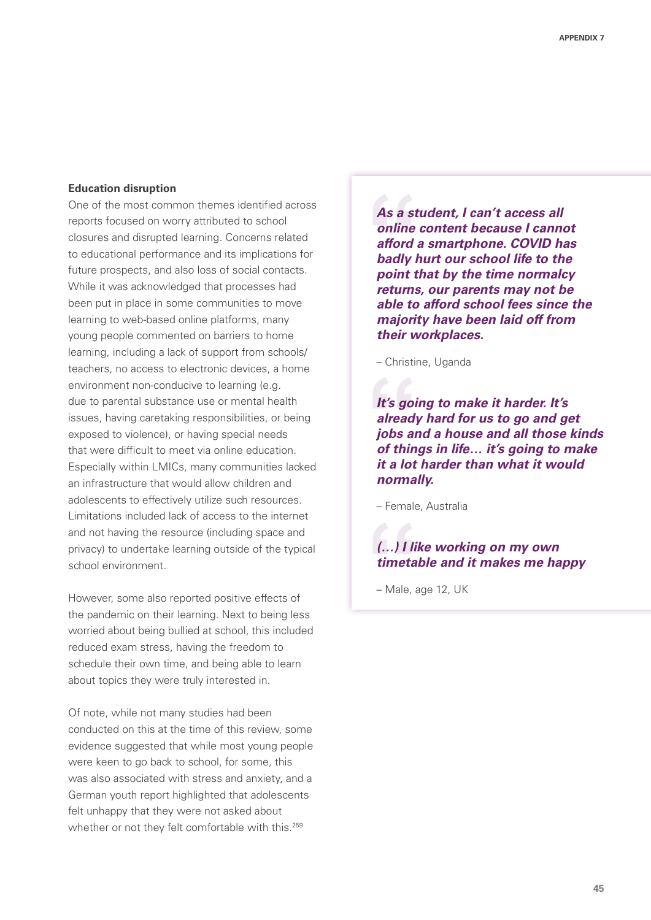### Education disruption

One of the most common themes identified across reports focused on worry attributed to school closures and disrupted learning. Concerns related to educational performance and its implications for future prospects, and also loss of social contacts. While it was acknowledged that processes had been put in place in some communities to move learning to web-based online platforms, many young people commented on barriers to home learning, including a lack of support from schools/teachers, no access to electronic devices, a home environment non-conducive to learning (e.g. due to parental substance use or mental health issues, having caretaking responsibilities, or being exposed to violence), or having special needs that were difficult to meet via online education. Especially within LMICs, many communities lacked an infrastructure that would allow children and adolescents to effectively utilize such resources. Limitations included lack of access to the internet and not having the resource (including space and privacy) to undertake learning outside of the typical school environment.

However, some also reported positive effects of the pandemic on their learning. Next to being less worried about being bullied at school, this included reduced exam stress, having the freedom to schedule their own time, and being able to learn about topics they were truly interested in.

Of note, while not many studies had been conducted on this at the time of this review, some evidence suggested that while most young people were keen to go back to school, for some, this was also associated with stress and anxiety, and a German youth report highlighted that adolescents felt unhappy that they were not asked about whether or not they felt comfortable with this.[259]

> ***As a student, I can't access all online content because I cannot afford a smartphone. COVID has badly hurt our school life to the point that by the time normalcy returns, our parents may not be able to afford school fees since the majority have been laid off from their workplaces.***
>
> – Christine, Uganda

> ***It's going to make it harder. It's already hard for us to go and get jobs and a house and all those kinds of things in life… it's going to make it a lot harder than what it would normally.***
>
> – Female, Australia

> ***(…) I like working on my own timetable and it makes me happy***
>
> – Male, age 12, UK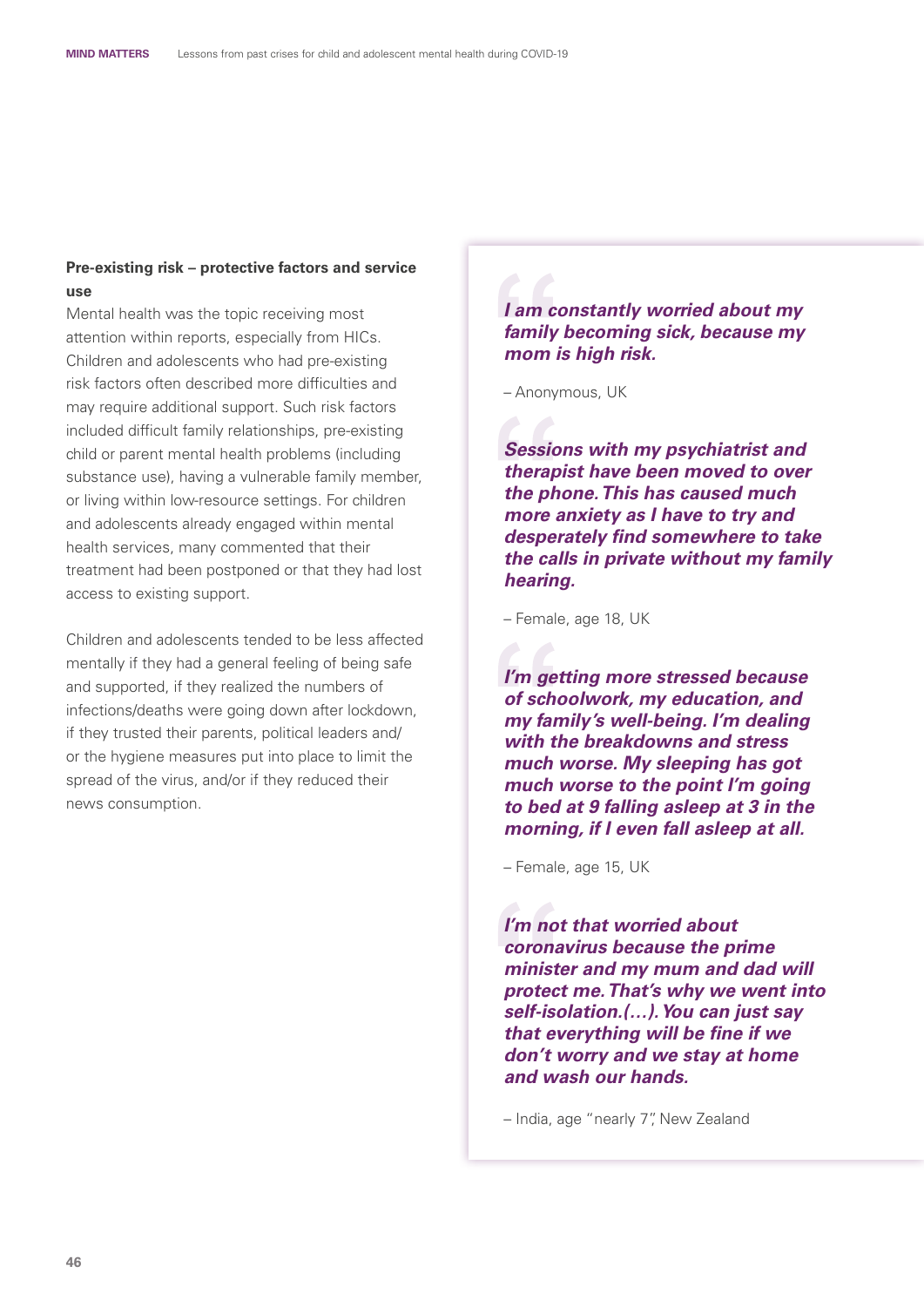**Pre-existing risk – protective factors and service use**

Mental health was the topic receiving most attention within reports, especially from HICs. Children and adolescents who had pre-existing risk factors often described more difficulties and may require additional support. Such risk factors included difficult family relationships, pre-existing child or parent mental health problems (including substance use), having a vulnerable family member, or living within low-resource settings. For children and adolescents already engaged within mental health services, many commented that their treatment had been postponed or that they had lost access to existing support.

Children and adolescents tended to be less affected mentally if they had a general feeling of being safe and supported, if they realized the numbers of infections/deaths were going down after lockdown, if they trusted their parents, political leaders and/or the hygiene measures put into place to limit the spread of the virus, and/or if they reduced their news consumption.

> ***I am constantly worried about my family becoming sick, because my mom is high risk.***
>
> – Anonymous, UK

> ***Sessions with my psychiatrist and therapist have been moved to over the phone. This has caused much more anxiety as I have to try and desperately find somewhere to take the calls in private without my family hearing.***
>
> – Female, age 18, UK

> ***I'm getting more stressed because of schoolwork, my education, and my family's well-being. I'm dealing with the breakdowns and stress much worse. My sleeping has got much worse to the point I'm going to bed at 9 falling asleep at 3 in the morning, if I even fall asleep at all.***
>
> – Female, age 15, UK

> ***I'm not that worried about coronavirus because the prime minister and my mum and dad will protect me. That's why we went into self-isolation.(…). You can just say that everything will be fine if we don't worry and we stay at home and wash our hands.***
>
> – India, age "nearly 7", New Zealand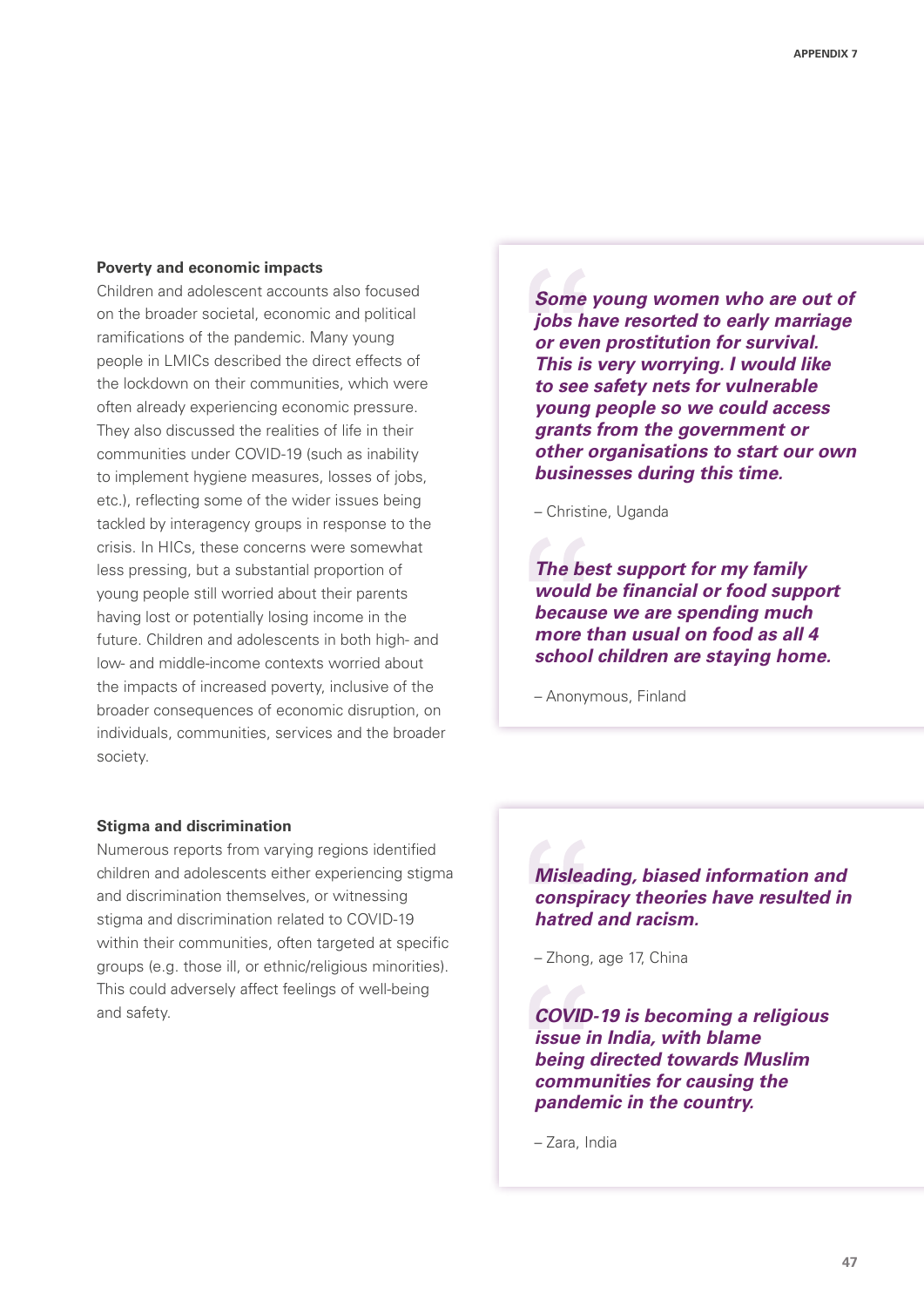### Poverty and economic impacts

Children and adolescent accounts also focused on the broader societal, economic and political ramifications of the pandemic. Many young people in LMICs described the direct effects of the lockdown on their communities, which were often already experiencing economic pressure. They also discussed the realities of life in their communities under COVID-19 (such as inability to implement hygiene measures, losses of jobs, etc.), reflecting some of the wider issues being tackled by interagency groups in response to the crisis. In HICs, these concerns were somewhat less pressing, but a substantial proportion of young people still worried about their parents having lost or potentially losing income in the future. Children and adolescents in both high- and low- and middle-income contexts worried about the impacts of increased poverty, inclusive of the broader consequences of economic disruption, on individuals, communities, services and the broader society.

> ***Some young women who are out of jobs have resorted to early marriage or even prostitution for survival. This is very worrying. I would like to see safety nets for vulnerable young people so we could access grants from the government or other organisations to start our own businesses during this time.***
>
> – Christine, Uganda

> ***The best support for my family would be financial or food support because we are spending much more than usual on food as all 4 school children are staying home.***
>
> – Anonymous, Finland

### Stigma and discrimination

Numerous reports from varying regions identified children and adolescents either experiencing stigma and discrimination themselves, or witnessing stigma and discrimination related to COVID-19 within their communities, often targeted at specific groups (e.g. those ill, or ethnic/religious minorities). This could adversely affect feelings of well-being and safety.

> ***Misleading, biased information and conspiracy theories have resulted in hatred and racism.***
>
> – Zhong, age 17, China

> ***COVID-19 is becoming a religious issue in India, with blame being directed towards Muslim communities for causing the pandemic in the country.***
>
> – Zara, India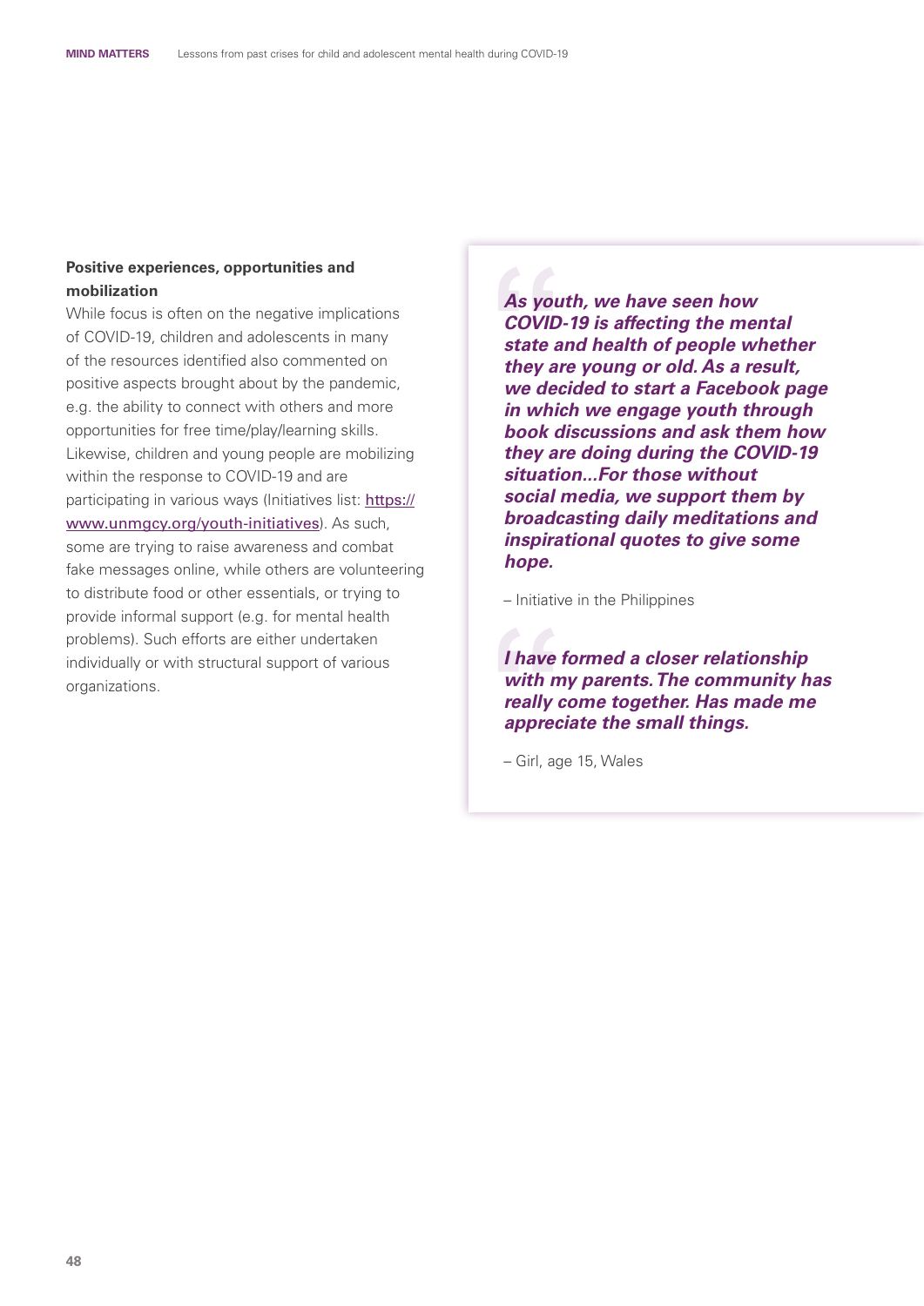### Positive experiences, opportunities and mobilization

While focus is often on the negative implications of COVID-19, children and adolescents in many of the resources identified also commented on positive aspects brought about by the pandemic, e.g. the ability to connect with others and more opportunities for free time/play/learning skills. Likewise, children and young people are mobilizing within the response to COVID-19 and are participating in various ways (Initiatives list: [https://www.unmgcy.org/youth-initiatives](https://www.unmgcy.org/youth-initiatives)). As such, some are trying to raise awareness and combat fake messages online, while others are volunteering to distribute food or other essentials, or trying to provide informal support (e.g. for mental health problems). Such efforts are either undertaken individually or with structural support of various organizations.

> ***As youth, we have seen how COVID-19 is affecting the mental state and health of people whether they are young or old. As a result, we decided to start a Facebook page in which we engage youth through book discussions and ask them how they are doing during the COVID-19 situation...For those without social media, we support them by broadcasting daily meditations and inspirational quotes to give some hope.***
>
> – Initiative in the Philippines

> ***I have formed a closer relationship with my parents. The community has really come together. Has made me appreciate the small things.***
>
> – Girl, age 15, Wales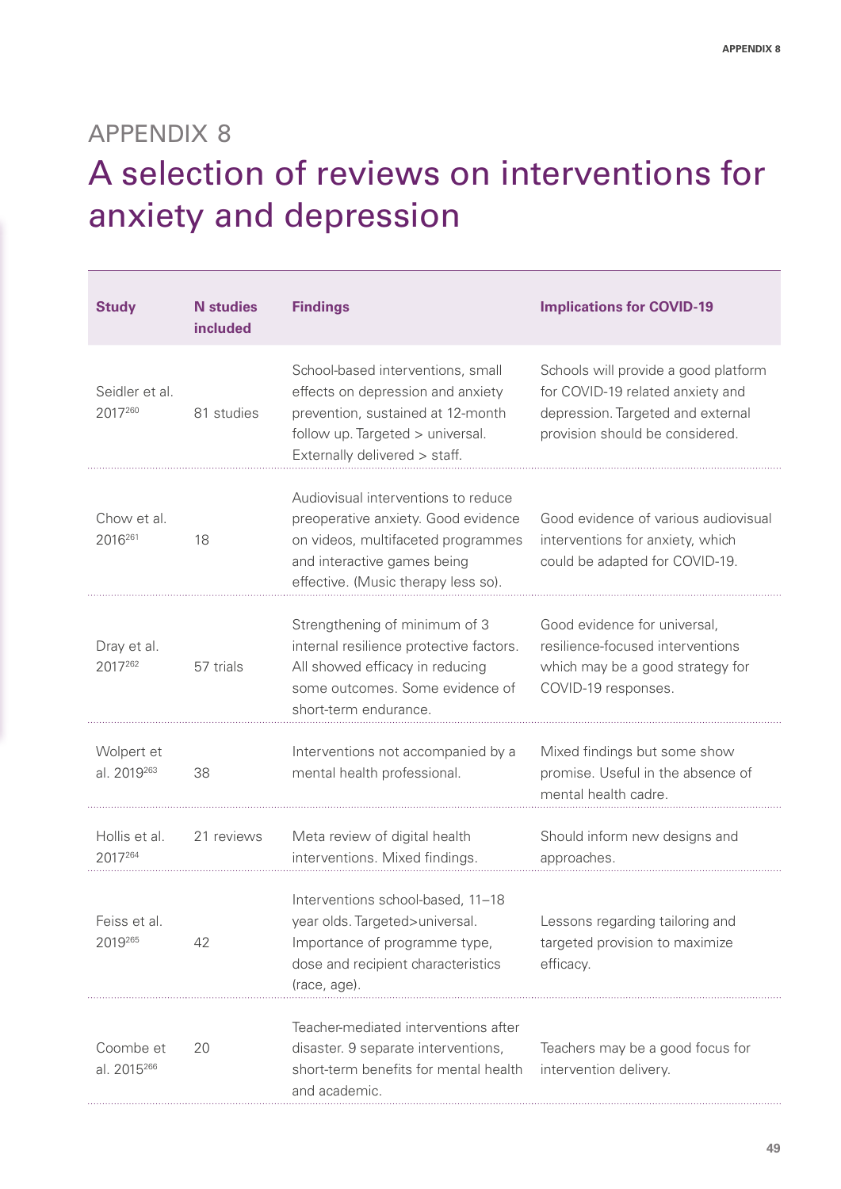# APPENDIX 8

## A selection of reviews on interventions for anxiety and depression

| Study | N studies included | Findings | Implications for COVID-19 |
|---|---|---|---|
| Seidler et al. 2017[260] | 81 studies | School-based interventions, small effects on depression and anxiety prevention, sustained at 12-month follow up. Targeted > universal. Externally delivered > staff. | Schools will provide a good platform for COVID-19 related anxiety and depression. Targeted and external provision should be considered. |
| Chow et al. 2016[261] | 18 | Audiovisual interventions to reduce preoperative anxiety. Good evidence on videos, multifaceted programmes and interactive games being effective. (Music therapy less so). | Good evidence of various audiovisual interventions for anxiety, which could be adapted for COVID-19. |
| Dray et al. 2017[262] | 57 trials | Strengthening of minimum of 3 internal resilience protective factors. All showed efficacy in reducing some outcomes. Some evidence of short-term endurance. | Good evidence for universal, resilience-focused interventions which may be a good strategy for COVID-19 responses. |
| Wolpert et al. 2019[263] | 38 | Interventions not accompanied by a mental health professional. | Mixed findings but some show promise. Useful in the absence of mental health cadre. |
| Hollis et al. 2017[264] | 21 reviews | Meta review of digital health interventions. Mixed findings. | Should inform new designs and approaches. |
| Feiss et al. 2019[265] | 42 | Interventions school-based, 11–18 year olds. Targeted>universal. Importance of programme type, dose and recipient characteristics (race, age). | Lessons regarding tailoring and targeted provision to maximize efficacy. |
| Coombe et al. 2015[266] | 20 | Teacher-mediated interventions after disaster. 9 separate interventions, short-term benefits for mental health and academic. | Teachers may be a good focus for intervention delivery. |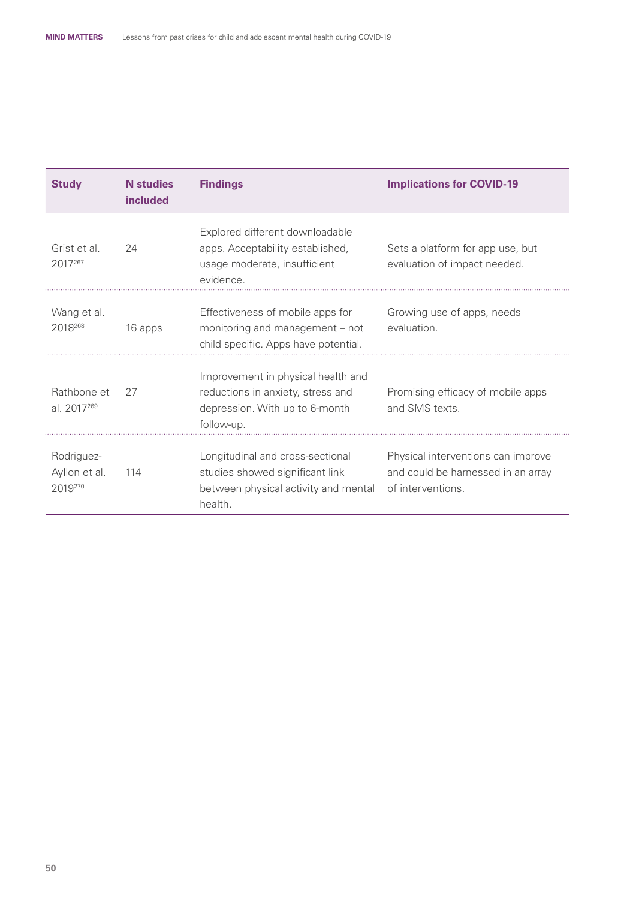| Study | N studies included | Findings | Implications for COVID-19 |
| --- | --- | --- | --- |
| Grist et al. 2017[267] | 24 | Explored different downloadable apps. Acceptability established, usage moderate, insufficient evidence. | Sets a platform for app use, but evaluation of impact needed. |
| Wang et al. 2018[268] | 16 apps | Effectiveness of mobile apps for monitoring and management – not child specific. Apps have potential. | Growing use of apps, needs evaluation. |
| Rathbone et al. 2017[269] | 27 | Improvement in physical health and reductions in anxiety, stress and depression. With up to 6-month follow-up. | Promising efficacy of mobile apps and SMS texts. |
| Rodriguez-Ayllon et al. 2019[270] | 114 | Longitudinal and cross-sectional studies showed significant link between physical activity and mental health. | Physical interventions can improve and could be harnessed in an array of interventions. |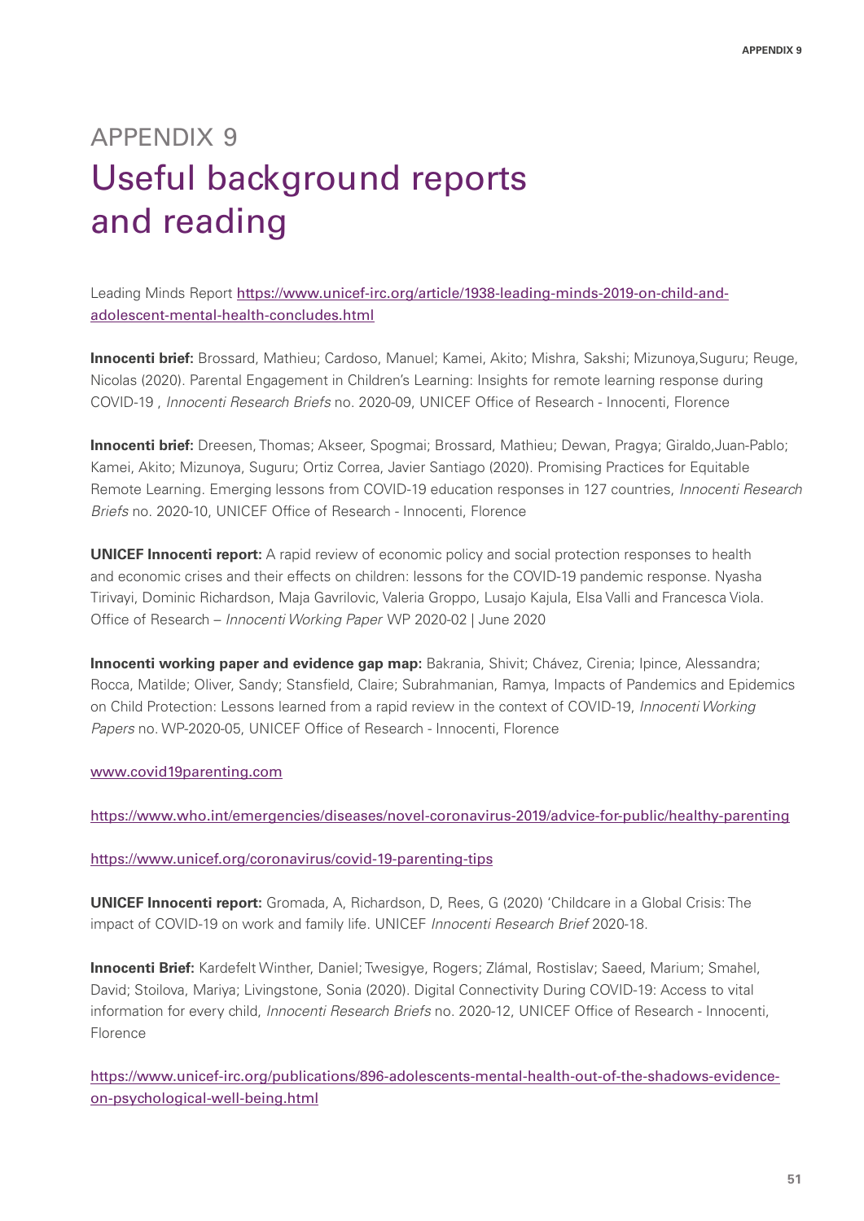# APPENDIX 9

# Useful background reports and reading

Leading Minds Report https://www.unicef-irc.org/article/1938-leading-minds-2019-on-child-and-adolescent-mental-health-concludes.html

**Innocenti brief:** Brossard, Mathieu; Cardoso, Manuel; Kamei, Akito; Mishra, Sakshi; Mizunoya,Suguru; Reuge, Nicolas (2020). Parental Engagement in Children's Learning: Insights for remote learning response during COVID-19 , *Innocenti Research Briefs* no. 2020-09, UNICEF Office of Research - Innocenti, Florence

**Innocenti brief:** Dreesen, Thomas; Akseer, Spogmai; Brossard, Mathieu; Dewan, Pragya; Giraldo,Juan-Pablo; Kamei, Akito; Mizunoya, Suguru; Ortiz Correa, Javier Santiago (2020). Promising Practices for Equitable Remote Learning. Emerging lessons from COVID-19 education responses in 127 countries, *Innocenti Research Briefs* no. 2020-10, UNICEF Office of Research - Innocenti, Florence

**UNICEF Innocenti report:** A rapid review of economic policy and social protection responses to health and economic crises and their effects on children: lessons for the COVID-19 pandemic response. Nyasha Tirivayi, Dominic Richardson, Maja Gavrilovic, Valeria Groppo, Lusajo Kajula, Elsa Valli and Francesca Viola. Office of Research – *Innocenti Working Paper* WP 2020-02 | June 2020

**Innocenti working paper and evidence gap map:** Bakrania, Shivit; Chávez, Cirenia; Ipince, Alessandra; Rocca, Matilde; Oliver, Sandy; Stansfield, Claire; Subrahmanian, Ramya, Impacts of Pandemics and Epidemics on Child Protection: Lessons learned from a rapid review in the context of COVID-19, *Innocenti Working Papers* no. WP-2020-05, UNICEF Office of Research - Innocenti, Florence

www.covid19parenting.com

https://www.who.int/emergencies/diseases/novel-coronavirus-2019/advice-for-public/healthy-parenting

https://www.unicef.org/coronavirus/covid-19-parenting-tips

**UNICEF Innocenti report:** Gromada, A, Richardson, D, Rees, G (2020) 'Childcare in a Global Crisis: The impact of COVID-19 on work and family life. UNICEF *Innocenti Research Brief* 2020-18.

**Innocenti Brief:** Kardefelt Winther, Daniel; Twesigye, Rogers; Zlámal, Rostislav; Saeed, Marium; Smahel, David; Stoilova, Mariya; Livingstone, Sonia (2020). Digital Connectivity During COVID-19: Access to vital information for every child, *Innocenti Research Briefs* no. 2020-12, UNICEF Office of Research - Innocenti, Florence

https://www.unicef-irc.org/publications/896-adolescents-mental-health-out-of-the-shadows-evidence-on-psychological-well-being.html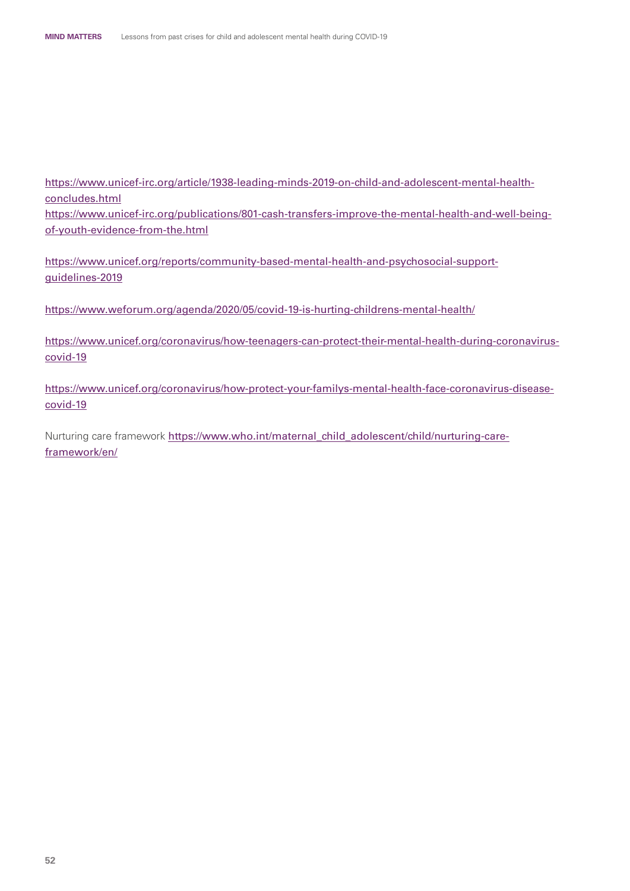https://www.unicef-irc.org/article/1938-leading-minds-2019-on-child-and-adolescent-mental-health-concludes.html
https://www.unicef-irc.org/publications/801-cash-transfers-improve-the-mental-health-and-well-being-of-youth-evidence-from-the.html

https://www.unicef.org/reports/community-based-mental-health-and-psychosocial-support-guidelines-2019

https://www.weforum.org/agenda/2020/05/covid-19-is-hurting-childrens-mental-health/

https://www.unicef.org/coronavirus/how-teenagers-can-protect-their-mental-health-during-coronavirus-covid-19

https://www.unicef.org/coronavirus/how-protect-your-familys-mental-health-face-coronavirus-disease-covid-19

Nurturing care framework https://www.who.int/maternal_child_adolescent/child/nurturing-care-framework/en/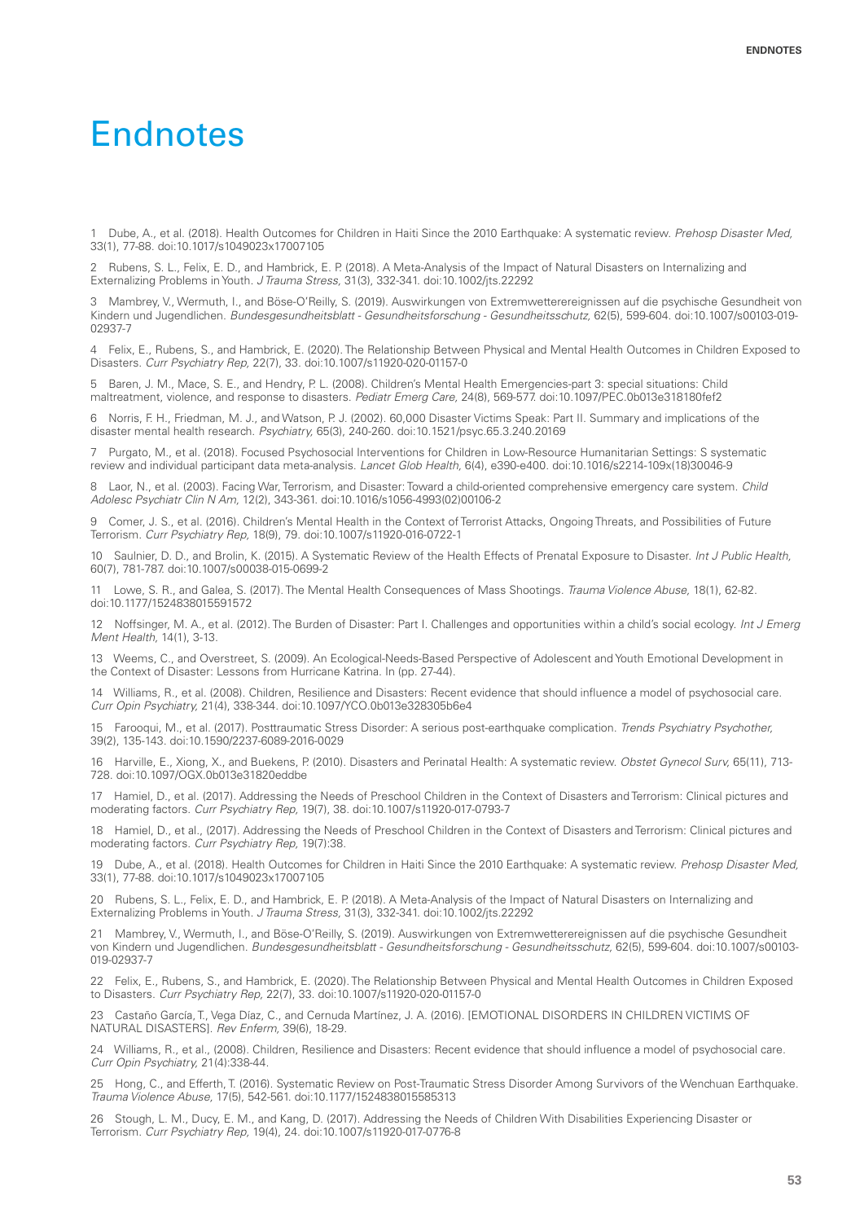# Endnotes

1 Dube, A., et al. (2018). Health Outcomes for Children in Haiti Since the 2010 Earthquake: A systematic review. *Prehosp Disaster Med,* 33(1), 77-88. doi:10.1017/s1049023x17007105

2 Rubens, S. L., Felix, E. D., and Hambrick, E. P. (2018). A Meta-Analysis of the Impact of Natural Disasters on Internalizing and Externalizing Problems in Youth. *J Trauma Stress,* 31(3), 332-341. doi:10.1002/jts.22292

3 Mambrey, V., Wermuth, I., and Böse-O'Reilly, S. (2019). Auswirkungen von Extremwetterereignissen auf die psychische Gesundheit von Kindern und Jugendlichen. *Bundesgesundheitsblatt - Gesundheitsforschung - Gesundheitsschutz,* 62(5), 599-604. doi:10.1007/s00103-019-02937-7

4 Felix, E., Rubens, S., and Hambrick, E. (2020). The Relationship Between Physical and Mental Health Outcomes in Children Exposed to Disasters. *Curr Psychiatry Rep,* 22(7), 33. doi:10.1007/s11920-020-01157-0

5 Baren, J. M., Mace, S. E., and Hendry, P. L. (2008). Children's Mental Health Emergencies-part 3: special situations: Child maltreatment, violence, and response to disasters. *Pediatr Emerg Care,* 24(8), 569-577. doi:10.1097/PEC.0b013e318180fef2

6 Norris, F. H., Friedman, M. J., and Watson, P. J. (2002). 60,000 Disaster Victims Speak: Part II. Summary and implications of the disaster mental health research. *Psychiatry,* 65(3), 240-260. doi:10.1521/psyc.65.3.240.20169

7 Purgato, M., et al. (2018). Focused Psychosocial Interventions for Children in Low-Resource Humanitarian Settings: S systematic review and individual participant data meta-analysis. *Lancet Glob Health,* 6(4), e390-e400. doi:10.1016/s2214-109x(18)30046-9

8 Laor, N., et al. (2003). Facing War, Terrorism, and Disaster: Toward a child-oriented comprehensive emergency care system. *Child Adolesc Psychiatr Clin N Am,* 12(2), 343-361. doi:10.1016/s1056-4993(02)00106-2

9 Comer, J. S., et al. (2016). Children's Mental Health in the Context of Terrorist Attacks, Ongoing Threats, and Possibilities of Future Terrorism. *Curr Psychiatry Rep,* 18(9), 79. doi:10.1007/s11920-016-0722-1

10 Saulnier, D. D., and Brolin, K. (2015). A Systematic Review of the Health Effects of Prenatal Exposure to Disaster. *Int J Public Health,* 60(7), 781-787. doi:10.1007/s00038-015-0699-2

11 Lowe, S. R., and Galea, S. (2017). The Mental Health Consequences of Mass Shootings. *Trauma Violence Abuse,* 18(1), 62-82. doi:10.1177/1524838015591572

12 Noffsinger, M. A., et al. (2012). The Burden of Disaster: Part I. Challenges and opportunities within a child's social ecology. *Int J Emerg Ment Health,* 14(1), 3-13.

13 Weems, C., and Overstreet, S. (2009). An Ecological-Needs-Based Perspective of Adolescent and Youth Emotional Development in the Context of Disaster: Lessons from Hurricane Katrina. In (pp. 27-44).

14 Williams, R., et al. (2008). Children, Resilience and Disasters: Recent evidence that should influence a model of psychosocial care. *Curr Opin Psychiatry,* 21(4), 338-344. doi:10.1097/YCO.0b013e328305b6e4

15 Farooqui, M., et al. (2017). Posttraumatic Stress Disorder: A serious post-earthquake complication. *Trends Psychiatry Psychother,* 39(2), 135-143. doi:10.1590/2237-6089-2016-0029

16 Harville, E., Xiong, X., and Buekens, P. (2010). Disasters and Perinatal Health: A systematic review. *Obstet Gynecol Surv,* 65(11), 713-728. doi:10.1097/OGX.0b013e31820eddbe

17 Hamiel, D., et al. (2017). Addressing the Needs of Preschool Children in the Context of Disasters and Terrorism: Clinical pictures and moderating factors. *Curr Psychiatry Rep,* 19(7), 38. doi:10.1007/s11920-017-0793-7

18 Hamiel, D., et al., (2017). Addressing the Needs of Preschool Children in the Context of Disasters and Terrorism: Clinical pictures and moderating factors. *Curr Psychiatry Rep,* 19(7):38.

19 Dube, A., et al. (2018). Health Outcomes for Children in Haiti Since the 2010 Earthquake: A systematic review. *Prehosp Disaster Med,* 33(1), 77-88. doi:10.1017/s1049023x17007105

20 Rubens, S. L., Felix, E. D., and Hambrick, E. P. (2018). A Meta-Analysis of the Impact of Natural Disasters on Internalizing and Externalizing Problems in Youth. *J Trauma Stress,* 31(3), 332-341. doi:10.1002/jts.22292

21 Mambrey, V., Wermuth, I., and Böse-O'Reilly, S. (2019). Auswirkungen von Extremwetterereignissen auf die psychische Gesundheit von Kindern und Jugendlichen. *Bundesgesundheitsblatt - Gesundheitsforschung - Gesundheitsschutz,* 62(5), 599-604. doi:10.1007/s00103-019-02937-7

22 Felix, E., Rubens, S., and Hambrick, E. (2020). The Relationship Between Physical and Mental Health Outcomes in Children Exposed to Disasters. *Curr Psychiatry Rep,* 22(7), 33. doi:10.1007/s11920-020-01157-0

23 Castaño García, T., Vega Díaz, C., and Cernuda Martínez, J. A. (2016). [EMOTIONAL DISORDERS IN CHILDREN VICTIMS OF NATURAL DISASTERS]. *Rev Enferm,* 39(6), 18-29.

24 Williams, R., et al., (2008). Children, Resilience and Disasters: Recent evidence that should influence a model of psychosocial care. *Curr Opin Psychiatry,* 21(4):338-44.

25 Hong, C., and Efferth, T. (2016). Systematic Review on Post-Traumatic Stress Disorder Among Survivors of the Wenchuan Earthquake. *Trauma Violence Abuse,* 17(5), 542-561. doi:10.1177/1524838015585313

26 Stough, L. M., Ducy, E. M., and Kang, D. (2017). Addressing the Needs of Children With Disabilities Experiencing Disaster or Terrorism. *Curr Psychiatry Rep,* 19(4), 24. doi:10.1007/s11920-017-0776-8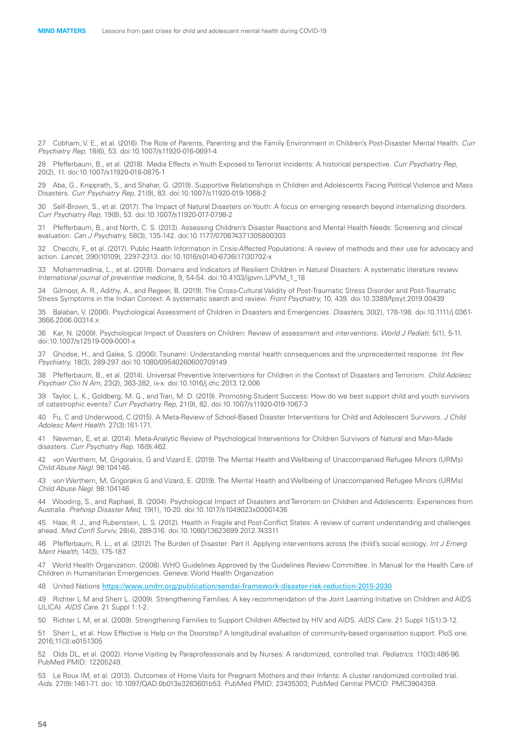27 Cobham, V. E., et al. (2016). The Role of Parents, Parenting and the Family Environment in Children's Post-Disaster Mental Health. *Curr Psychiatry Rep,* 18(6), 53. doi:10.1007/s11920-016-0691-4

28 Pfefferbaum, B., et al. (2018). Media Effects in Youth Exposed to Terrorist Incidents: A historical perspective. *Curr Psychiatry Rep,* 20(2), 11. doi:10.1007/s11920-018-0875-1

29 Aba, G., Knipprath, S., and Shahar, G. (2019). Supportive Relationships in Children and Adolescents Facing Political Violence and Mass Disasters. *Curr Psychiatry Rep,* 21(9), 83. doi:10.1007/s11920-019-1068-2

30 Self-Brown, S., et al. (2017). The Impact of Natural Disasters on Youth: A focus on emerging research beyond internalizing disorders. *Curr Psychiatry Rep,* 19(8), 53. doi:10.1007/s11920-017-0798-2

31 Pfefferbaum, B., and North, C. S. (2013). Assessing Children's Disaster Reactions and Mental Health Needs: Screening and clinical evaluation. *Can J Psychiatry,* 58(3), 135-142. doi:10.1177/070674371305800303

32 Checchi, F., et al. (2017). Public Health Information in Crisis-Affected Populations: A review of methods and their use for advocacy and action. *Lancet,* 390(10109), 2297-2313. doi:10.1016/s0140-6736(17)30702-x

33 Mohammadinia, L., et al. (2018). Domains and Indicators of Resilient Children in Natural Disasters: A systematic literature review. *International journal of preventive medicine,* 9, 54-54. doi:10.4103/ijpvm.IJPVM_1_18

34 Gilmoor, A. R., Adithy, A., and Regeer, B. (2019). The Cross-Cultural Validity of Post-Traumatic Stress Disorder and Post-Traumatic Stress Symptoms in the Indian Context: A systematic search and review. *Front Psychiatry,* 10, 439. doi:10.3389/fpsyt.2019.00439

35 Balaban, V. (2006). Psychological Assessment of Children in Disasters and Emergencies. *Disasters,* 30(2), 178-198. doi:10.1111/j.0361-3666.2006.00314.x

36 Kar, N. (2009). Psychological Impact of Disasters on Children: Review of assessment and interventions. *World J Pediatr,* 5(1), 5-11. doi:10.1007/s12519-009-0001-x

37 Ghodse, H., and Galea, S. (2006). Tsunami: Understanding mental health consequences and the unprecedented response. *Int Rev Psychiatry,* 18(3), 289-297. doi:10.1080/09540260600709149

38 Pfefferbaum, B., et al. (2014). Universal Preventive Interventions for Children in the Context of Disasters and Terrorism. *Child Adolesc Psychiatr Clin N Am,* 23(2), 363-382, ix-x. doi:10.1016/j.chc.2013.12.006

39 Taylor, L. K., Goldberg, M. G., and Tran, M. D. (2019). Promoting Student Success: How do we best support child and youth survivors of catastrophic events? *Curr Psychiatry Rep,* 21(9), 82. doi:10.1007/s11920-019-1067-3

40 Fu, C and Underwood, C.(2015). A Meta-Review of School-Based Disaster Interventions for Child and Adolescent Survivors. *J Child Adolesc Ment Health.* 27(3):161-171.

41 Newman, E, et al. (2014). Meta-Analytic Review of Psychological Interventions for Children Survivors of Natural and Man-Made disasters. *Curr Psychiatry Rep.* 16(9):462.

42 von Werthern, M, Grigorakis, G and Vizard E. (2019). The Mental Health and Wellbeing of Unaccompanied Refugee Minors (URMs) *Child Abuse Negl.* 98:104146.

43 von Werthern, M, Grigorakis G and Vizard, E. (2019). The Mental Health and Wellbeing of Unaccompanied Refugee Minors (URMs) *Child Abuse Negl.* 98:104146

44 Wooding, S., and Raphael, B. (2004). Psychological Impact of Disasters and Terrorism on Children and Adolescents: Experiences from Australia. *Prehosp Disaster Med,* 19(1), 10-20. doi:10.1017/s1049023x00001436

45 Haar, R. J., and Rubenstein, L. S. (2012). Health in Fragile and Post-Conflict States: A review of current understanding and challenges ahead. *Med Confl Surviv,* 28(4), 289-316. doi:10.1080/13623699.2012.743311

46 Pfefferbaum, R. L., et al. (2012). The Burden of Disaster: Part II. Applying interventions across the child's social ecology. *Int J Emerg Ment Health,* 14(3), 175-187.

47 World Health Organization. (2008). WHO Guidelines Approved by the Guidelines Review Committee. In Manual for the Health Care of Children in Humanitarian Emergencies. Geneva: World Health Organization

48 United Nations https://www.undrr.org/publication/sendai-framework-disaster-risk-reduction-2015-2030

49 Richter L M and Sherr L. (2009). Strengthening Families: A key recommendation of the Joint Learning Initiative on Children and AIDS (JLICA). *AIDS Care.* 21 Suppl 1:1-2.

50 Richter L M, et al. (2009). Strengthening Families to Support Children Affected by HIV and AIDS. *AIDS Care.* 21 Suppl 1(S1):3-12.

51 Sherr L, et al. How Effective is Help on the Doorstep? A longitudinal evaluation of community-based organisation support. PloS one. 2016;11(3):e0151305

52 Olds DL, et al. (2002). Home Visiting by Paraprofessionals and by Nurses: A randomized, controlled trial. *Pediatrics.* 110(3):486-96. PubMed PMID: 12205249.

53 Le Roux IM, et al. (2013). Outcomes of Home Visits for Pregnant Mothers and their Infants: A cluster randomized controlled trial. *Aids.* 27(9):1461-71. doi: 10.1097/QAD.0b013e3283601b53. PubMed PMID: 23435303; PubMed Central PMCID: PMC3904359.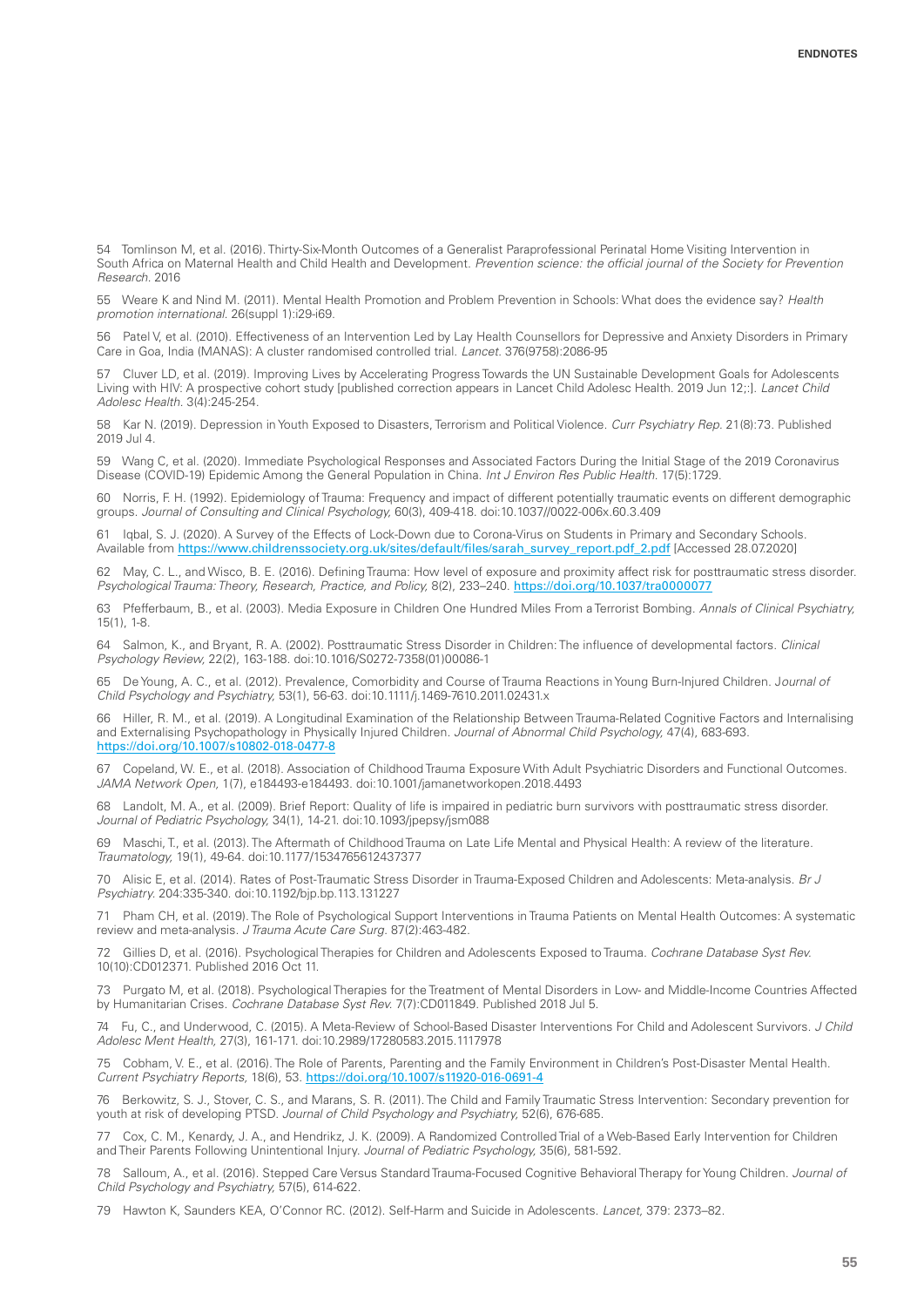54 Tomlinson M, et al. (2016). Thirty-Six-Month Outcomes of a Generalist Paraprofessional Perinatal Home Visiting Intervention in South Africa on Maternal Health and Child Health and Development. *Prevention science: the official journal of the Society for Prevention Research*. 2016

55 Weare K and Nind M. (2011). Mental Health Promotion and Problem Prevention in Schools: What does the evidence say? *Health promotion international*. 26(suppl 1):i29-i69.

56 Patel V, et al. (2010). Effectiveness of an Intervention Led by Lay Health Counsellors for Depressive and Anxiety Disorders in Primary Care in Goa, India (MANAS): A cluster randomised controlled trial. *Lancet*. 376(9758):2086-95

57 Cluver LD, et al. (2019). Improving Lives by Accelerating Progress Towards the UN Sustainable Development Goals for Adolescents Living with HIV: A prospective cohort study [published correction appears in Lancet Child Adolesc Health. 2019 Jun 12;:]. *Lancet Child Adolesc Health*. 3(4):245-254.

58 Kar N. (2019). Depression in Youth Exposed to Disasters, Terrorism and Political Violence. *Curr Psychiatry Rep*. 21(8):73. Published 2019 Jul 4.

59 Wang C, et al. (2020). Immediate Psychological Responses and Associated Factors During the Initial Stage of the 2019 Coronavirus Disease (COVID-19) Epidemic Among the General Population in China. *Int J Environ Res Public Health*. 17(5):1729.

60 Norris, F. H. (1992). Epidemiology of Trauma: Frequency and impact of different potentially traumatic events on different demographic groups. *Journal of Consulting and Clinical Psychology*, 60(3), 409-418. doi:10.1037//0022-006x.60.3.409

61 Iqbal, S. J. (2020). A Survey of the Effects of Lock-Down due to Corona-Virus on Students in Primary and Secondary Schools. Available from https://www.childrenssociety.org.uk/sites/default/files/sarah_survey_report.pdf_2.pdf [Accessed 28.07.2020]

62 May, C. L., and Wisco, B. E. (2016). Defining Trauma: How level of exposure and proximity affect risk for posttraumatic stress disorder. *Psychological Trauma: Theory, Research, Practice, and Policy*, 8(2), 233–240. https://doi.org/10.1037/tra0000077

63 Pfefferbaum, B., et al. (2003). Media Exposure in Children One Hundred Miles From a Terrorist Bombing. *Annals of Clinical Psychiatry*, 15(1), 1-8.

64 Salmon, K., and Bryant, R. A. (2002). Posttraumatic Stress Disorder in Children: The influence of developmental factors. *Clinical Psychology Review*, 22(2), 163-188. doi:10.1016/S0272-7358(01)00086-1

65 De Young, A. C., et al. (2012). Prevalence, Comorbidity and Course of Trauma Reactions in Young Burn-Injured Children. *Journal of Child Psychology and Psychiatry*, 53(1), 56-63. doi:10.1111/j.1469-7610.2011.02431.x

66 Hiller, R. M., et al. (2019). A Longitudinal Examination of the Relationship Between Trauma-Related Cognitive Factors and Internalising and Externalising Psychopathology in Physically Injured Children. *Journal of Abnormal Child Psychology*, 47(4), 683-693. https://doi.org/10.1007/s10802-018-0477-8

67 Copeland, W. E., et al. (2018). Association of Childhood Trauma Exposure With Adult Psychiatric Disorders and Functional Outcomes. *JAMA Network Open*, 1(7), e184493-e184493. doi:10.1001/jamanetworkopen.2018.4493

68 Landolt, M. A., et al. (2009). Brief Report: Quality of life is impaired in pediatric burn survivors with posttraumatic stress disorder. *Journal of Pediatric Psychology*, 34(1), 14-21. doi:10.1093/jpepsy/jsm088

69 Maschi, T., et al. (2013). The Aftermath of Childhood Trauma on Late Life Mental and Physical Health: A review of the literature. *Traumatology*, 19(1), 49-64. doi:10.1177/1534765612437377

70 Alisic E, et al. (2014). Rates of Post-Traumatic Stress Disorder in Trauma-Exposed Children and Adolescents: Meta-analysis. *Br J Psychiatry*. 204:335-340. doi:10.1192/bjp.bp.113.131227

71 Pham CH, et al. (2019). The Role of Psychological Support Interventions in Trauma Patients on Mental Health Outcomes: A systematic review and meta-analysis. *J Trauma Acute Care Surg*. 87(2):463-482.

72 Gillies D, et al. (2016). Psychological Therapies for Children and Adolescents Exposed to Trauma. *Cochrane Database Syst Rev*. 10(10):CD012371. Published 2016 Oct 11.

73 Purgato M, et al. (2018). Psychological Therapies for the Treatment of Mental Disorders in Low- and Middle-Income Countries Affected by Humanitarian Crises. *Cochrane Database Syst Rev*. 7(7):CD011849. Published 2018 Jul 5.

74 Fu, C., and Underwood, C. (2015). A Meta-Review of School-Based Disaster Interventions For Child and Adolescent Survivors. *J Child Adolesc Ment Health*, 27(3), 161-171. doi:10.2989/17280583.2015.1117978

75 Cobham, V. E., et al. (2016). The Role of Parents, Parenting and the Family Environment in Children's Post-Disaster Mental Health. *Current Psychiatry Reports*, 18(6), 53. https://doi.org/10.1007/s11920-016-0691-4

76 Berkowitz, S. J., Stover, C. S., and Marans, S. R. (2011). The Child and Family Traumatic Stress Intervention: Secondary prevention for youth at risk of developing PTSD. *Journal of Child Psychology and Psychiatry*, 52(6), 676-685.

77 Cox, C. M., Kenardy, J. A., and Hendrikz, J. K. (2009). A Randomized Controlled Trial of a Web-Based Early Intervention for Children and Their Parents Following Unintentional Injury. *Journal of Pediatric Psychology*, 35(6), 581-592.

78 Salloum, A., et al. (2016). Stepped Care Versus Standard Trauma-Focused Cognitive Behavioral Therapy for Young Children. *Journal of Child Psychology and Psychiatry*, 57(5), 614-622.

79 Hawton K, Saunders KEA, O'Connor RC. (2012). Self-Harm and Suicide in Adolescents. *Lancet*, 379: 2373–82.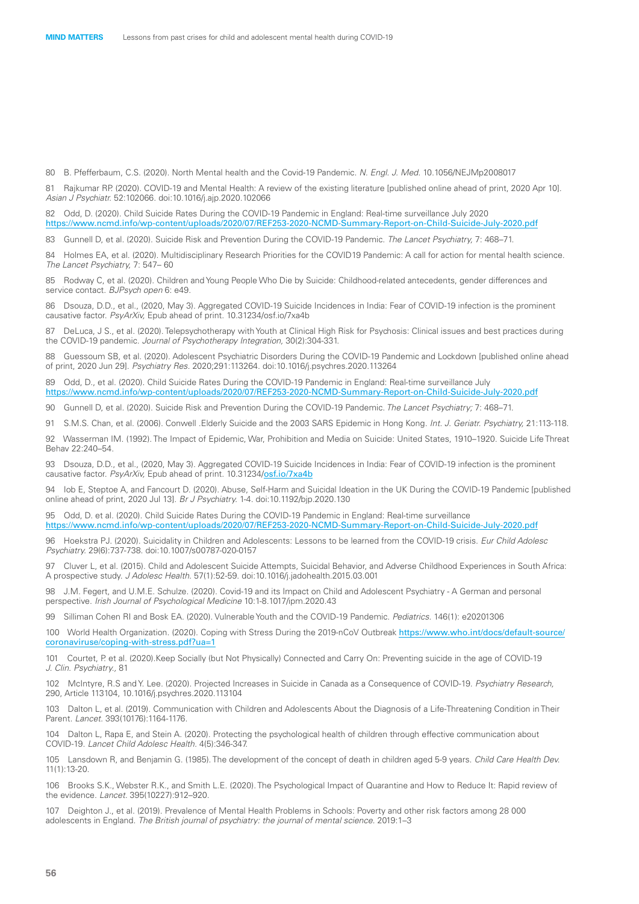80 B. Pfefferbaum, C.S. (2020). North Mental health and the Covid-19 Pandemic. *N. Engl. J. Med.* 10.1056/NEJMp2008017

81 Rajkumar RP. (2020). COVID-19 and Mental Health: A review of the existing literature [published online ahead of print, 2020 Apr 10]. *Asian J Psychiatr.* 52:102066. doi:10.1016/j.ajp.2020.102066

82 Odd, D. (2020). Child Suicide Rates During the COVID-19 Pandemic in England: Real-time surveillance July 2020 https://www.ncmd.info/wp-content/uploads/2020/07/REF253-2020-NCMD-Summary-Report-on-Child-Suicide-July-2020.pdf

83 Gunnell D, et al. (2020). Suicide Risk and Prevention During the COVID-19 Pandemic. *The Lancet Psychiatry,* 7: 468–71.

84 Holmes EA, et al. (2020). Multidisciplinary Research Priorities for the COVID19 Pandemic: A call for action for mental health science. *The Lancet Psychiatry,* 7: 547– 60

85 Rodway C, et al. (2020). Children and Young People Who Die by Suicide: Childhood-related antecedents, gender differences and service contact. *BJPsych open* 6: e49.

86 Dsouza, D.D., et al., (2020, May 3). Aggregated COVID-19 Suicide Incidences in India: Fear of COVID-19 infection is the prominent causative factor. *PsyArXiv,* Epub ahead of print. 10.31234/osf.io/7xa4b

87 DeLuca, J S., et al. (2020). Telepsychotherapy with Youth at Clinical High Risk for Psychosis: Clinical issues and best practices during the COVID-19 pandemic. *Journal of Psychotherapy Integration,* 30(2):304-331.

88 Guessoum SB, et al. (2020). Adolescent Psychiatric Disorders During the COVID-19 Pandemic and Lockdown [published online ahead of print, 2020 Jun 29]. *Psychiatry Res.* 2020;291:113264. doi:10.1016/j.psychres.2020.113264

89 Odd, D., et al. (2020). Child Suicide Rates During the COVID-19 Pandemic in England: Real-time surveillance July https://www.ncmd.info/wp-content/uploads/2020/07/REF253-2020-NCMD-Summary-Report-on-Child-Suicide-July-2020.pdf

90 Gunnell D, et al. (2020). Suicide Risk and Prevention During the COVID-19 Pandemic. *The Lancet Psychiatry;* 7: 468–71.

91 S.M.S. Chan, et al. (2006). Conwell .Elderly Suicide and the 2003 SARS Epidemic in Hong Kong. *Int. J. Geriatr. Psychiatry,* 21:113-118.

92 Wasserman IM. (1992). The Impact of Epidemic, War, Prohibition and Media on Suicide: United States, 1910–1920. Suicide Life Threat Behav 22:240–54.

93 Dsouza, D.D., et al., (2020, May 3). Aggregated COVID-19 Suicide Incidences in India: Fear of COVID-19 infection is the prominent causative factor. *PsyArXiv,* Epub ahead of print. 10.31234/osf.io/7xa4b

94 Iob E, Steptoe A, and Fancourt D. (2020). Abuse, Self-Harm and Suicidal Ideation in the UK During the COVID-19 Pandemic [published online ahead of print, 2020 Jul 13]. *Br J Psychiatry.* 1-4. doi:10.1192/bjp.2020.130

95 Odd, D. et al. (2020). Child Suicide Rates During the COVID-19 Pandemic in England: Real-time surveillance https://www.ncmd.info/wp-content/uploads/2020/07/REF253-2020-NCMD-Summary-Report-on-Child-Suicide-July-2020.pdf

96 Hoekstra PJ. (2020). Suicidality in Children and Adolescents: Lessons to be learned from the COVID-19 crisis. *Eur Child Adolesc Psychiatry.* 29(6):737-738. doi:10.1007/s00787-020-0157

97 Cluver L, et al. (2015). Child and Adolescent Suicide Attempts, Suicidal Behavior, and Adverse Childhood Experiences in South Africa: A prospective study. *J Adolesc Health.* 57(1):52-59. doi:10.1016/j.jadohealth.2015.03.001

98 J.M. Fegert, and U.M.E. Schulze. (2020). Covid-19 and its Impact on Child and Adolescent Psychiatry - A German and personal perspective. *Irish Journal of Psychological Medicine* 10:1-8.1017/ipm.2020.43

99 Silliman Cohen RI and Bosk EA. (2020). Vulnerable Youth and the COVID-19 Pandemic. *Pediatrics.* 146(1): e20201306

100 World Health Organization. (2020). Coping with Stress During the 2019-nCoV Outbreak https://www.who.int/docs/default-source/coronaviruse/coping-with-stress.pdf?ua=1

101 Courtet, P. et al. (2020).Keep Socially (but Not Physically) Connected and Carry On: Preventing suicide in the age of COVID-19 *J. Clin. Psychiatry.,* 81

102 McIntyre, R.S and Y. Lee. (2020). Projected Increases in Suicide in Canada as a Consequence of COVID-19. *Psychiatry Research,* 290, Article 113104, 10.1016/j.psychres.2020.113104

103 Dalton L, et al. (2019). Communication with Children and Adolescents About the Diagnosis of a Life-Threatening Condition in Their Parent. *Lancet.* 393(10176):1164-1176.

104 Dalton L, Rapa E, and Stein A. (2020). Protecting the psychological health of children through effective communication about COVID-19. *Lancet Child Adolesc Health.* 4(5):346-347.

105 Lansdown R, and Benjamin G. (1985). The development of the concept of death in children aged 5-9 years. *Child Care Health Dev.* 11(1):13-20.

106 Brooks S.K., Webster R.K., and Smith L.E. (2020). The Psychological Impact of Quarantine and How to Reduce It: Rapid review of the evidence. *Lancet.* 395(10227):912–920.

107 Deighton J., et al. (2019). Prevalence of Mental Health Problems in Schools: Poverty and other risk factors among 28 000 adolescents in England. *The British journal of psychiatry: the journal of mental science.* 2019:1–3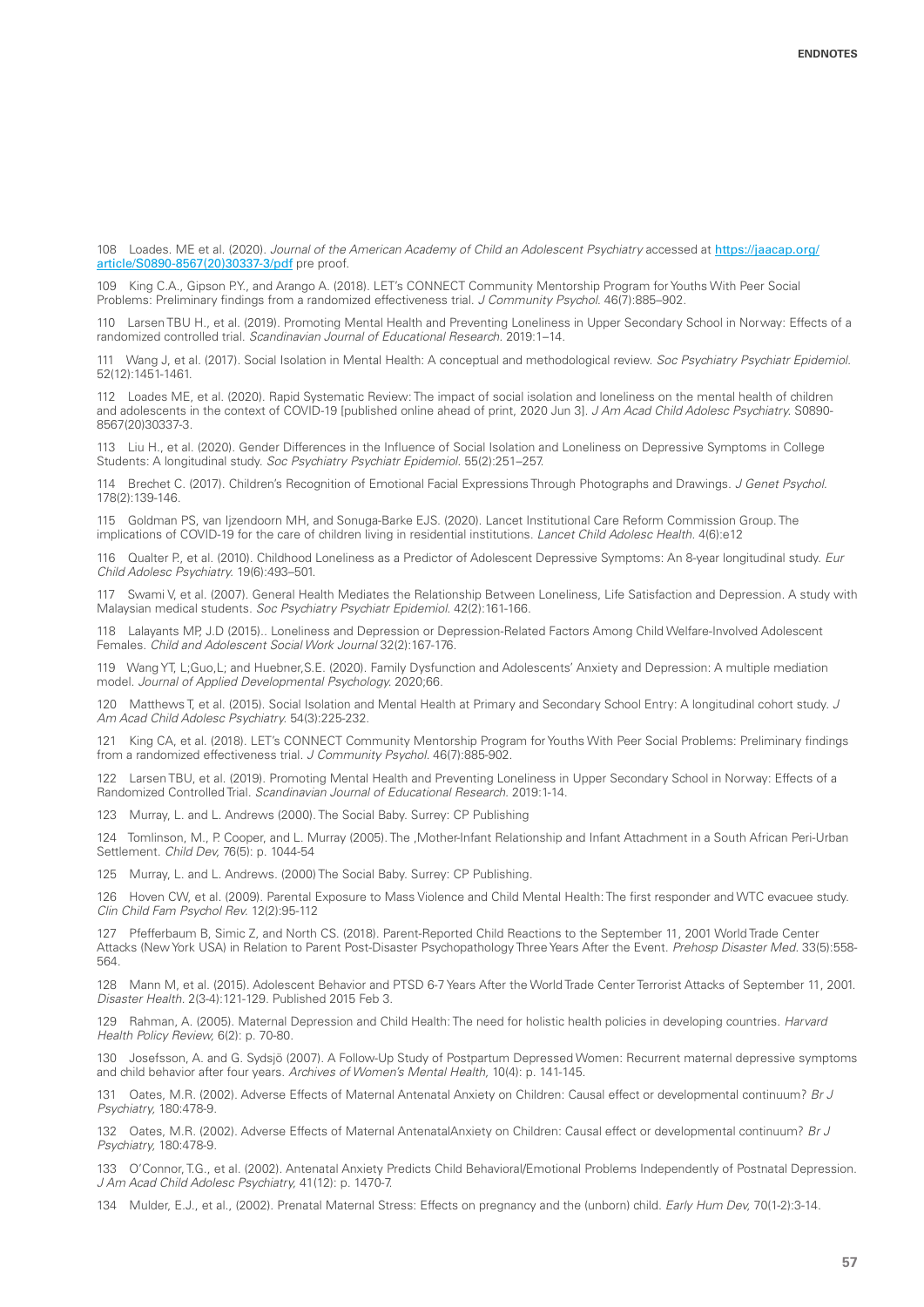108 Loades. ME et al. (2020). *Journal of the American Academy of Child an Adolescent Psychiatry* accessed at https://jaacap.org/article/S0890-8567(20)30337-3/pdf pre proof.

109 King C.A., Gipson P.Y., and Arango A. (2018). LET's CONNECT Community Mentorship Program for Youths With Peer Social Problems: Preliminary findings from a randomized effectiveness trial. *J Community Psychol.* 46(7):885–902.

110 Larsen TBU H., et al. (2019). Promoting Mental Health and Preventing Loneliness in Upper Secondary School in Norway: Effects of a randomized controlled trial. *Scandinavian Journal of Educational Research.* 2019:1–14.

111 Wang J, et al. (2017). Social Isolation in Mental Health: A conceptual and methodological review. *Soc Psychiatry Psychiatr Epidemiol.* 52(12):1451-1461.

112 Loades ME, et al. (2020). Rapid Systematic Review: The impact of social isolation and loneliness on the mental health of children and adolescents in the context of COVID-19 [published online ahead of print, 2020 Jun 3]. *J Am Acad Child Adolesc Psychiatry.* S0890-8567(20)30337-3.

113 Liu H., et al. (2020). Gender Differences in the Influence of Social Isolation and Loneliness on Depressive Symptoms in College Students: A longitudinal study. *Soc Psychiatry Psychiatr Epidemiol.* 55(2):251–257.

114 Brechet C. (2017). Children's Recognition of Emotional Facial Expressions Through Photographs and Drawings. *J Genet Psychol.* 178(2):139-146.

115 Goldman PS, van Ijzendoorn MH, and Sonuga-Barke EJS. (2020). Lancet Institutional Care Reform Commission Group. The implications of COVID-19 for the care of children living in residential institutions. *Lancet Child Adolesc Health.* 4(6):e12

116 Qualter P., et al. (2010). Childhood Loneliness as a Predictor of Adolescent Depressive Symptoms: An 8-year longitudinal study. *Eur Child Adolesc Psychiatry.* 19(6):493–501.

117 Swami V, et al. (2007). General Health Mediates the Relationship Between Loneliness, Life Satisfaction and Depression. A study with Malaysian medical students. *Soc Psychiatry Psychiatr Epidemiol.* 42(2):161-166.

118 Lalayants MP, J.D (2015).. Loneliness and Depression or Depression-Related Factors Among Child Welfare-Involved Adolescent Females. *Child and Adolescent Social Work Journal* 32(2):167-176.

119 Wang YT, L;Guo,L; and Huebner,S.E. (2020). Family Dysfunction and Adolescents' Anxiety and Depression: A multiple mediation model. *Journal of Applied Developmental Psychology.* 2020;66.

120 Matthews T, et al. (2015). Social Isolation and Mental Health at Primary and Secondary School Entry: A longitudinal cohort study. *J Am Acad Child Adolesc Psychiatry.* 54(3):225-232.

121 King CA, et al. (2018). LET's CONNECT Community Mentorship Program for Youths With Peer Social Problems: Preliminary findings from a randomized effectiveness trial. *J Community Psychol.* 46(7):885-902.

122 Larsen TBU, et al. (2019). Promoting Mental Health and Preventing Loneliness in Upper Secondary School in Norway: Effects of a Randomized Controlled Trial. *Scandinavian Journal of Educational Research.* 2019:1-14.

123 Murray, L. and L. Andrews (2000). The Social Baby. Surrey: CP Publishing

124 Tomlinson, M., P. Cooper, and L. Murray (2005). The ,Mother-Infant Relationship and Infant Attachment in a South African Peri-Urban Settlement. *Child Dev,* 76(5): p. 1044-54

125 Murray, L. and L. Andrews. (2000) The Social Baby. Surrey: CP Publishing.

126 Hoven CW, et al. (2009). Parental Exposure to Mass Violence and Child Mental Health: The first responder and WTC evacuee study. *Clin Child Fam Psychol Rev.* 12(2):95-112

127 Pfefferbaum B, Simic Z, and North CS. (2018). Parent-Reported Child Reactions to the September 11, 2001 World Trade Center Attacks (New York USA) in Relation to Parent Post-Disaster Psychopathology Three Years After the Event. *Prehosp Disaster Med.* 33(5):558-564.

128 Mann M, et al. (2015). Adolescent Behavior and PTSD 6-7 Years After the World Trade Center Terrorist Attacks of September 11, 2001. *Disaster Health.* 2(3-4):121-129. Published 2015 Feb 3.

129 Rahman, A. (2005). Maternal Depression and Child Health: The need for holistic health policies in developing countries. *Harvard Health Policy Review,* 6(2): p. 70-80.

130 Josefsson, A. and G. Sydsjö (2007). A Follow-Up Study of Postpartum Depressed Women: Recurrent maternal depressive symptoms and child behavior after four years. *Archives of Women's Mental Health,* 10(4): p. 141-145.

131 Oates, M.R. (2002). Adverse Effects of Maternal Antenatal Anxiety on Children: Causal effect or developmental continuum? *Br J Psychiatry,* 180:478-9.

132 Oates, M.R. (2002). Adverse Effects of Maternal AntenatalAnxiety on Children: Causal effect or developmental continuum? *Br J Psychiatry,* 180:478-9.

133 O'Connor, T.G., et al. (2002). Antenatal Anxiety Predicts Child Behavioral/Emotional Problems Independently of Postnatal Depression. *J Am Acad Child Adolesc Psychiatry,* 41(12): p. 1470-7.

134 Mulder, E.J., et al., (2002). Prenatal Maternal Stress: Effects on pregnancy and the (unborn) child. *Early Hum Dev,* 70(1-2):3-14.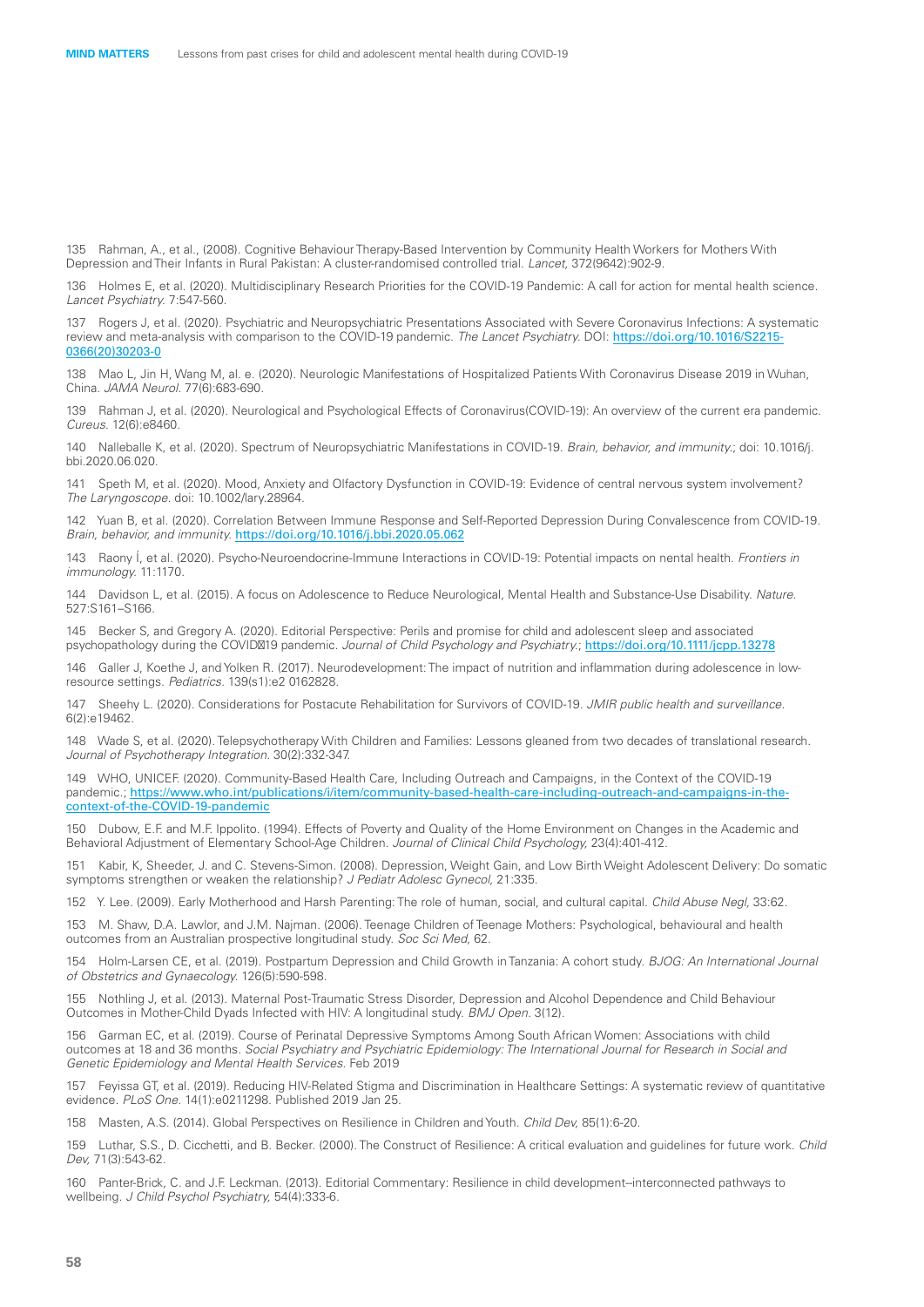135 Rahman, A., et al., (2008). Cognitive Behaviour Therapy-Based Intervention by Community Health Workers for Mothers With Depression and Their Infants in Rural Pakistan: A cluster-randomised controlled trial. *Lancet,* 372(9642):902-9.

136 Holmes E, et al. (2020). Multidisciplinary Research Priorities for the COVID-19 Pandemic: A call for action for mental health science. *Lancet Psychiatry.* 7:547-560.

137 Rogers J, et al. (2020). Psychiatric and Neuropsychiatric Presentations Associated with Severe Coronavirus Infections: A systematic review and meta-analysis with comparison to the COVID-19 pandemic. *The Lancet Psychiatry.* DOI: https://doi.org/10.1016/S2215-0366(20)30203-0

138 Mao L, Jin H, Wang M, al. e. (2020). Neurologic Manifestations of Hospitalized Patients With Coronavirus Disease 2019 in Wuhan, China. *JAMA Neurol.* 77(6):683-690.

139 Rahman J, et al. (2020). Neurological and Psychological Effects of Coronavirus(COVID-19): An overview of the current era pandemic. *Cureus.* 12(6):e8460.

140 Nalleballe K, et al. (2020). Spectrum of Neuropsychiatric Manifestations in COVID-19. *Brain, behavior, and immunity.*; doi: 10.1016/j.bbi.2020.06.020.

141 Speth M, et al. (2020). Mood, Anxiety and Olfactory Dysfunction in COVID-19: Evidence of central nervous system involvement? *The Laryngoscope.* doi: 10.1002/lary.28964.

142 Yuan B, et al. (2020). Correlation Between Immune Response and Self-Reported Depression During Convalescence from COVID-19. *Brain, behavior, and immunity.* https://doi.org/10.1016/j.bbi.2020.05.062

143 Raony Í, et al. (2020). Psycho-Neuroendocrine-Immune Interactions in COVID-19: Potential impacts on nental health. *Frontiers in immunology.* 11:1170.

144 Davidson L, et al. (2015). A focus on Adolescence to Reduce Neurological, Mental Health and Substance-Use Disability. *Nature.* 527:S161–S166.

145 Becker S, and Gregory A. (2020). Editorial Perspective: Perils and promise for child and adolescent sleep and associated psychopathology during the COVID‐19 pandemic. *Journal of Child Psychology and Psychiatry.*; https://doi.org/10.1111/jcpp.13278

146 Galler J, Koethe J, and Yolken R. (2017). Neurodevelopment: The impact of nutrition and inflammation during adolescence in low-resource settings. *Pediatrics.* 139(s1):e2 0162828.

147 Sheehy L. (2020). Considerations for Postacute Rehabilitation for Survivors of COVID-19. *JMIR public health and surveillance.* 6(2):e19462.

148 Wade S, et al. (2020). Telepsychotherapy With Children and Families: Lessons gleaned from two decades of translational research. *Journal of Psychotherapy Integration.* 30(2):332-347.

149 WHO, UNICEF. (2020). Community-Based Health Care, Including Outreach and Campaigns, in the Context of the COVID-19 pandemic.; https://www.who.int/publications/i/item/community-based-health-care-including-outreach-and-campaigns-in-the-context-of-the-COVID-19-pandemic

150 Dubow, E.F. and M.F. Ippolito. (1994). Effects of Poverty and Quality of the Home Environment on Changes in the Academic and Behavioral Adjustment of Elementary School-Age Children. *Journal of Clinical Child Psychology,* 23(4):401-412.

151 Kabir, K, Sheeder, J. and C. Stevens-Simon. (2008). Depression, Weight Gain, and Low Birth Weight Adolescent Delivery: Do somatic symptoms strengthen or weaken the relationship? *J Pediatr Adolesc Gynecol,* 21:335.

152 Y. Lee. (2009). Early Motherhood and Harsh Parenting: The role of human, social, and cultural capital. *Child Abuse Negl,* 33:62.

153 M. Shaw, D.A. Lawlor, and J.M. Najman. (2006). Teenage Children of Teenage Mothers: Psychological, behavioural and health outcomes from an Australian prospective longitudinal study. *Soc Sci Med,* 62.

154 Holm-Larsen CE, et al. (2019). Postpartum Depression and Child Growth in Tanzania: A cohort study. *BJOG: An International Journal of Obstetrics and Gynaecology.* 126(5):590-598.

155 Nothling J, et al. (2013). Maternal Post-Traumatic Stress Disorder, Depression and Alcohol Dependence and Child Behaviour Outcomes in Mother-Child Dyads Infected with HIV: A longitudinal study. *BMJ Open.* 3(12).

156 Garman EC, et al. (2019). Course of Perinatal Depressive Symptoms Among South African Women: Associations with child outcomes at 18 and 36 months. *Social Psychiatry and Psychiatric Epidemiology: The International Journal for Research in Social and Genetic Epidemiology and Mental Health Services.* Feb 2019

157 Feyissa GT, et al. (2019). Reducing HIV-Related Stigma and Discrimination in Healthcare Settings: A systematic review of quantitative evidence. *PLoS One.* 14(1):e0211298. Published 2019 Jan 25.

158 Masten, A.S. (2014). Global Perspectives on Resilience in Children and Youth. *Child Dev,* 85(1):6-20.

159 Luthar, S.S., D. Cicchetti, and B. Becker. (2000). The Construct of Resilience: A critical evaluation and guidelines for future work. *Child Dev,* 71(3):543-62.

160 Panter-Brick, C. and J.F. Leckman. (2013). Editorial Commentary: Resilience in child development--interconnected pathways to wellbeing. *J Child Psychol Psychiatry,* 54(4):333-6.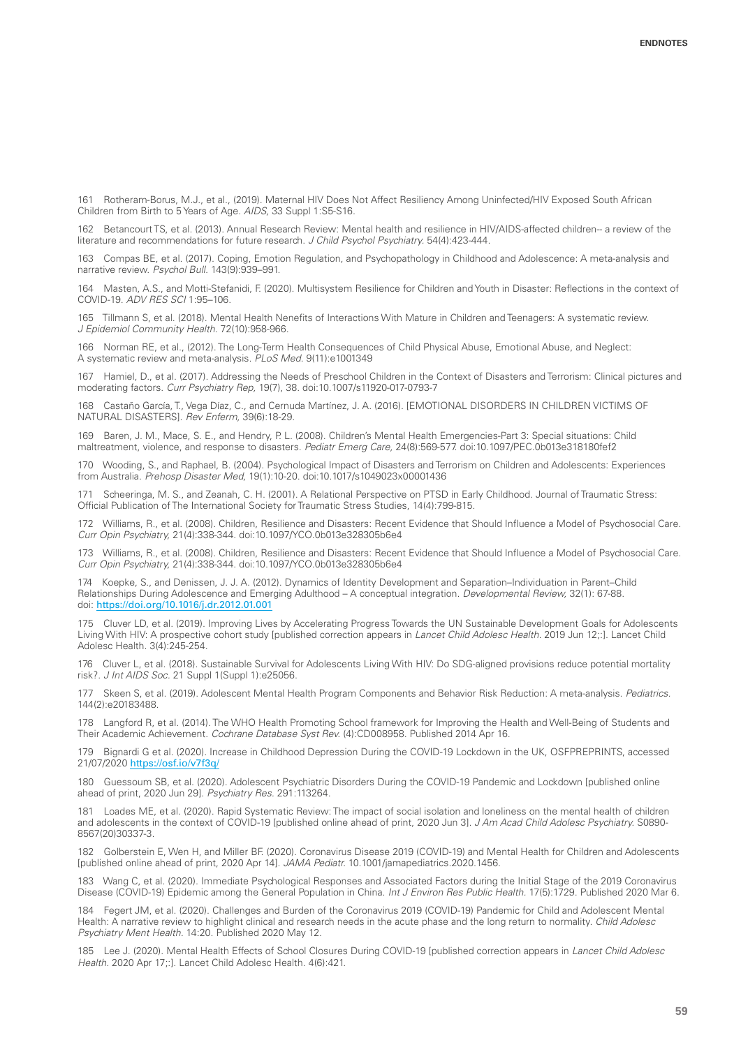161 Rotheram-Borus, M.J., et al., (2019). Maternal HIV Does Not Affect Resiliency Among Uninfected/HIV Exposed South African Children from Birth to 5 Years of Age. *AIDS,* 33 Suppl 1:S5-S16.

162 Betancourt TS, et al. (2013). Annual Research Review: Mental health and resilience in HIV/AIDS-affected children-- a review of the literature and recommendations for future research. *J Child Psychol Psychiatry.* 54(4):423-444.

163 Compas BE, et al. (2017). Coping, Emotion Regulation, and Psychopathology in Childhood and Adolescence: A meta-analysis and narrative review. *Psychol Bull.* 143(9):939–991.

164 Masten, A.S., and Motti-Stefanidi, F. (2020). Multisystem Resilience for Children and Youth in Disaster: Reflections in the context of COVID-19. *ADV RES SCI* 1:95–106.

165 Tillmann S, et al. (2018). Mental Health Nenefits of Interactions With Mature in Children and Teenagers: A systematic review. *J Epidemiol Community Health.* 72(10):958-966.

166 Norman RE, et al., (2012). The Long-Term Health Consequences of Child Physical Abuse, Emotional Abuse, and Neglect: A systematic review and meta-analysis. *PLoS Med.* 9(11):e1001349

167 Hamiel, D., et al. (2017). Addressing the Needs of Preschool Children in the Context of Disasters and Terrorism: Clinical pictures and moderating factors. *Curr Psychiatry Rep,* 19(7), 38. doi:10.1007/s11920-017-0793-7

168 Castaño García, T., Vega Díaz, C., and Cernuda Martínez, J. A. (2016). [EMOTIONAL DISORDERS IN CHILDREN VICTIMS OF NATURAL DISASTERS]. *Rev Enferm,* 39(6):18-29.

169 Baren, J. M., Mace, S. E., and Hendry, P. L. (2008). Children's Mental Health Emergencies-Part 3: Special situations: Child maltreatment, violence, and response to disasters. *Pediatr Emerg Care,* 24(8):569-577. doi:10.1097/PEC.0b013e318180fef2

170 Wooding, S., and Raphael, B. (2004). Psychological Impact of Disasters and Terrorism on Children and Adolescents: Experiences from Australia. *Prehosp Disaster Med,* 19(1):10-20. doi:10.1017/s1049023x00001436

171 Scheeringa, M. S., and Zeanah, C. H. (2001). A Relational Perspective on PTSD in Early Childhood. Journal of Traumatic Stress: Official Publication of The International Society for Traumatic Stress Studies, 14(4):799-815.

172 Williams, R., et al. (2008). Children, Resilience and Disasters: Recent Evidence that Should Influence a Model of Psychosocial Care. *Curr Opin Psychiatry,* 21(4):338-344. doi:10.1097/YCO.0b013e328305b6e4

173 Williams, R., et al. (2008). Children, Resilience and Disasters: Recent Evidence that Should Influence a Model of Psychosocial Care. *Curr Opin Psychiatry,* 21(4):338-344. doi:10.1097/YCO.0b013e328305b6e4

174 Koepke, S., and Denissen, J. J. A. (2012). Dynamics of Identity Development and Separation–Individuation in Parent–Child Relationships During Adolescence and Emerging Adulthood – A conceptual integration. *Developmental Review,* 32(1): 67-88. doi: https://doi.org/10.1016/j.dr.2012.01.001

175 Cluver LD, et al. (2019). Improving Lives by Accelerating Progress Towards the UN Sustainable Development Goals for Adolescents Living With HIV: A prospective cohort study [published correction appears in *Lancet Child Adolesc Health.* 2019 Jun 12;:]. Lancet Child Adolesc Health. 3(4):245-254.

176 Cluver L, et al. (2018). Sustainable Survival for Adolescents Living With HIV: Do SDG-aligned provisions reduce potential mortality risk?. *J Int AIDS Soc.* 21 Suppl 1(Suppl 1):e25056.

177 Skeen S, et al. (2019). Adolescent Mental Health Program Components and Behavior Risk Reduction: A meta-analysis. *Pediatrics.* 144(2):e20183488.

178 Langford R, et al. (2014). The WHO Health Promoting School framework for Improving the Health and Well-Being of Students and Their Academic Achievement. *Cochrane Database Syst Rev.* (4):CD008958. Published 2014 Apr 16.

179 Bignardi G et al. (2020). Increase in Childhood Depression During the COVID-19 Lockdown in the UK, OSFPREPRINTS, accessed 21/07/2020 https://osf.io/v7f3q/

180 Guessoum SB, et al. (2020). Adolescent Psychiatric Disorders During the COVID-19 Pandemic and Lockdown [published online ahead of print, 2020 Jun 29]. *Psychiatry Res.* 291:113264.

181 Loades ME, et al. (2020). Rapid Systematic Review: The impact of social isolation and loneliness on the mental health of children and adolescents in the context of COVID-19 [published online ahead of print, 2020 Jun 3]. *J Am Acad Child Adolesc Psychiatry.* S0890-8567(20)30337-3.

182 Golberstein E, Wen H, and Miller BF. (2020). Coronavirus Disease 2019 (COVID-19) and Mental Health for Children and Adolescents [published online ahead of print, 2020 Apr 14]. *JAMA Pediatr.* 10.1001/jamapediatrics.2020.1456.

183 Wang C, et al. (2020). Immediate Psychological Responses and Associated Factors during the Initial Stage of the 2019 Coronavirus Disease (COVID-19) Epidemic among the General Population in China. *Int J Environ Res Public Health.* 17(5):1729. Published 2020 Mar 6.

184 Fegert JM, et al. (2020). Challenges and Burden of the Coronavirus 2019 (COVID-19) Pandemic for Child and Adolescent Mental Health: A narrative review to highlight clinical and research needs in the acute phase and the long return to normality. *Child Adolesc Psychiatry Ment Health.* 14:20. Published 2020 May 12.

185 Lee J. (2020). Mental Health Effects of School Closures During COVID-19 [published correction appears in *Lancet Child Adolesc Health.* 2020 Apr 17;:]. Lancet Child Adolesc Health. 4(6):421.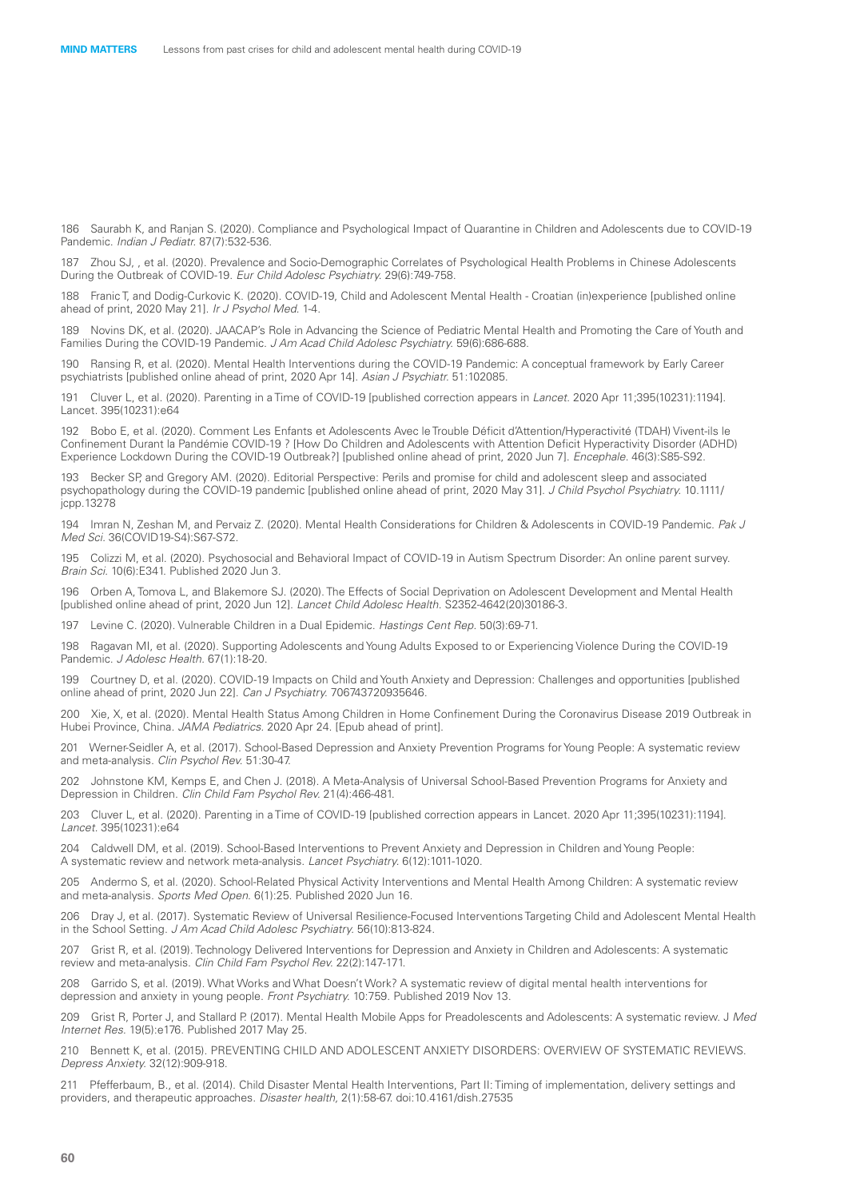186 Saurabh K, and Ranjan S. (2020). Compliance and Psychological Impact of Quarantine in Children and Adolescents due to COVID-19 Pandemic. *Indian J Pediatr.* 87(7):532-536.

187 Zhou SJ, , et al. (2020). Prevalence and Socio-Demographic Correlates of Psychological Health Problems in Chinese Adolescents During the Outbreak of COVID-19. *Eur Child Adolesc Psychiatry.* 29(6):749-758.

188 Franic T, and Dodig-Curkovic K. (2020). COVID-19, Child and Adolescent Mental Health - Croatian (in)experience [published online ahead of print, 2020 May 21]. *Ir J Psychol Med.* 1-4.

189 Novins DK, et al. (2020). JAACAP's Role in Advancing the Science of Pediatric Mental Health and Promoting the Care of Youth and Families During the COVID-19 Pandemic. *J Am Acad Child Adolesc Psychiatry.* 59(6):686-688.

190 Ransing R, et al. (2020). Mental Health Interventions during the COVID-19 Pandemic: A conceptual framework by Early Career psychiatrists [published online ahead of print, 2020 Apr 14]. *Asian J Psychiatr.* 51:102085.

191 Cluver L, et al. (2020). Parenting in a Time of COVID-19 [published correction appears in *Lancet.* 2020 Apr 11;395(10231):1194]. Lancet. 395(10231):e64

192 Bobo E, et al. (2020). Comment Les Enfants et Adolescents Avec le Trouble Déficit d'Attention/Hyperactivité (TDAH) Vivent-ils le Confinement Durant la Pandémie COVID-19 ? [How Do Children and Adolescents with Attention Deficit Hyperactivity Disorder (ADHD) Experience Lockdown During the COVID-19 Outbreak?] [published online ahead of print, 2020 Jun 7]. *Encephale.* 46(3):S85-S92.

193 Becker SP, and Gregory AM. (2020). Editorial Perspective: Perils and promise for child and adolescent sleep and associated psychopathology during the COVID-19 pandemic [published online ahead of print, 2020 May 31]. *J Child Psychol Psychiatry.* 10.1111/jcpp.13278

194 Imran N, Zeshan M, and Pervaiz Z. (2020). Mental Health Considerations for Children & Adolescents in COVID-19 Pandemic. *Pak J Med Sci.* 36(COVID19-S4):S67-S72.

195 Colizzi M, et al. (2020). Psychosocial and Behavioral Impact of COVID-19 in Autism Spectrum Disorder: An online parent survey. *Brain Sci.* 10(6):E341. Published 2020 Jun 3.

196 Orben A, Tomova L, and Blakemore SJ. (2020). The Effects of Social Deprivation on Adolescent Development and Mental Health [published online ahead of print, 2020 Jun 12]. *Lancet Child Adolesc Health.* S2352-4642(20)30186-3.

197 Levine C. (2020). Vulnerable Children in a Dual Epidemic. *Hastings Cent Rep.* 50(3):69-71.

198 Ragavan MI, et al. (2020). Supporting Adolescents and Young Adults Exposed to or Experiencing Violence During the COVID-19 Pandemic. *J Adolesc Health.* 67(1):18-20.

199 Courtney D, et al. (2020). COVID-19 Impacts on Child and Youth Anxiety and Depression: Challenges and opportunities [published online ahead of print, 2020 Jun 22]. *Can J Psychiatry.* 706743720935646.

200 Xie, X, et al. (2020). Mental Health Status Among Children in Home Confinement During the Coronavirus Disease 2019 Outbreak in Hubei Province, China. *JAMA Pediatrics.* 2020 Apr 24. [Epub ahead of print].

201 Werner-Seidler A, et al. (2017). School-Based Depression and Anxiety Prevention Programs for Young People: A systematic review and meta-analysis. *Clin Psychol Rev.* 51:30-47.

202 Johnstone KM, Kemps E, and Chen J. (2018). A Meta-Analysis of Universal School-Based Prevention Programs for Anxiety and Depression in Children. *Clin Child Fam Psychol Rev.* 21(4):466-481.

203 Cluver L, et al. (2020). Parenting in a Time of COVID-19 [published correction appears in Lancet. 2020 Apr 11;395(10231):1194]. *Lancet.* 395(10231):e64

204 Caldwell DM, et al. (2019). School-Based Interventions to Prevent Anxiety and Depression in Children and Young People: A systematic review and network meta-analysis. *Lancet Psychiatry.* 6(12):1011-1020.

205 Andermo S, et al. (2020). School-Related Physical Activity Interventions and Mental Health Among Children: A systematic review and meta-analysis. *Sports Med Open.* 6(1):25. Published 2020 Jun 16.

206 Dray J, et al. (2017). Systematic Review of Universal Resilience-Focused Interventions Targeting Child and Adolescent Mental Health in the School Setting. *J Am Acad Child Adolesc Psychiatry.* 56(10):813-824.

207 Grist R, et al. (2019). Technology Delivered Interventions for Depression and Anxiety in Children and Adolescents: A systematic review and meta-analysis. *Clin Child Fam Psychol Rev.* 22(2):147-171.

208 Garrido S, et al. (2019). What Works and What Doesn't Work? A systematic review of digital mental health interventions for depression and anxiety in young people. *Front Psychiatry.* 10:759. Published 2019 Nov 13.

209 Grist R, Porter J, and Stallard P. (2017). Mental Health Mobile Apps for Preadolescents and Adolescents: A systematic review. J *Med Internet Res.* 19(5):e176. Published 2017 May 25.

210 Bennett K, et al. (2015). PREVENTING CHILD AND ADOLESCENT ANXIETY DISORDERS: OVERVIEW OF SYSTEMATIC REVIEWS. *Depress Anxiety.* 32(12):909-918.

211 Pfefferbaum, B., et al. (2014). Child Disaster Mental Health Interventions, Part II: Timing of implementation, delivery settings and providers, and therapeutic approaches. *Disaster health,* 2(1):58-67. doi:10.4161/dish.27535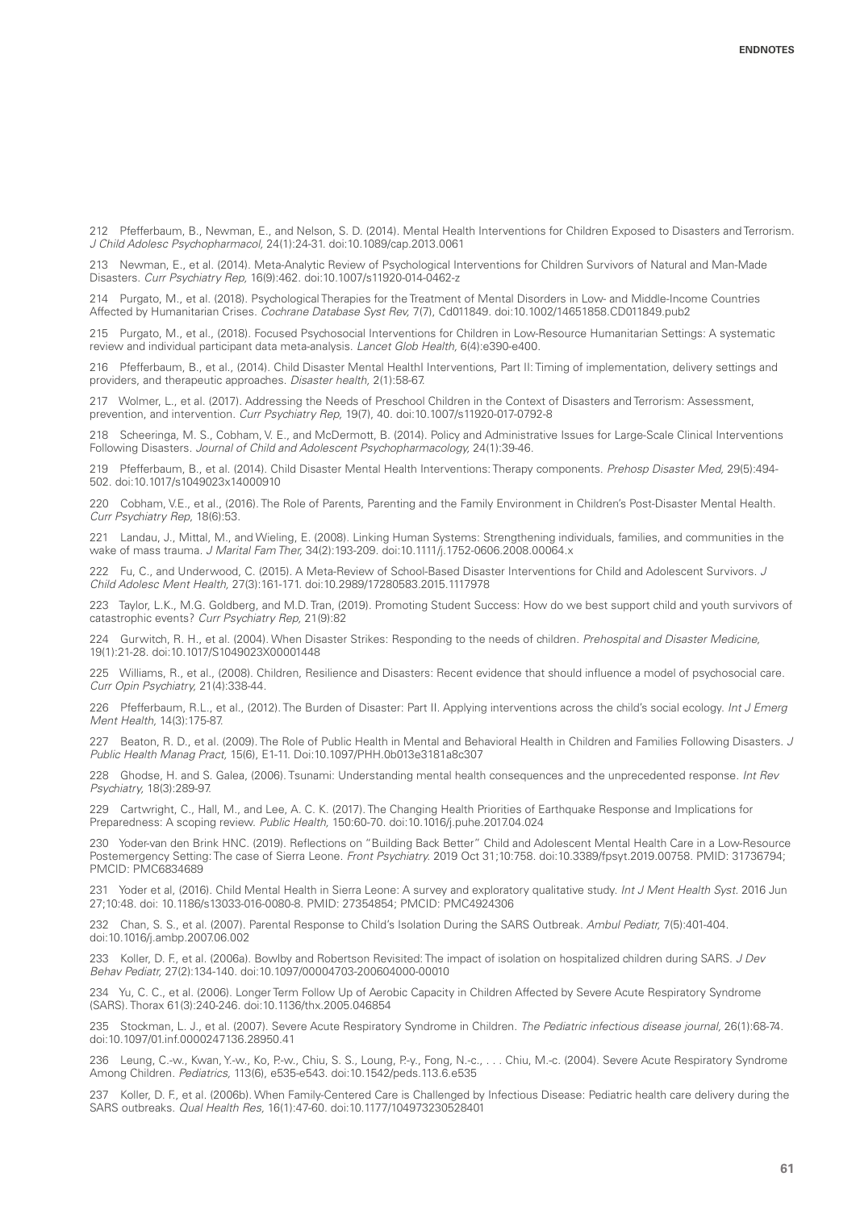212 Pfefferbaum, B., Newman, E., and Nelson, S. D. (2014). Mental Health Interventions for Children Exposed to Disasters and Terrorism. *J Child Adolesc Psychopharmacol,* 24(1):24-31. doi:10.1089/cap.2013.0061

213 Newman, E., et al. (2014). Meta-Analytic Review of Psychological Interventions for Children Survivors of Natural and Man-Made Disasters. *Curr Psychiatry Rep,* 16(9):462. doi:10.1007/s11920-014-0462-z

214 Purgato, M., et al. (2018). Psychological Therapies for the Treatment of Mental Disorders in Low- and Middle-Income Countries Affected by Humanitarian Crises. *Cochrane Database Syst Rev,* 7(7), Cd011849. doi:10.1002/14651858.CD011849.pub2

215 Purgato, M., et al., (2018). Focused Psychosocial Interventions for Children in Low-Resource Humanitarian Settings: A systematic review and individual participant data meta-analysis. *Lancet Glob Health,* 6(4):e390-e400.

216 Pfefferbaum, B., et al., (2014). Child Disaster Mental Healthl Interventions, Part II: Timing of implementation, delivery settings and providers, and therapeutic approaches. *Disaster health,* 2(1):58-67.

217 Wolmer, L., et al. (2017). Addressing the Needs of Preschool Children in the Context of Disasters and Terrorism: Assessment, prevention, and intervention. *Curr Psychiatry Rep,* 19(7), 40. doi:10.1007/s11920-017-0792-8

218 Scheeringa, M. S., Cobham, V. E., and McDermott, B. (2014). Policy and Administrative Issues for Large-Scale Clinical Interventions Following Disasters. *Journal of Child and Adolescent Psychopharmacology,* 24(1):39-46.

219 Pfefferbaum, B., et al. (2014). Child Disaster Mental Health Interventions: Therapy components. *Prehosp Disaster Med,* 29(5):494-502. doi:10.1017/s1049023x14000910

220 Cobham, V.E., et al., (2016). The Role of Parents, Parenting and the Family Environment in Children's Post-Disaster Mental Health. *Curr Psychiatry Rep,* 18(6):53.

221 Landau, J., Mittal, M., and Wieling, E. (2008). Linking Human Systems: Strengthening individuals, families, and communities in the wake of mass trauma. *J Marital Fam Ther,* 34(2):193-209. doi:10.1111/j.1752-0606.2008.00064.x

222 Fu, C., and Underwood, C. (2015). A Meta-Review of School-Based Disaster Interventions for Child and Adolescent Survivors. *J Child Adolesc Ment Health,* 27(3):161-171. doi:10.2989/17280583.2015.1117978

223 Taylor, L.K., M.G. Goldberg, and M.D. Tran, (2019). Promoting Student Success: How do we best support child and youth survivors of catastrophic events? *Curr Psychiatry Rep,* 21(9):82

224 Gurwitch, R. H., et al. (2004). When Disaster Strikes: Responding to the needs of children. *Prehospital and Disaster Medicine,* 19(1):21-28. doi:10.1017/S1049023X00001448

225 Williams, R., et al., (2008). Children, Resilience and Disasters: Recent evidence that should influence a model of psychosocial care. *Curr Opin Psychiatry,* 21(4):338-44.

226 Pfefferbaum, R.L., et al., (2012). The Burden of Disaster: Part II. Applying interventions across the child's social ecology. *Int J Emerg Ment Health,* 14(3):175-87.

227 Beaton, R. D., et al. (2009). The Role of Public Health in Mental and Behavioral Health in Children and Families Following Disasters. *J Public Health Manag Pract,* 15(6), E1-11. Doi:10.1097/PHH.0b013e3181a8c307

228 Ghodse, H. and S. Galea, (2006). Tsunami: Understanding mental health consequences and the unprecedented response. *Int Rev Psychiatry,* 18(3):289-97.

229 Cartwright, C., Hall, M., and Lee, A. C. K. (2017). The Changing Health Priorities of Earthquake Response and Implications for Preparedness: A scoping review. *Public Health,* 150:60-70. doi:10.1016/j.puhe.2017.04.024

230 Yoder-van den Brink HNC. (2019). Reflections on "Building Back Better" Child and Adolescent Mental Health Care in a Low-Resource Postemergency Setting: The case of Sierra Leone. *Front Psychiatry.* 2019 Oct 31;10:758. doi:10.3389/fpsyt.2019.00758. PMID: 31736794; PMCID: PMC6834689

231 Yoder et al, (2016). Child Mental Health in Sierra Leone: A survey and exploratory qualitative study. *Int J Ment Health Syst.* 2016 Jun 27;10:48. doi: 10.1186/s13033-016-0080-8. PMID: 27354854; PMCID: PMC4924306

232 Chan, S. S., et al. (2007). Parental Response to Child's Isolation During the SARS Outbreak. *Ambul Pediatr,* 7(5):401-404. doi:10.1016/j.ambp.2007.06.002

233 Koller, D. F., et al. (2006a). Bowlby and Robertson Revisited: The impact of isolation on hospitalized children during SARS. *J Dev Behav Pediatr,* 27(2):134-140. doi:10.1097/00004703-200604000-00010

234 Yu, C. C., et al. (2006). Longer Term Follow Up of Aerobic Capacity in Children Affected by Severe Acute Respiratory Syndrome (SARS). Thorax 61(3):240-246. doi:10.1136/thx.2005.046854

235 Stockman, L. J., et al. (2007). Severe Acute Respiratory Syndrome in Children. *The Pediatric infectious disease journal,* 26(1):68-74. doi:10.1097/01.inf.0000247136.28950.41

236 Leung, C.-w., Kwan, Y.-w., Ko, P.-w., Chiu, S. S., Loung, P.-y., Fong, N.-c., . . . Chiu, M.-c. (2004). Severe Acute Respiratory Syndrome Among Children. *Pediatrics,* 113(6), e535-e543. doi:10.1542/peds.113.6.e535

237 Koller, D. F., et al. (2006b). When Family-Centered Care is Challenged by Infectious Disease: Pediatric health care delivery during the SARS outbreaks. *Qual Health Res,* 16(1):47-60. doi:10.1177/104973230528401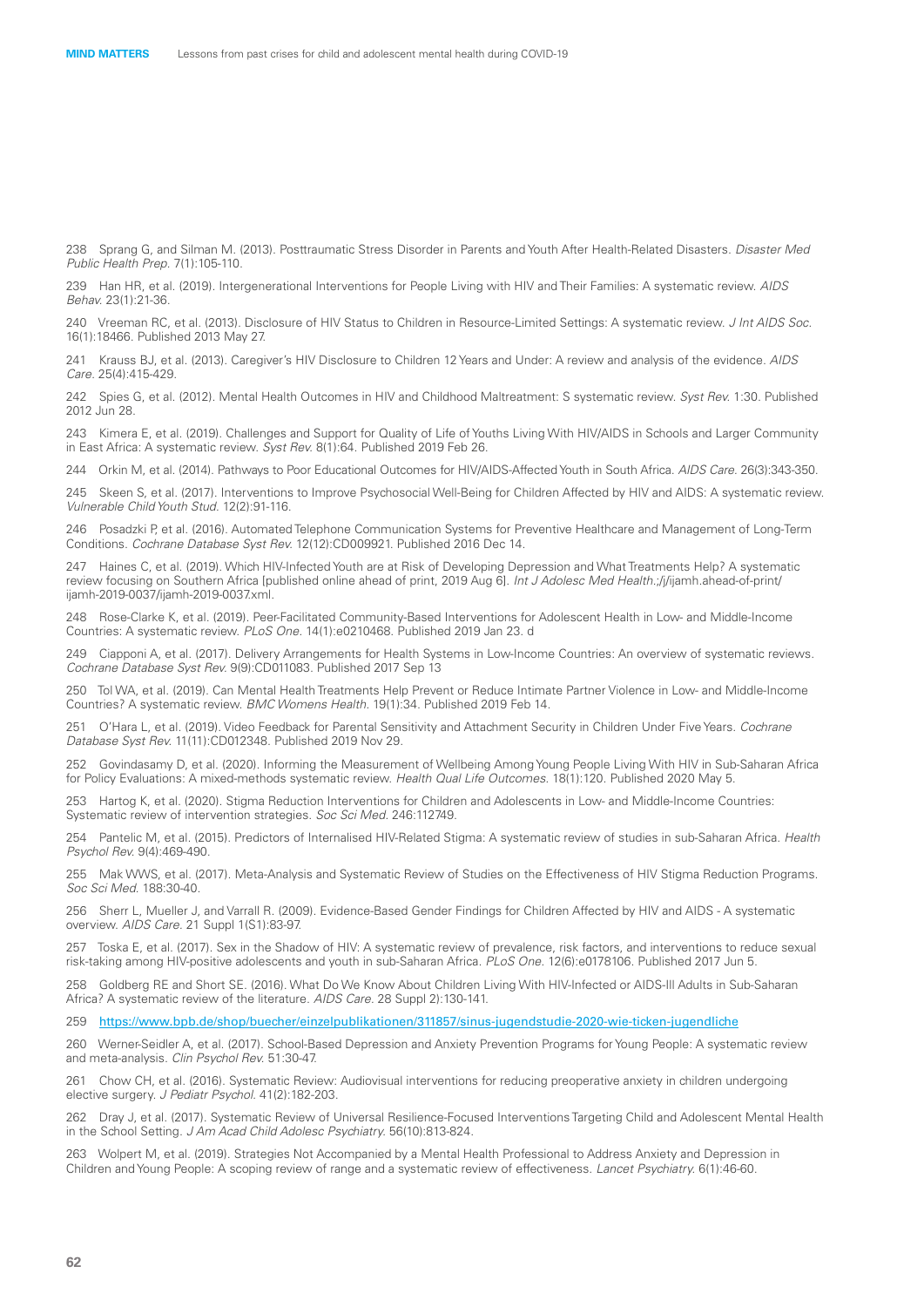238 Sprang G, and Silman M. (2013). Posttraumatic Stress Disorder in Parents and Youth After Health-Related Disasters. *Disaster Med Public Health Prep.* 7(1):105-110.

239 Han HR, et al. (2019). Intergenerational Interventions for People Living with HIV and Their Families: A systematic review. *AIDS Behav.* 23(1):21-36.

240 Vreeman RC, et al. (2013). Disclosure of HIV Status to Children in Resource-Limited Settings: A systematic review. *J Int AIDS Soc.* 16(1):18466. Published 2013 May 27.

241 Krauss BJ, et al. (2013). Caregiver's HIV Disclosure to Children 12 Years and Under: A review and analysis of the evidence. *AIDS Care.* 25(4):415-429.

242 Spies G, et al. (2012). Mental Health Outcomes in HIV and Childhood Maltreatment: S systematic review. *Syst Rev.* 1:30. Published 2012 Jun 28.

243 Kimera E, et al. (2019). Challenges and Support for Quality of Life of Youths Living With HIV/AIDS in Schools and Larger Community in East Africa: A systematic review. *Syst Rev.* 8(1):64. Published 2019 Feb 26.

244 Orkin M, et al. (2014). Pathways to Poor Educational Outcomes for HIV/AIDS-Affected Youth in South Africa. *AIDS Care.* 26(3):343-350.

245 Skeen S, et al. (2017). Interventions to Improve Psychosocial Well-Being for Children Affected by HIV and AIDS: A systematic review. *Vulnerable Child Youth Stud.* 12(2):91-116.

246 Posadzki P, et al. (2016). Automated Telephone Communication Systems for Preventive Healthcare and Management of Long-Term Conditions. *Cochrane Database Syst Rev.* 12(12):CD009921. Published 2016 Dec 14.

247 Haines C, et al. (2019). Which HIV-Infected Youth are at Risk of Developing Depression and What Treatments Help? A systematic review focusing on Southern Africa [published online ahead of print, 2019 Aug 6]. *Int J Adolesc Med Health.*;/j/ijamh.ahead-of-print/ijamh-2019-0037/ijamh-2019-0037.xml.

248 Rose-Clarke K, et al. (2019). Peer-Facilitated Community-Based Interventions for Adolescent Health in Low- and Middle-Income Countries: A systematic review. *PLoS One.* 14(1):e0210468. Published 2019 Jan 23. d

249 Ciapponi A, et al. (2017). Delivery Arrangements for Health Systems in Low-Income Countries: An overview of systematic reviews. *Cochrane Database Syst Rev.* 9(9):CD011083. Published 2017 Sep 13

250 Tol WA, et al. (2019). Can Mental Health Treatments Help Prevent or Reduce Intimate Partner Violence in Low- and Middle-Income Countries? A systematic review. *BMC Womens Health.* 19(1):34. Published 2019 Feb 14.

251 O'Hara L, et al. (2019). Video Feedback for Parental Sensitivity and Attachment Security in Children Under Five Years. *Cochrane Database Syst Rev.* 11(11):CD012348. Published 2019 Nov 29.

252 Govindasamy D, et al. (2020). Informing the Measurement of Wellbeing Among Young People Living With HIV in Sub-Saharan Africa for Policy Evaluations: A mixed-methods systematic review. *Health Qual Life Outcomes.* 18(1):120. Published 2020 May 5.

253 Hartog K, et al. (2020). Stigma Reduction Interventions for Children and Adolescents in Low- and Middle-Income Countries: Systematic review of intervention strategies. *Soc Sci Med.* 246:112749.

254 Pantelic M, et al. (2015). Predictors of Internalised HIV-Related Stigma: A systematic review of studies in sub-Saharan Africa. *Health Psychol Rev.* 9(4):469-490.

255 Mak WWS, et al. (2017). Meta-Analysis and Systematic Review of Studies on the Effectiveness of HIV Stigma Reduction Programs. *Soc Sci Med.* 188:30-40.

256 Sherr L, Mueller J, and Varrall R. (2009). Evidence-Based Gender Findings for Children Affected by HIV and AIDS - A systematic overview. *AIDS Care.* 21 Suppl 1(S1):83-97.

257 Toska E, et al. (2017). Sex in the Shadow of HIV: A systematic review of prevalence, risk factors, and interventions to reduce sexual risk-taking among HIV-positive adolescents and youth in sub-Saharan Africa. *PLoS One.* 12(6):e0178106. Published 2017 Jun 5.

258 Goldberg RE and Short SE. (2016). What Do We Know About Children Living With HIV-Infected or AIDS-Ill Adults in Sub-Saharan Africa? A systematic review of the literature. *AIDS Care.* 28 Suppl 2):130-141.

259 https://www.bpb.de/shop/buecher/einzelpublikationen/311857/sinus-jugendstudie-2020-wie-ticken-jugendliche

260 Werner-Seidler A, et al. (2017). School-Based Depression and Anxiety Prevention Programs for Young People: A systematic review and meta-analysis. *Clin Psychol Rev.* 51:30-47.

261 Chow CH, et al. (2016). Systematic Review: Audiovisual interventions for reducing preoperative anxiety in children undergoing elective surgery. *J Pediatr Psychol.* 41(2):182-203.

262 Dray J, et al. (2017). Systematic Review of Universal Resilience-Focused Interventions Targeting Child and Adolescent Mental Health in the School Setting. *J Am Acad Child Adolesc Psychiatry.* 56(10):813-824.

263 Wolpert M, et al. (2019). Strategies Not Accompanied by a Mental Health Professional to Address Anxiety and Depression in Children and Young People: A scoping review of range and a systematic review of effectiveness. *Lancet Psychiatry.* 6(1):46-60.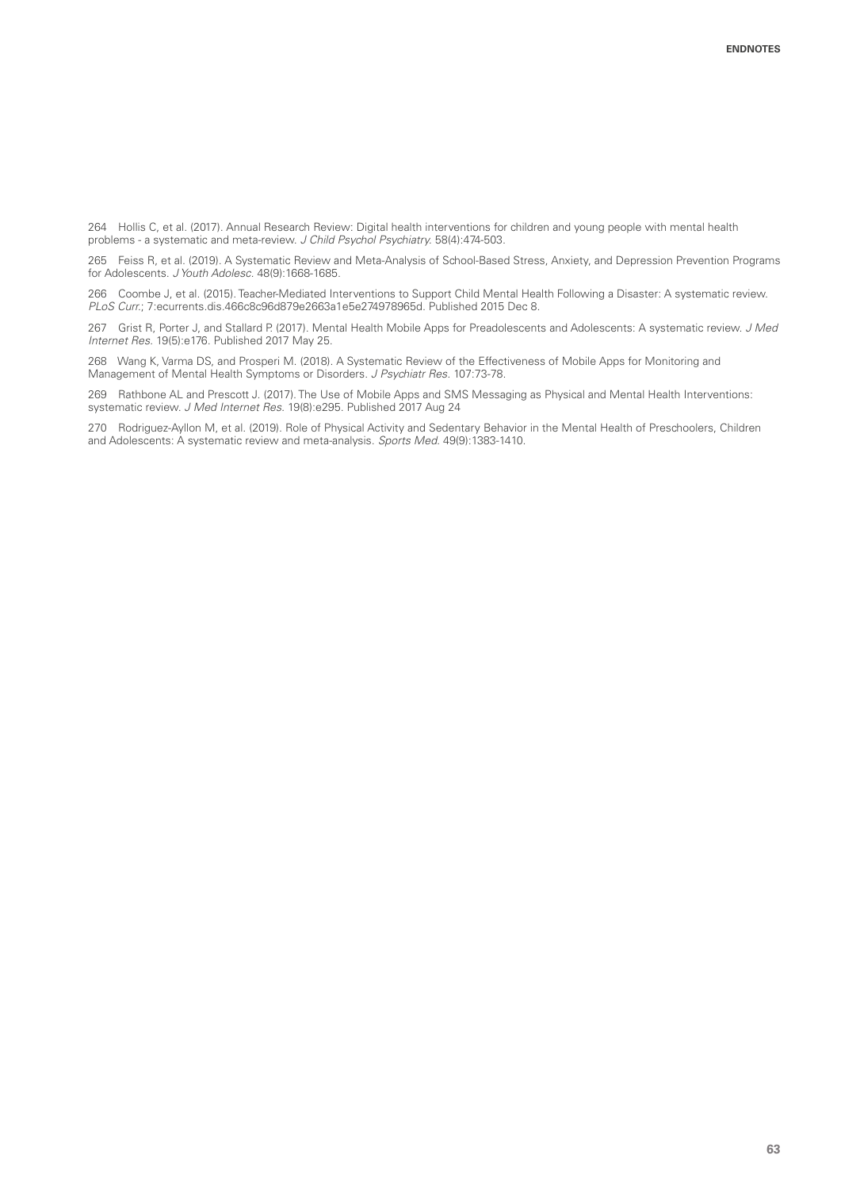264 Hollis C, et al. (2017). Annual Research Review: Digital health interventions for children and young people with mental health problems - a systematic and meta-review. *J Child Psychol Psychiatry.* 58(4):474-503.

265 Feiss R, et al. (2019). A Systematic Review and Meta-Analysis of School-Based Stress, Anxiety, and Depression Prevention Programs for Adolescents. *J Youth Adolesc.* 48(9):1668-1685.

266 Coombe J, et al. (2015). Teacher-Mediated Interventions to Support Child Mental Health Following a Disaster: A systematic review. *PLoS Curr.*; 7:ecurrents.dis.466c8c96d879e2663a1e5e274978965d. Published 2015 Dec 8.

267 Grist R, Porter J, and Stallard P. (2017). Mental Health Mobile Apps for Preadolescents and Adolescents: A systematic review. *J Med Internet Res.* 19(5):e176. Published 2017 May 25.

268 Wang K, Varma DS, and Prosperi M. (2018). A Systematic Review of the Effectiveness of Mobile Apps for Monitoring and Management of Mental Health Symptoms or Disorders. *J Psychiatr Res.* 107:73-78.

269 Rathbone AL and Prescott J. (2017). The Use of Mobile Apps and SMS Messaging as Physical and Mental Health Interventions: systematic review. *J Med Internet Res.* 19(8):e295. Published 2017 Aug 24

270 Rodriguez-Ayllon M, et al. (2019). Role of Physical Activity and Sedentary Behavior in the Mental Health of Preschoolers, Children and Adolescents: A systematic review and meta-analysis. *Sports Med.* 49(9):1383-1410.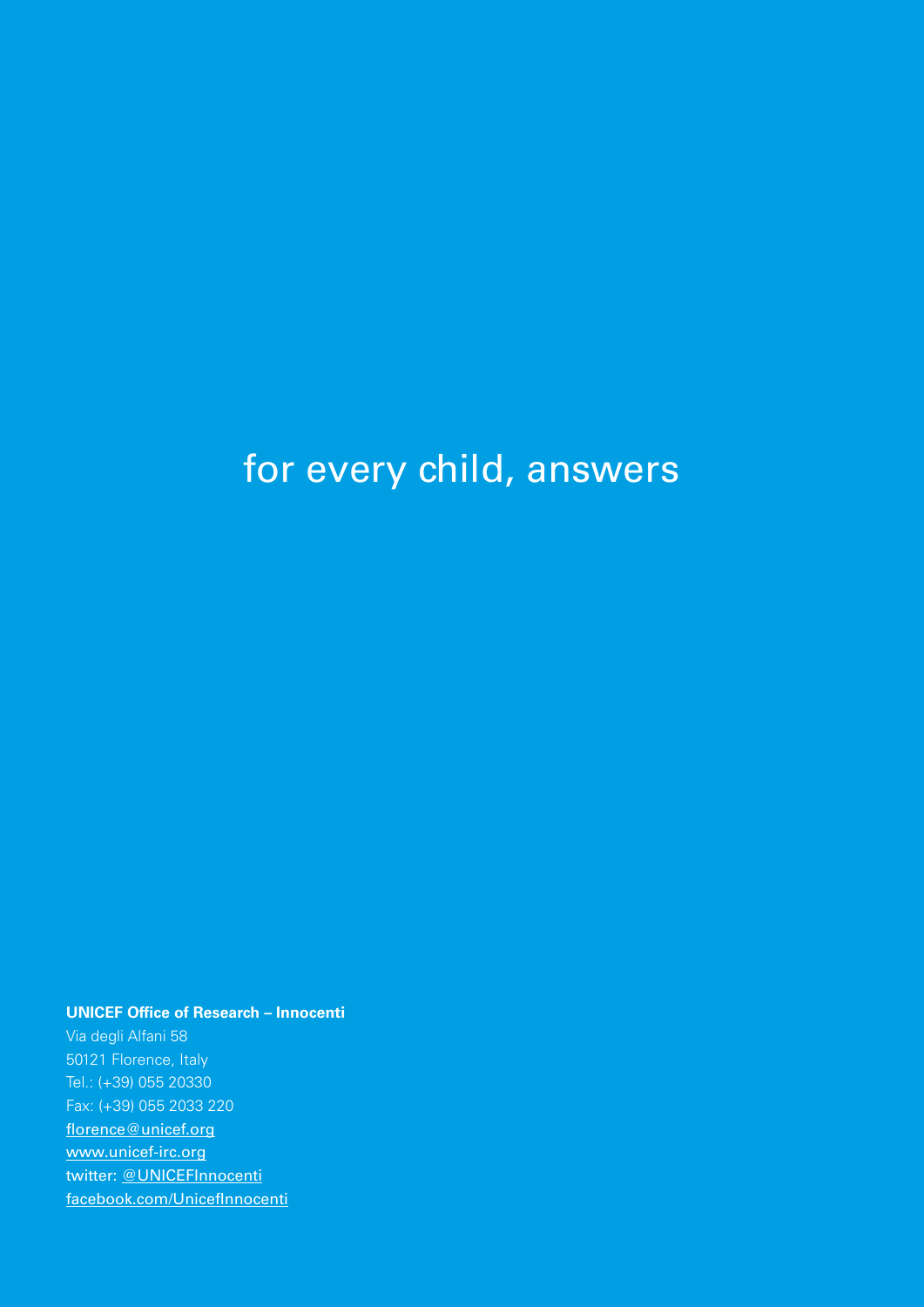for every child, answers

**UNICEF Office of Research – Innocenti**
Via degli Alfani 58
50121 Florence, Italy
Tel.: (+39) 055 20330
Fax: (+39) 055 2033 220
florence@unicef.org
www.unicef-irc.org
twitter: @UNICEFInnocenti
facebook.com/UnicefInnocenti